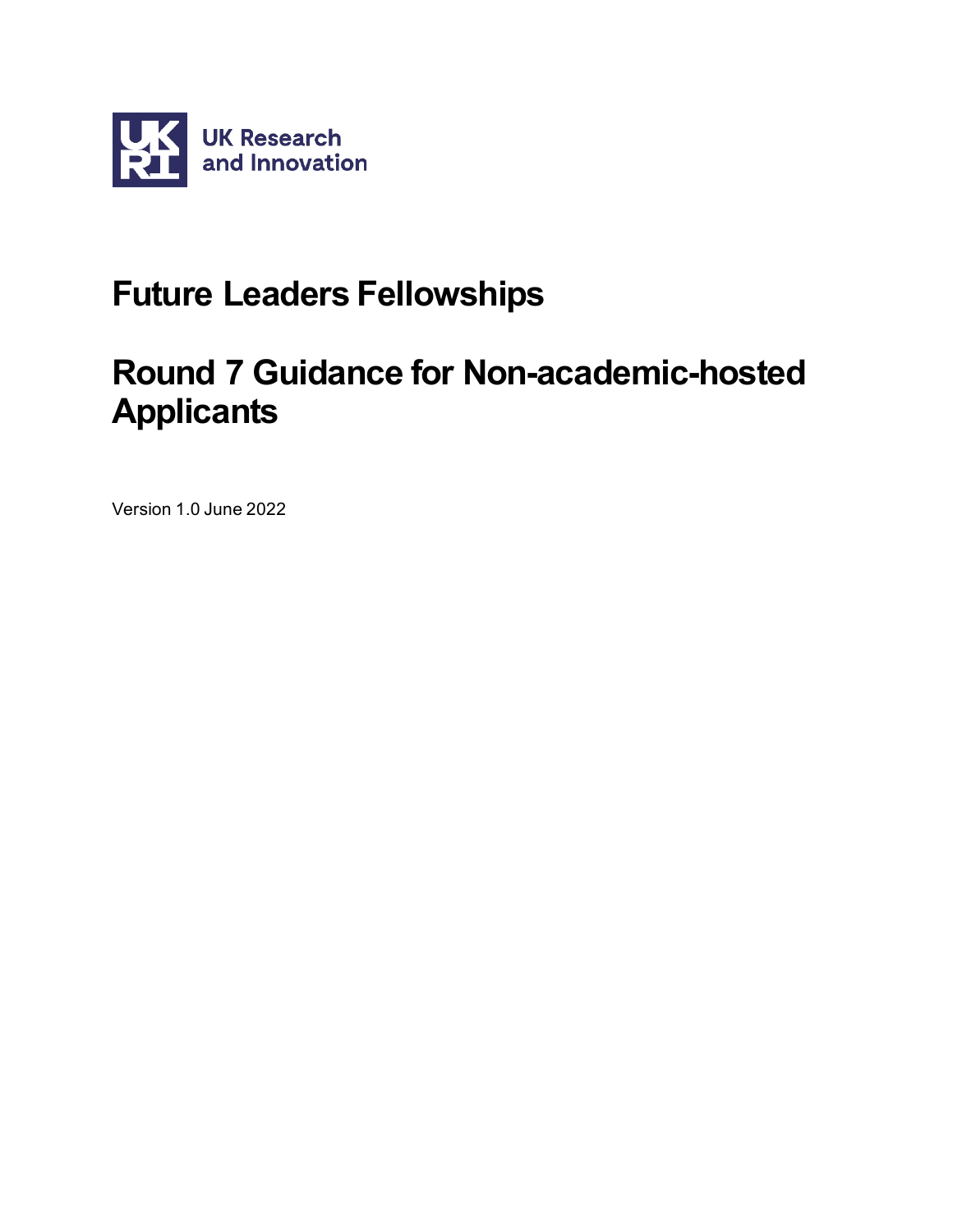UK Research and Innovation

# Future Leaders Fellowships

# Round 7 Guidance for Non-academic-hosted Applicants

Version 1.0 June 2022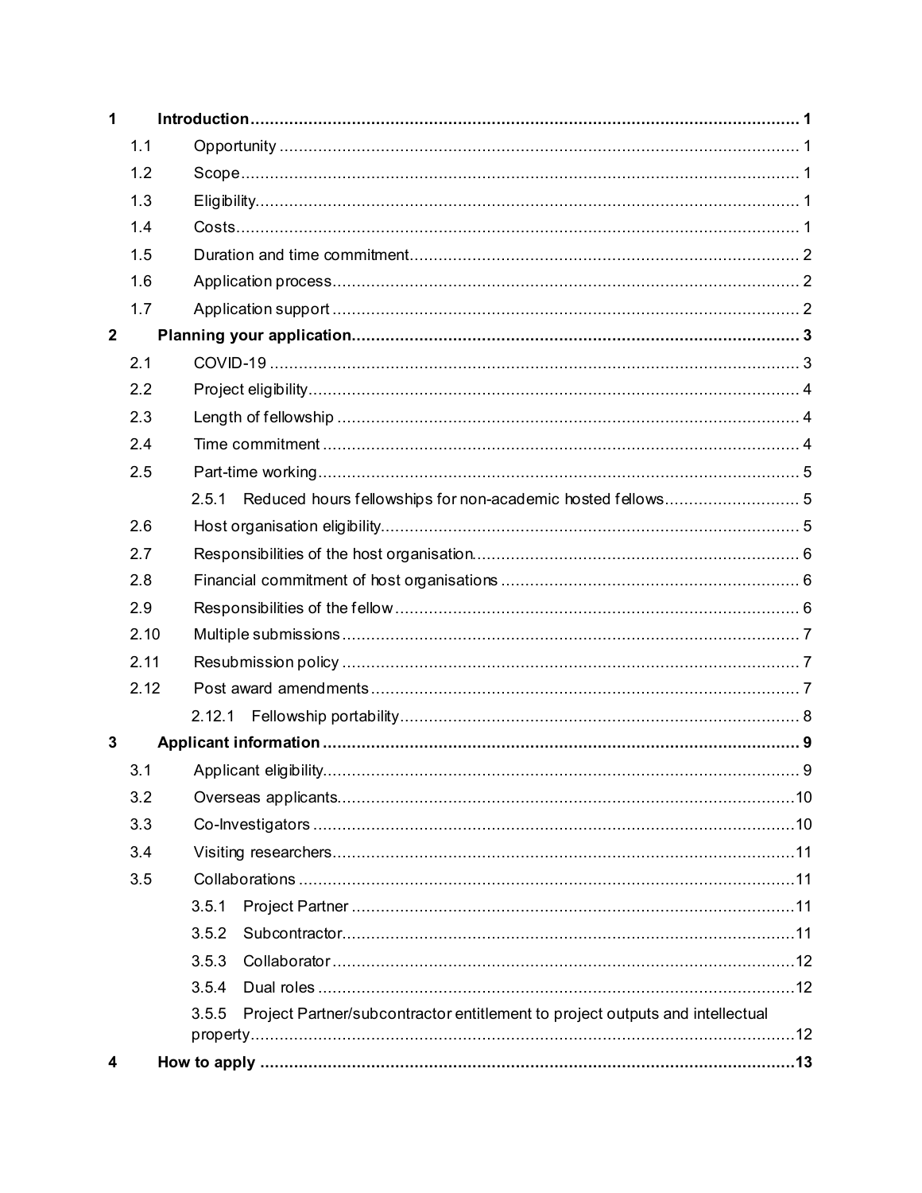| | | |
|---|---|---|
| **1** | **Introduction** | **1** |
| 1.1 | Opportunity | 1 |
| 1.2 | Scope | 1 |
| 1.3 | Eligibility | 1 |
| 1.4 | Costs | 1 |
| 1.5 | Duration and time commitment | 2 |
| 1.6 | Application process | 2 |
| 1.7 | Application support | 2 |
| **2** | **Planning your application** | **3** |
| 2.1 | COVID-19 | 3 |
| 2.2 | Project eligibility | 4 |
| 2.3 | Length of fellowship | 4 |
| 2.4 | Time commitment | 4 |
| 2.5 | Part-time working | 5 |
| 2.5.1 | Reduced hours fellowships for non-academic hosted fellows | 5 |
| 2.6 | Host organisation eligibility | 5 |
| 2.7 | Responsibilities of the host organisation | 6 |
| 2.8 | Financial commitment of host organisations | 6 |
| 2.9 | Responsibilities of the fellow | 6 |
| 2.10 | Multiple submissions | 7 |
| 2.11 | Resubmission policy | 7 |
| 2.12 | Post award amendments | 7 |
| 2.12.1 | Fellowship portability | 8 |
| **3** | **Applicant information** | **9** |
| 3.1 | Applicant eligibility | 9 |
| 3.2 | Overseas applicants | 10 |
| 3.3 | Co-Investigators | 10 |
| 3.4 | Visiting researchers | 11 |
| 3.5 | Collaborations | 11 |
| 3.5.1 | Project Partner | 11 |
| 3.5.2 | Subcontractor | 11 |
| 3.5.3 | Collaborator | 12 |
| 3.5.4 | Dual roles | 12 |
| 3.5.5 | Project Partner/subcontractor entitlement to project outputs and intellectual property | 12 |
| **4** | **How to apply** | **13** |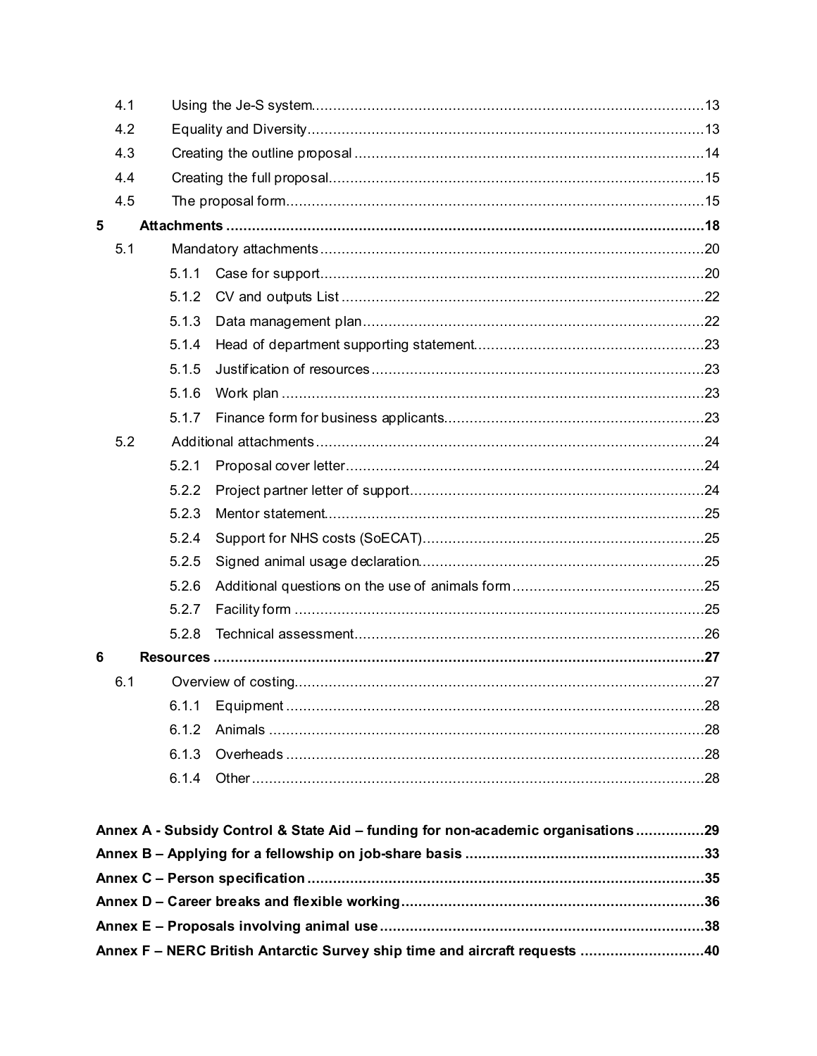4.1 Using the Je-S system ... 13

4.2 Equality and Diversity ... 13

4.3 Creating the outline proposal ... 14

4.4 Creating the full proposal ... 15

4.5 The proposal form ... 15

**5 Attachments ... 18**

5.1 Mandatory attachments ... 20

5.1.1 Case for support ... 20

5.1.2 CV and outputs List ... 22

5.1.3 Data management plan ... 22

5.1.4 Head of department supporting statement ... 23

5.1.5 Justification of resources ... 23

5.1.6 Work plan ... 23

5.1.7 Finance form for business applicants ... 23

5.2 Additional attachments ... 24

5.2.1 Proposal cover letter ... 24

5.2.2 Project partner letter of support ... 24

5.2.3 Mentor statement ... 25

5.2.4 Support for NHS costs (SoECAT) ... 25

5.2.5 Signed animal usage declaration ... 25

5.2.6 Additional questions on the use of animals form ... 25

5.2.7 Facility form ... 25

5.2.8 Technical assessment ... 26

**6 Resources ... 27**

6.1 Overview of costing ... 27

6.1.1 Equipment ... 28

6.1.2 Animals ... 28

6.1.3 Overheads ... 28

6.1.4 Other ... 28

**Annex A - Subsidy Control & State Aid – funding for non-academic organisations ... 29**

**Annex B – Applying for a fellowship on job-share basis ... 33**

**Annex C – Person specification ... 35**

**Annex D – Career breaks and flexible working ... 36**

**Annex E – Proposals involving animal use ... 38**

**Annex F – NERC British Antarctic Survey ship time and aircraft requests ... 40**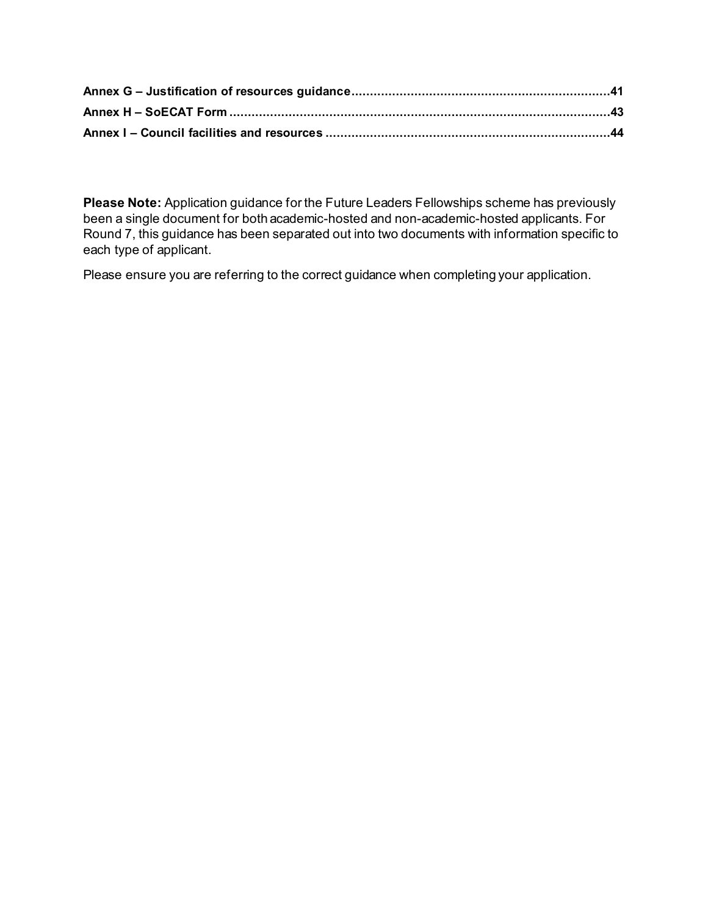**Annex G – Justification of resources guidance......................................................................41**
**Annex H – SoECAT Form.......................................................................................................43**
**Annex I – Council facilities and resources.............................................................................44**

**Please Note:** Application guidance for the Future Leaders Fellowships scheme has previously been a single document for both academic-hosted and non-academic-hosted applicants. For Round 7, this guidance has been separated out into two documents with information specific to each type of applicant.

Please ensure you are referring to the correct guidance when completing your application.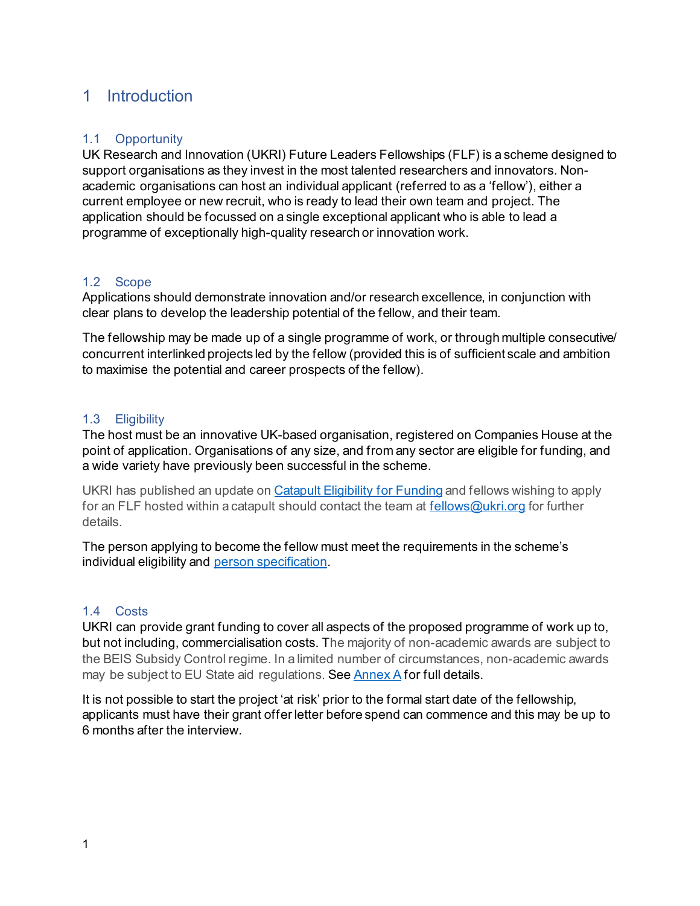# 1 Introduction

## 1.1 Opportunity

UK Research and Innovation (UKRI) Future Leaders Fellowships (FLF) is a scheme designed to support organisations as they invest in the most talented researchers and innovators. Non-academic organisations can host an individual applicant (referred to as a 'fellow'), either a current employee or new recruit, who is ready to lead their own team and project. The application should be focussed on a single exceptional applicant who is able to lead a programme of exceptionally high-quality research or innovation work.

## 1.2 Scope

Applications should demonstrate innovation and/or research excellence, in conjunction with clear plans to develop the leadership potential of the fellow, and their team.

The fellowship may be made up of a single programme of work, or through multiple consecutive/concurrent interlinked projects led by the fellow (provided this is of sufficient scale and ambition to maximise the potential and career prospects of the fellow).

## 1.3 Eligibility

The host must be an innovative UK-based organisation, registered on Companies House at the point of application. Organisations of any size, and from any sector are eligible for funding, and a wide variety have previously been successful in the scheme.

UKRI has published an update on [Catapult Eligibility for Funding](Catapult Eligibility for Funding) and fellows wishing to apply for an FLF hosted within a catapult should contact the team at [fellows@ukri.org](mailto:fellows@ukri.org) for further details.

The person applying to become the fellow must meet the requirements in the scheme's individual eligibility and [person specification](person specification).

## 1.4 Costs

UKRI can provide grant funding to cover all aspects of the proposed programme of work up to, but not including, commercialisation costs. The majority of non-academic awards are subject to the BEIS Subsidy Control regime. In a limited number of circumstances, non-academic awards may be subject to EU State aid regulations. See [Annex A](Annex A) for full details.

It is not possible to start the project 'at risk' prior to the formal start date of the fellowship, applicants must have their grant offer letter before spend can commence and this may be up to 6 months after the interview.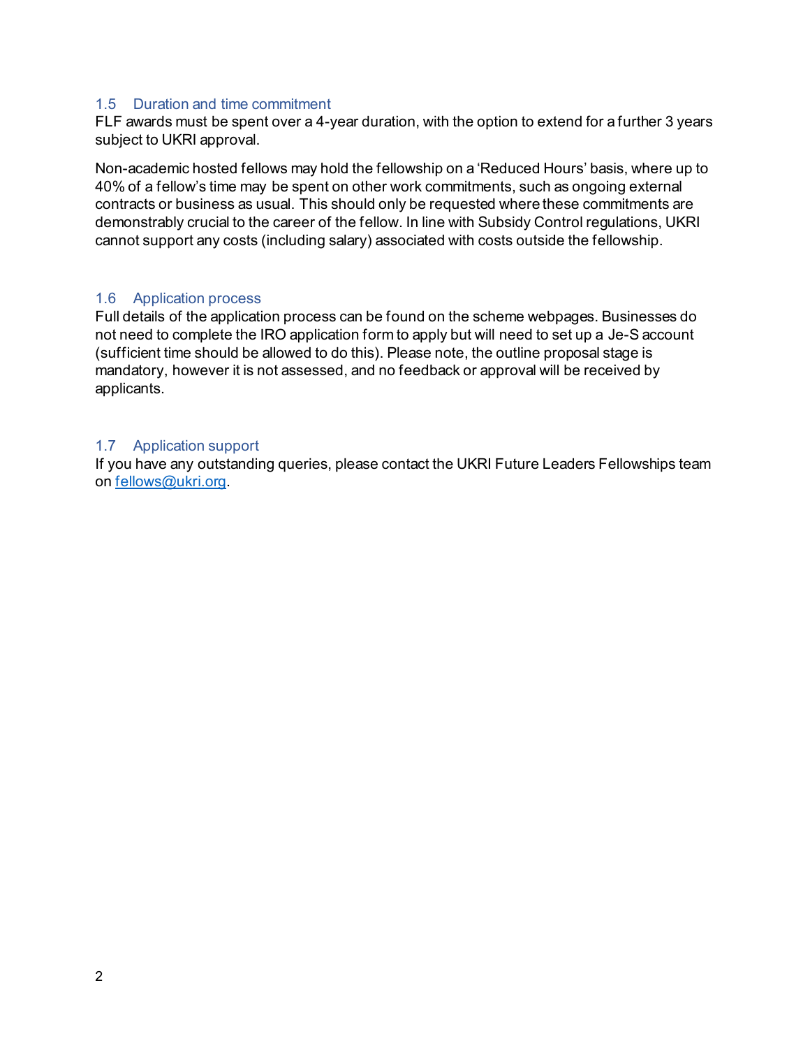### 1.5 Duration and time commitment

FLF awards must be spent over a 4-year duration, with the option to extend for a further 3 years subject to UKRI approval.

Non-academic hosted fellows may hold the fellowship on a 'Reduced Hours' basis, where up to 40% of a fellow's time may be spent on other work commitments, such as ongoing external contracts or business as usual. This should only be requested where these commitments are demonstrably crucial to the career of the fellow. In line with Subsidy Control regulations, UKRI cannot support any costs (including salary) associated with costs outside the fellowship.

### 1.6 Application process

Full details of the application process can be found on the scheme webpages. Businesses do not need to complete the IRO application form to apply but will need to set up a Je-S account (sufficient time should be allowed to do this). Please note, the outline proposal stage is mandatory, however it is not assessed, and no feedback or approval will be received by applicants.

### 1.7 Application support

If you have any outstanding queries, please contact the UKRI Future Leaders Fellowships team on [fellows@ukri.org](mailto:fellows@ukri.org).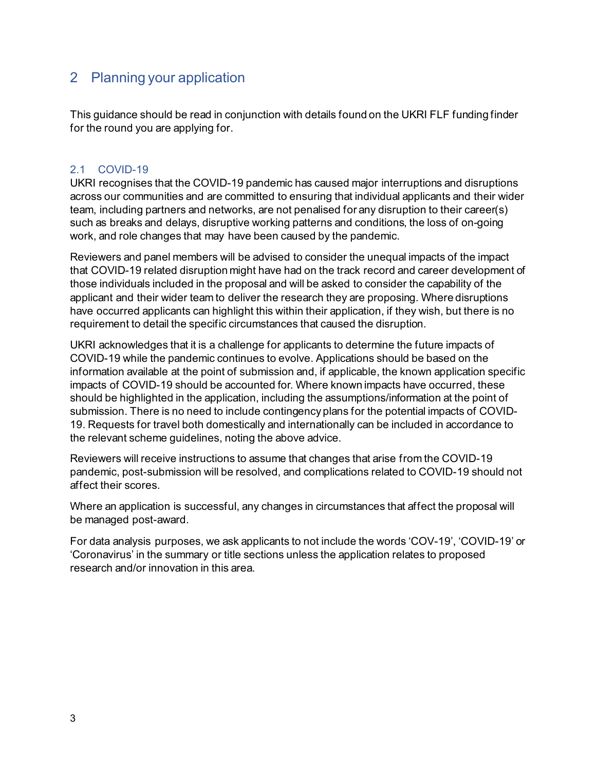# 2 Planning your application

This guidance should be read in conjunction with details found on the UKRI FLF funding finder for the round you are applying for.

## 2.1 COVID-19

UKRI recognises that the COVID-19 pandemic has caused major interruptions and disruptions across our communities and are committed to ensuring that individual applicants and their wider team, including partners and networks, are not penalised for any disruption to their career(s) such as breaks and delays, disruptive working patterns and conditions, the loss of on-going work, and role changes that may have been caused by the pandemic.

Reviewers and panel members will be advised to consider the unequal impacts of the impact that COVID-19 related disruption might have had on the track record and career development of those individuals included in the proposal and will be asked to consider the capability of the applicant and their wider team to deliver the research they are proposing. Where disruptions have occurred applicants can highlight this within their application, if they wish, but there is no requirement to detail the specific circumstances that caused the disruption.

UKRI acknowledges that it is a challenge for applicants to determine the future impacts of COVID-19 while the pandemic continues to evolve. Applications should be based on the information available at the point of submission and, if applicable, the known application specific impacts of COVID-19 should be accounted for. Where known impacts have occurred, these should be highlighted in the application, including the assumptions/information at the point of submission. There is no need to include contingency plans for the potential impacts of COVID-19. Requests for travel both domestically and internationally can be included in accordance to the relevant scheme guidelines, noting the above advice.

Reviewers will receive instructions to assume that changes that arise from the COVID-19 pandemic, post-submission will be resolved, and complications related to COVID-19 should not affect their scores.

Where an application is successful, any changes in circumstances that affect the proposal will be managed post-award.

For data analysis purposes, we ask applicants to not include the words 'COV-19', 'COVID-19' or 'Coronavirus' in the summary or title sections unless the application relates to proposed research and/or innovation in this area.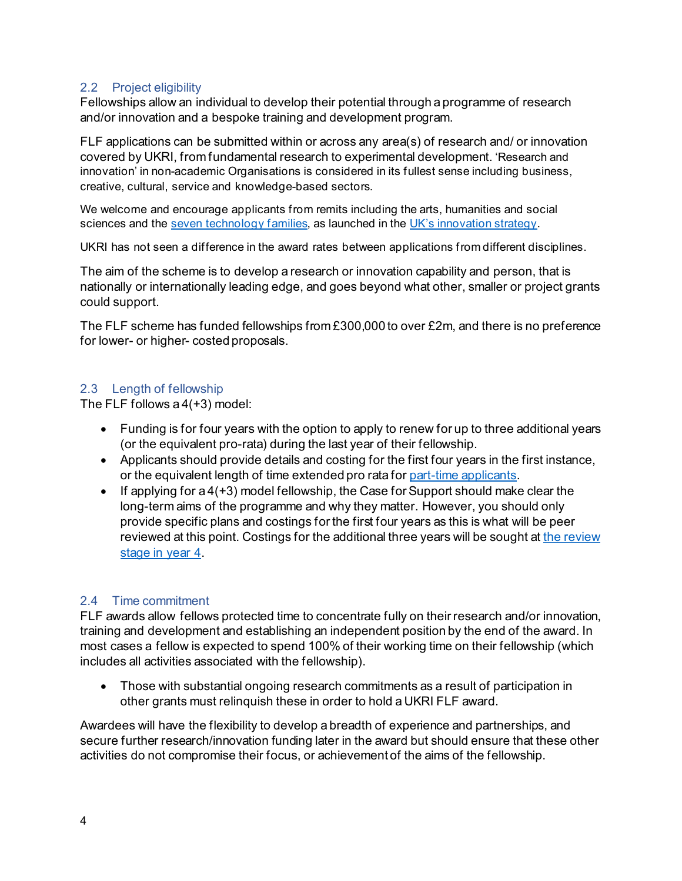## 2.2 Project eligibility

Fellowships allow an individual to develop their potential through a programme of research and/or innovation and a bespoke training and development program.

FLF applications can be submitted within or across any area(s) of research and/ or innovation covered by UKRI, from fundamental research to experimental development. 'Research and innovation' in non-academic Organisations is considered in its fullest sense including business, creative, cultural, service and knowledge-based sectors.

We welcome and encourage applicants from remits including the arts, humanities and social sciences and the seven technology families, as launched in the UK's innovation strategy.

UKRI has not seen a difference in the award rates between applications from different disciplines.

The aim of the scheme is to develop a research or innovation capability and person, that is nationally or internationally leading edge, and goes beyond what other, smaller or project grants could support.

The FLF scheme has funded fellowships from £300,000 to over £2m, and there is no preference for lower- or higher- costed proposals.

## 2.3 Length of fellowship

The FLF follows a 4(+3) model:

- Funding is for four years with the option to apply to renew for up to three additional years (or the equivalent pro-rata) during the last year of their fellowship.
- Applicants should provide details and costing for the first four years in the first instance, or the equivalent length of time extended pro rata for part-time applicants.
- If applying for a 4(+3) model fellowship, the Case for Support should make clear the long-term aims of the programme and why they matter. However, you should only provide specific plans and costings for the first four years as this is what will be peer reviewed at this point. Costings for the additional three years will be sought at the review stage in year 4.

## 2.4 Time commitment

FLF awards allow fellows protected time to concentrate fully on their research and/or innovation, training and development and establishing an independent position by the end of the award. In most cases a fellow is expected to spend 100% of their working time on their fellowship (which includes all activities associated with the fellowship).

- Those with substantial ongoing research commitments as a result of participation in other grants must relinquish these in order to hold a UKRI FLF award.

Awardees will have the flexibility to develop a breadth of experience and partnerships, and secure further research/innovation funding later in the award but should ensure that these other activities do not compromise their focus, or achievement of the aims of the fellowship.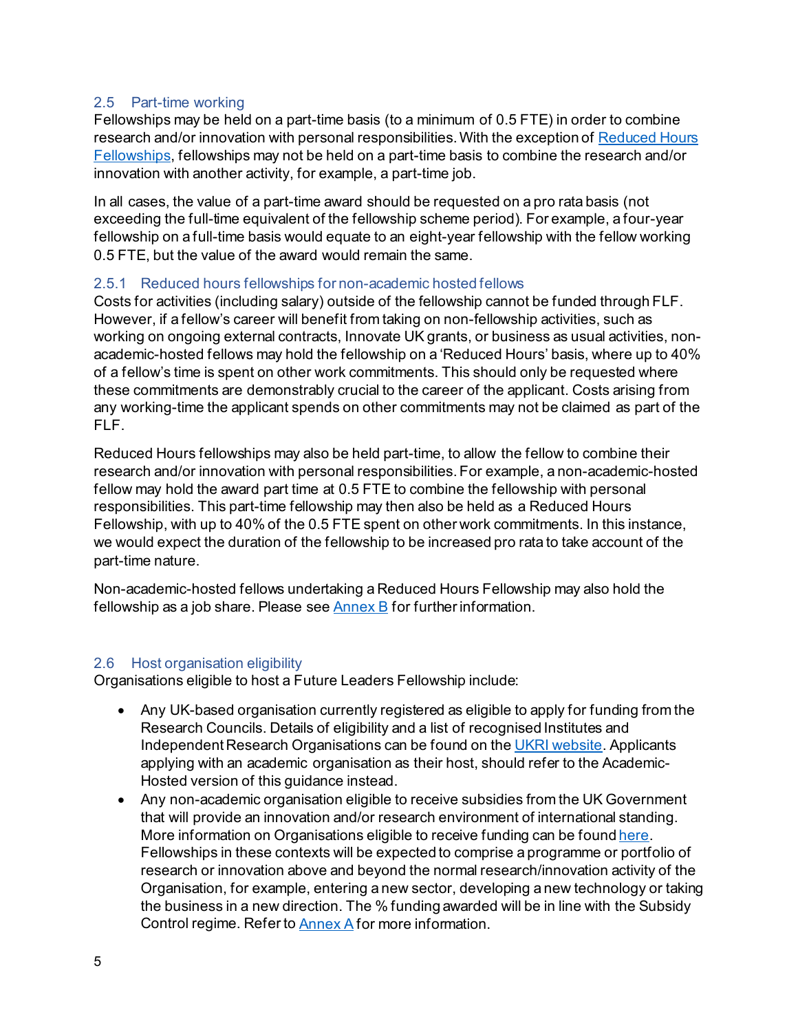### 2.5 Part-time working

Fellowships may be held on a part-time basis (to a minimum of 0.5 FTE) in order to combine research and/or innovation with personal responsibilities. With the exception of [Reduced Hours Fellowships](), fellowships may not be held on a part-time basis to combine the research and/or innovation with another activity, for example, a part-time job.

In all cases, the value of a part-time award should be requested on a pro rata basis (not exceeding the full-time equivalent of the fellowship scheme period). For example, a four-year fellowship on a full-time basis would equate to an eight-year fellowship with the fellow working 0.5 FTE, but the value of the award would remain the same.

#### 2.5.1 Reduced hours fellowships for non-academic hosted fellows

Costs for activities (including salary) outside of the fellowship cannot be funded through FLF. However, if a fellow's career will benefit from taking on non-fellowship activities, such as working on ongoing external contracts, Innovate UK grants, or business as usual activities, non-academic-hosted fellows may hold the fellowship on a 'Reduced Hours' basis, where up to 40% of a fellow's time is spent on other work commitments. This should only be requested where these commitments are demonstrably crucial to the career of the applicant. Costs arising from any working-time the applicant spends on other commitments may not be claimed as part of the FLF.

Reduced Hours fellowships may also be held part-time, to allow the fellow to combine their research and/or innovation with personal responsibilities. For example, a non-academic-hosted fellow may hold the award part time at 0.5 FTE to combine the fellowship with personal responsibilities. This part-time fellowship may then also be held as a Reduced Hours Fellowship, with up to 40% of the 0.5 FTE spent on other work commitments. In this instance, we would expect the duration of the fellowship to be increased pro rata to take account of the part-time nature.

Non-academic-hosted fellows undertaking a Reduced Hours Fellowship may also hold the fellowship as a job share. Please see [Annex B]() for further information.

### 2.6 Host organisation eligibility

Organisations eligible to host a Future Leaders Fellowship include:

- Any UK-based organisation currently registered as eligible to apply for funding from the Research Councils. Details of eligibility and a list of recognised Institutes and Independent Research Organisations can be found on the [UKRI website](). Applicants applying with an academic organisation as their host, should refer to the Academic-Hosted version of this guidance instead.
- Any non-academic organisation eligible to receive subsidies from the UK Government that will provide an innovation and/or research environment of international standing. More information on Organisations eligible to receive funding can be found [here](). Fellowships in these contexts will be expected to comprise a programme or portfolio of research or innovation above and beyond the normal research/innovation activity of the Organisation, for example, entering a new sector, developing a new technology or taking the business in a new direction. The % funding awarded will be in line with the Subsidy Control regime. Refer to [Annex A]() for more information.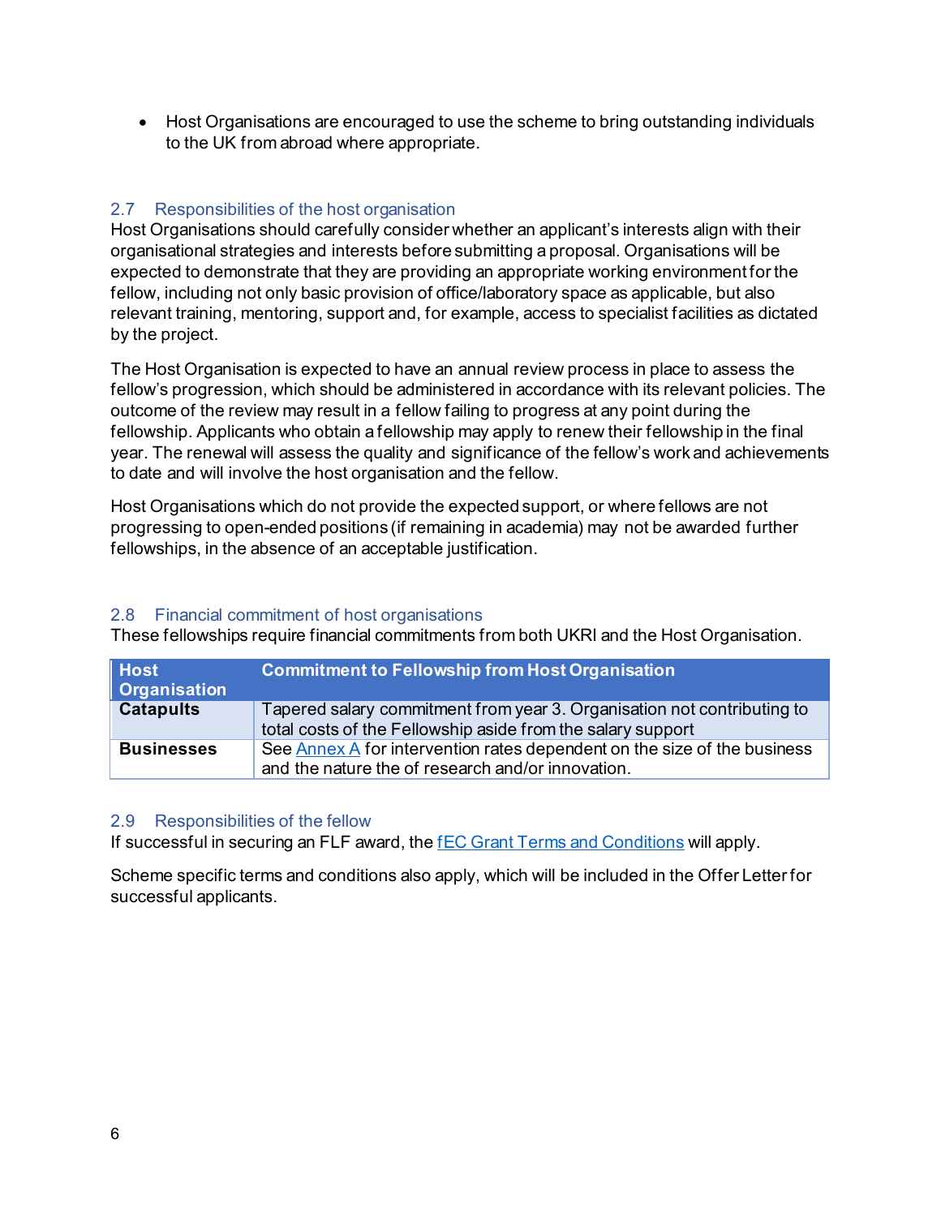- Host Organisations are encouraged to use the scheme to bring outstanding individuals to the UK from abroad where appropriate.

## 2.7 Responsibilities of the host organisation

Host Organisations should carefully consider whether an applicant's interests align with their organisational strategies and interests before submitting a proposal. Organisations will be expected to demonstrate that they are providing an appropriate working environment for the fellow, including not only basic provision of office/laboratory space as applicable, but also relevant training, mentoring, support and, for example, access to specialist facilities as dictated by the project.

The Host Organisation is expected to have an annual review process in place to assess the fellow's progression, which should be administered in accordance with its relevant policies. The outcome of the review may result in a fellow failing to progress at any point during the fellowship. Applicants who obtain a fellowship may apply to renew their fellowship in the final year. The renewal will assess the quality and significance of the fellow's work and achievements to date and will involve the host organisation and the fellow.

Host Organisations which do not provide the expected support, or where fellows are not progressing to open-ended positions (if remaining in academia) may not be awarded further fellowships, in the absence of an acceptable justification.

## 2.8 Financial commitment of host organisations

These fellowships require financial commitments from both UKRI and the Host Organisation.

| Host Organisation | Commitment to Fellowship from Host Organisation |
|---|---|
| **Catapults** | Tapered salary commitment from year 3. Organisation not contributing to total costs of the Fellowship aside from the salary support |
| **Businesses** | See Annex A for intervention rates dependent on the size of the business and the nature the of research and/or innovation. |

## 2.9 Responsibilities of the fellow

If successful in securing an FLF award, the fEC Grant Terms and Conditions will apply.

Scheme specific terms and conditions also apply, which will be included in the Offer Letter for successful applicants.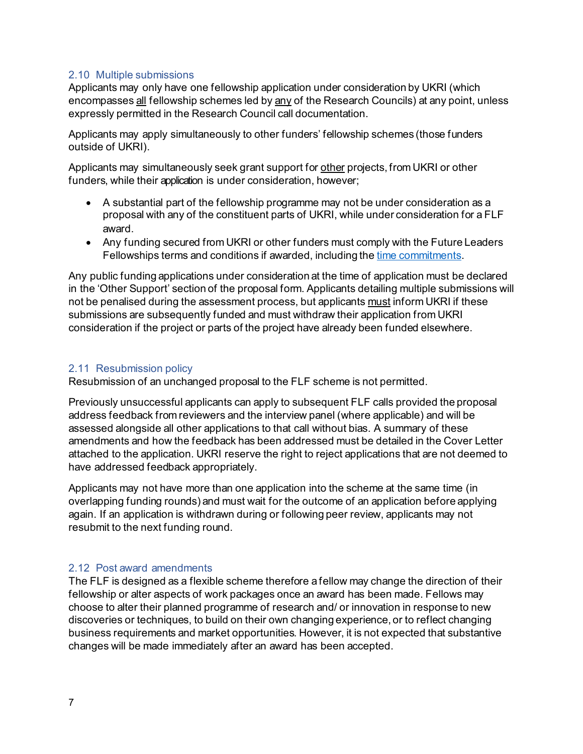### 2.10 Multiple submissions

Applicants may only have one fellowship application under consideration by UKRI (which encompasses all fellowship schemes led by any of the Research Councils) at any point, unless expressly permitted in the Research Council call documentation.

Applicants may apply simultaneously to other funders' fellowship schemes (those funders outside of UKRI).

Applicants may simultaneously seek grant support for other projects, from UKRI or other funders, while their application is under consideration, however;

- A substantial part of the fellowship programme may not be under consideration as a proposal with any of the constituent parts of UKRI, while under consideration for a FLF award.
- Any funding secured from UKRI or other funders must comply with the Future Leaders Fellowships terms and conditions if awarded, including the time commitments.

Any public funding applications under consideration at the time of application must be declared in the 'Other Support' section of the proposal form. Applicants detailing multiple submissions will not be penalised during the assessment process, but applicants must inform UKRI if these submissions are subsequently funded and must withdraw their application from UKRI consideration if the project or parts of the project have already been funded elsewhere.

### 2.11 Resubmission policy

Resubmission of an unchanged proposal to the FLF scheme is not permitted.

Previously unsuccessful applicants can apply to subsequent FLF calls provided the proposal address feedback from reviewers and the interview panel (where applicable) and will be assessed alongside all other applications to that call without bias. A summary of these amendments and how the feedback has been addressed must be detailed in the Cover Letter attached to the application. UKRI reserve the right to reject applications that are not deemed to have addressed feedback appropriately.

Applicants may not have more than one application into the scheme at the same time (in overlapping funding rounds) and must wait for the outcome of an application before applying again. If an application is withdrawn during or following peer review, applicants may not resubmit to the next funding round.

### 2.12 Post award amendments

The FLF is designed as a flexible scheme therefore a fellow may change the direction of their fellowship or alter aspects of work packages once an award has been made. Fellows may choose to alter their planned programme of research and/ or innovation in response to new discoveries or techniques, to build on their own changing experience, or to reflect changing business requirements and market opportunities. However, it is not expected that substantive changes will be made immediately after an award has been accepted.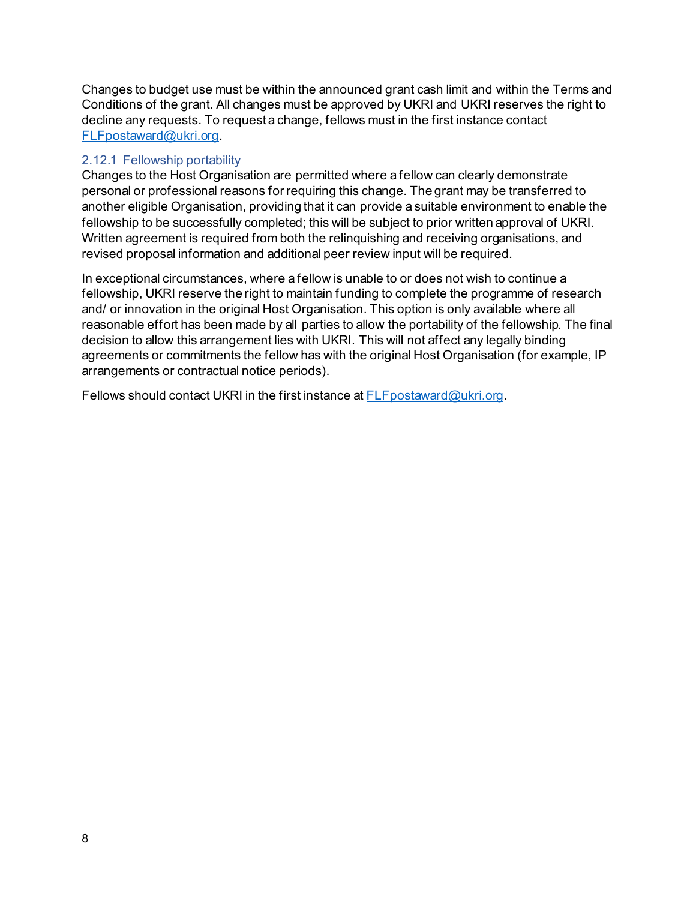Changes to budget use must be within the announced grant cash limit and within the Terms and Conditions of the grant. All changes must be approved by UKRI and UKRI reserves the right to decline any requests. To request a change, fellows must in the first instance contact FLFpostaward@ukri.org.

### 2.12.1 Fellowship portability

Changes to the Host Organisation are permitted where a fellow can clearly demonstrate personal or professional reasons for requiring this change. The grant may be transferred to another eligible Organisation, providing that it can provide a suitable environment to enable the fellowship to be successfully completed; this will be subject to prior written approval of UKRI. Written agreement is required from both the relinquishing and receiving organisations, and revised proposal information and additional peer review input will be required.

In exceptional circumstances, where a fellow is unable to or does not wish to continue a fellowship, UKRI reserve the right to maintain funding to complete the programme of research and/ or innovation in the original Host Organisation. This option is only available where all reasonable effort has been made by all parties to allow the portability of the fellowship. The final decision to allow this arrangement lies with UKRI. This will not affect any legally binding agreements or commitments the fellow has with the original Host Organisation (for example, IP arrangements or contractual notice periods).

Fellows should contact UKRI in the first instance at FLFpostaward@ukri.org.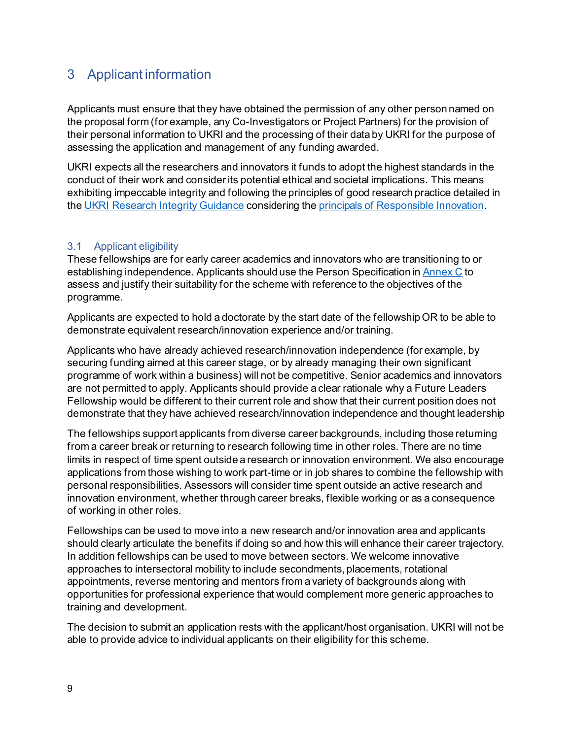# 3 Applicant information

Applicants must ensure that they have obtained the permission of any other person named on the proposal form (for example, any Co-Investigators or Project Partners) for the provision of their personal information to UKRI and the processing of their data by UKRI for the purpose of assessing the application and management of any funding awarded.

UKRI expects all the researchers and innovators it funds to adopt the highest standards in the conduct of their work and consider its potential ethical and societal implications. This means exhibiting impeccable integrity and following the principles of good research practice detailed in the UKRI Research Integrity Guidance considering the principals of Responsible Innovation.

## 3.1 Applicant eligibility

These fellowships are for early career academics and innovators who are transitioning to or establishing independence. Applicants should use the Person Specification in Annex C to assess and justify their suitability for the scheme with reference to the objectives of the programme.

Applicants are expected to hold a doctorate by the start date of the fellowship OR to be able to demonstrate equivalent research/innovation experience and/or training.

Applicants who have already achieved research/innovation independence (for example, by securing funding aimed at this career stage, or by already managing their own significant programme of work within a business) will not be competitive. Senior academics and innovators are not permitted to apply. Applicants should provide a clear rationale why a Future Leaders Fellowship would be different to their current role and show that their current position does not demonstrate that they have achieved research/innovation independence and thought leadership

The fellowships support applicants from diverse career backgrounds, including those returning from a career break or returning to research following time in other roles. There are no time limits in respect of time spent outside a research or innovation environment. We also encourage applications from those wishing to work part-time or in job shares to combine the fellowship with personal responsibilities. Assessors will consider time spent outside an active research and innovation environment, whether through career breaks, flexible working or as a consequence of working in other roles.

Fellowships can be used to move into a new research and/or innovation area and applicants should clearly articulate the benefits if doing so and how this will enhance their career trajectory. In addition fellowships can be used to move between sectors. We welcome innovative approaches to intersectoral mobility to include secondments, placements, rotational appointments, reverse mentoring and mentors from a variety of backgrounds along with opportunities for professional experience that would complement more generic approaches to training and development.

The decision to submit an application rests with the applicant/host organisation. UKRI will not be able to provide advice to individual applicants on their eligibility for this scheme.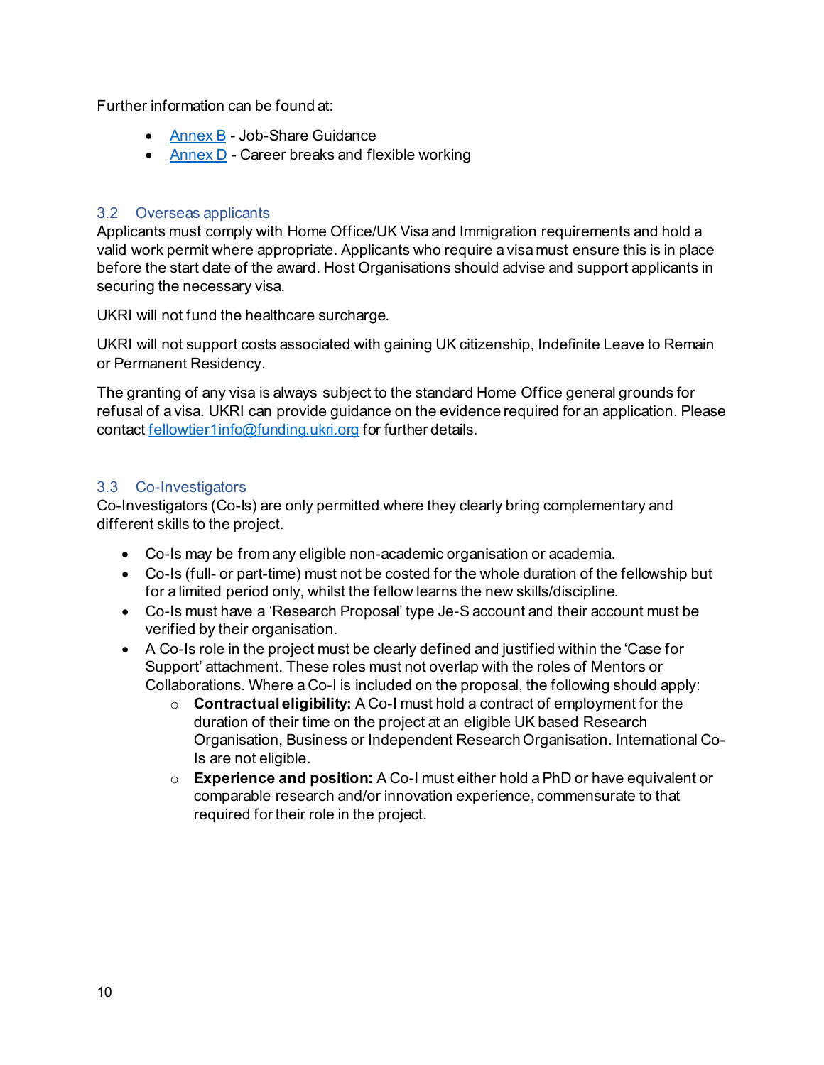Further information can be found at:

- [Annex B](#) - Job-Share Guidance
- [Annex D](#) - Career breaks and flexible working

## 3.2 Overseas applicants

Applicants must comply with Home Office/UK Visa and Immigration requirements and hold a valid work permit where appropriate. Applicants who require a visa must ensure this is in place before the start date of the award. Host Organisations should advise and support applicants in securing the necessary visa.

UKRI will not fund the healthcare surcharge.

UKRI will not support costs associated with gaining UK citizenship, Indefinite Leave to Remain or Permanent Residency.

The granting of any visa is always subject to the standard Home Office general grounds for refusal of a visa. UKRI can provide guidance on the evidence required for an application. Please contact fellowtier1info@funding.ukri.org for further details.

## 3.3 Co-Investigators

Co-Investigators (Co-Is) are only permitted where they clearly bring complementary and different skills to the project.

- Co-Is may be from any eligible non-academic organisation or academia.
- Co-Is (full- or part-time) must not be costed for the whole duration of the fellowship but for a limited period only, whilst the fellow learns the new skills/discipline.
- Co-Is must have a 'Research Proposal' type Je-S account and their account must be verified by their organisation.
- A Co-Is role in the project must be clearly defined and justified within the 'Case for Support' attachment. These roles must not overlap with the roles of Mentors or Collaborations. Where a Co-I is included on the proposal, the following should apply:
  - **Contractual eligibility:** A Co-I must hold a contract of employment for the duration of their time on the project at an eligible UK based Research Organisation, Business or Independent Research Organisation. International Co-Is are not eligible.
  - **Experience and position:** A Co-I must either hold a PhD or have equivalent or comparable research and/or innovation experience, commensurate to that required for their role in the project.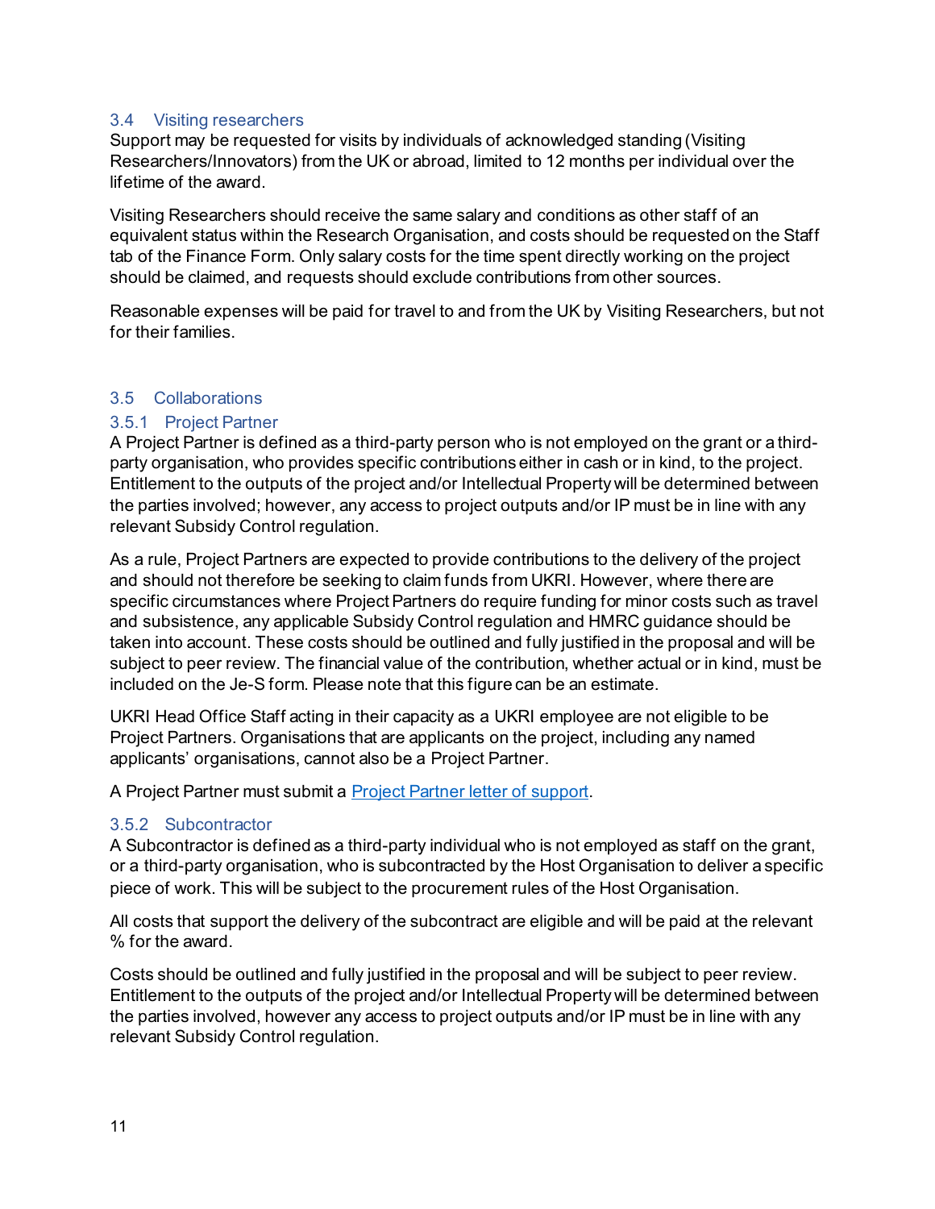### 3.4 Visiting researchers

Support may be requested for visits by individuals of acknowledged standing (Visiting Researchers/Innovators) from the UK or abroad, limited to 12 months per individual over the lifetime of the award.

Visiting Researchers should receive the same salary and conditions as other staff of an equivalent status within the Research Organisation, and costs should be requested on the Staff tab of the Finance Form. Only salary costs for the time spent directly working on the project should be claimed, and requests should exclude contributions from other sources.

Reasonable expenses will be paid for travel to and from the UK by Visiting Researchers, but not for their families.

### 3.5 Collaborations

#### 3.5.1 Project Partner

A Project Partner is defined as a third-party person who is not employed on the grant or a third-party organisation, who provides specific contributions either in cash or in kind, to the project. Entitlement to the outputs of the project and/or Intellectual Property will be determined between the parties involved; however, any access to project outputs and/or IP must be in line with any relevant Subsidy Control regulation.

As a rule, Project Partners are expected to provide contributions to the delivery of the project and should not therefore be seeking to claim funds from UKRI. However, where there are specific circumstances where Project Partners do require funding for minor costs such as travel and subsistence, any applicable Subsidy Control regulation and HMRC guidance should be taken into account. These costs should be outlined and fully justified in the proposal and will be subject to peer review. The financial value of the contribution, whether actual or in kind, must be included on the Je-S form. Please note that this figure can be an estimate.

UKRI Head Office Staff acting in their capacity as a UKRI employee are not eligible to be Project Partners. Organisations that are applicants on the project, including any named applicants' organisations, cannot also be a Project Partner.

A Project Partner must submit a [Project Partner letter of support](#).

#### 3.5.2 Subcontractor

A Subcontractor is defined as a third-party individual who is not employed as staff on the grant, or a third-party organisation, who is subcontracted by the Host Organisation to deliver a specific piece of work. This will be subject to the procurement rules of the Host Organisation.

All costs that support the delivery of the subcontract are eligible and will be paid at the relevant % for the award.

Costs should be outlined and fully justified in the proposal and will be subject to peer review. Entitlement to the outputs of the project and/or Intellectual Property will be determined between the parties involved, however any access to project outputs and/or IP must be in line with any relevant Subsidy Control regulation.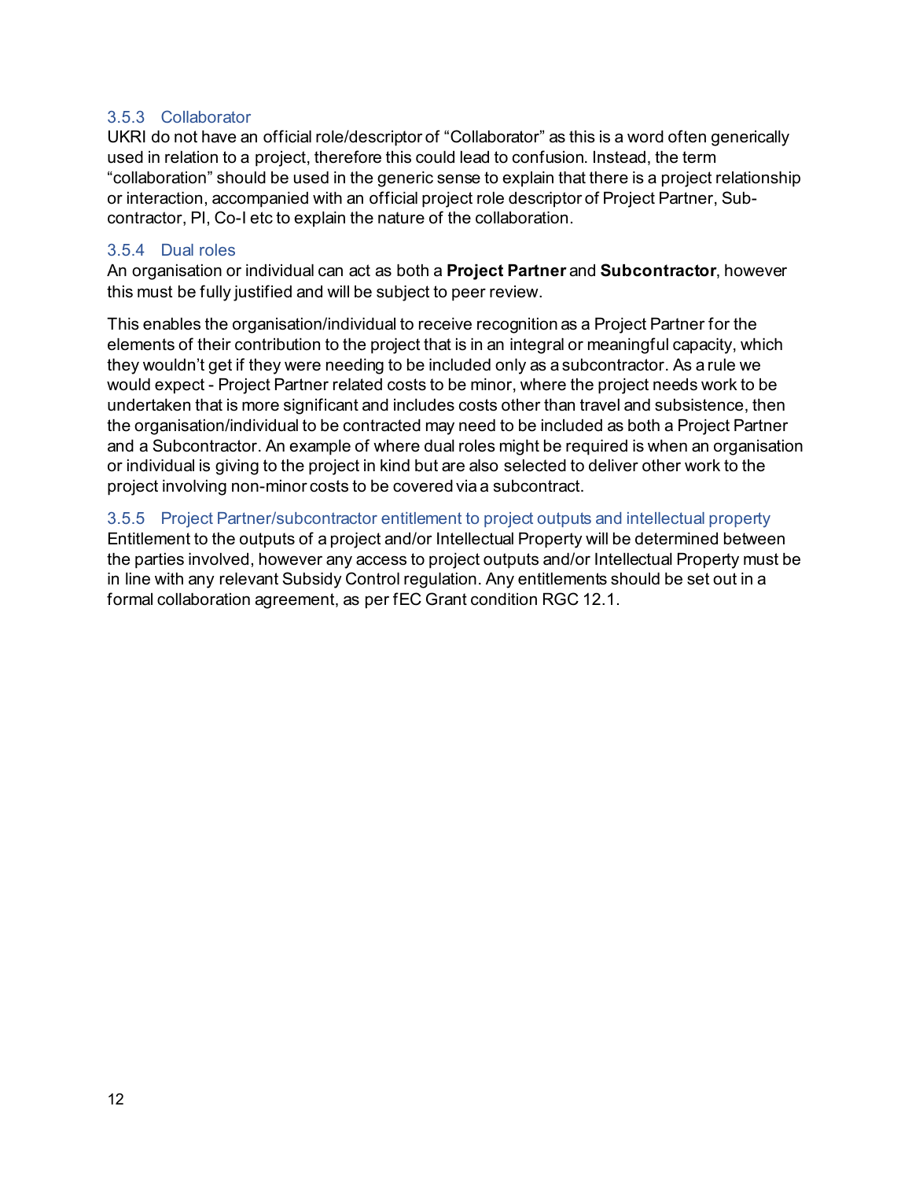### 3.5.3 Collaborator

UKRI do not have an official role/descriptor of “Collaborator” as this is a word often generically used in relation to a project, therefore this could lead to confusion. Instead, the term “collaboration” should be used in the generic sense to explain that there is a project relationship or interaction, accompanied with an official project role descriptor of Project Partner, Sub-contractor, PI, Co-I etc to explain the nature of the collaboration.

### 3.5.4 Dual roles

An organisation or individual can act as both a **Project Partner** and **Subcontractor**, however this must be fully justified and will be subject to peer review.

This enables the organisation/individual to receive recognition as a Project Partner for the elements of their contribution to the project that is in an integral or meaningful capacity, which they wouldn’t get if they were needing to be included only as a subcontractor. As a rule we would expect - Project Partner related costs to be minor, where the project needs work to be undertaken that is more significant and includes costs other than travel and subsistence, then the organisation/individual to be contracted may need to be included as both a Project Partner and a Subcontractor. An example of where dual roles might be required is when an organisation or individual is giving to the project in kind but are also selected to deliver other work to the project involving non-minor costs to be covered via a subcontract.

### 3.5.5 Project Partner/subcontractor entitlement to project outputs and intellectual property

Entitlement to the outputs of a project and/or Intellectual Property will be determined between the parties involved, however any access to project outputs and/or Intellectual Property must be in line with any relevant Subsidy Control regulation. Any entitlements should be set out in a formal collaboration agreement, as per fEC Grant condition RGC 12.1.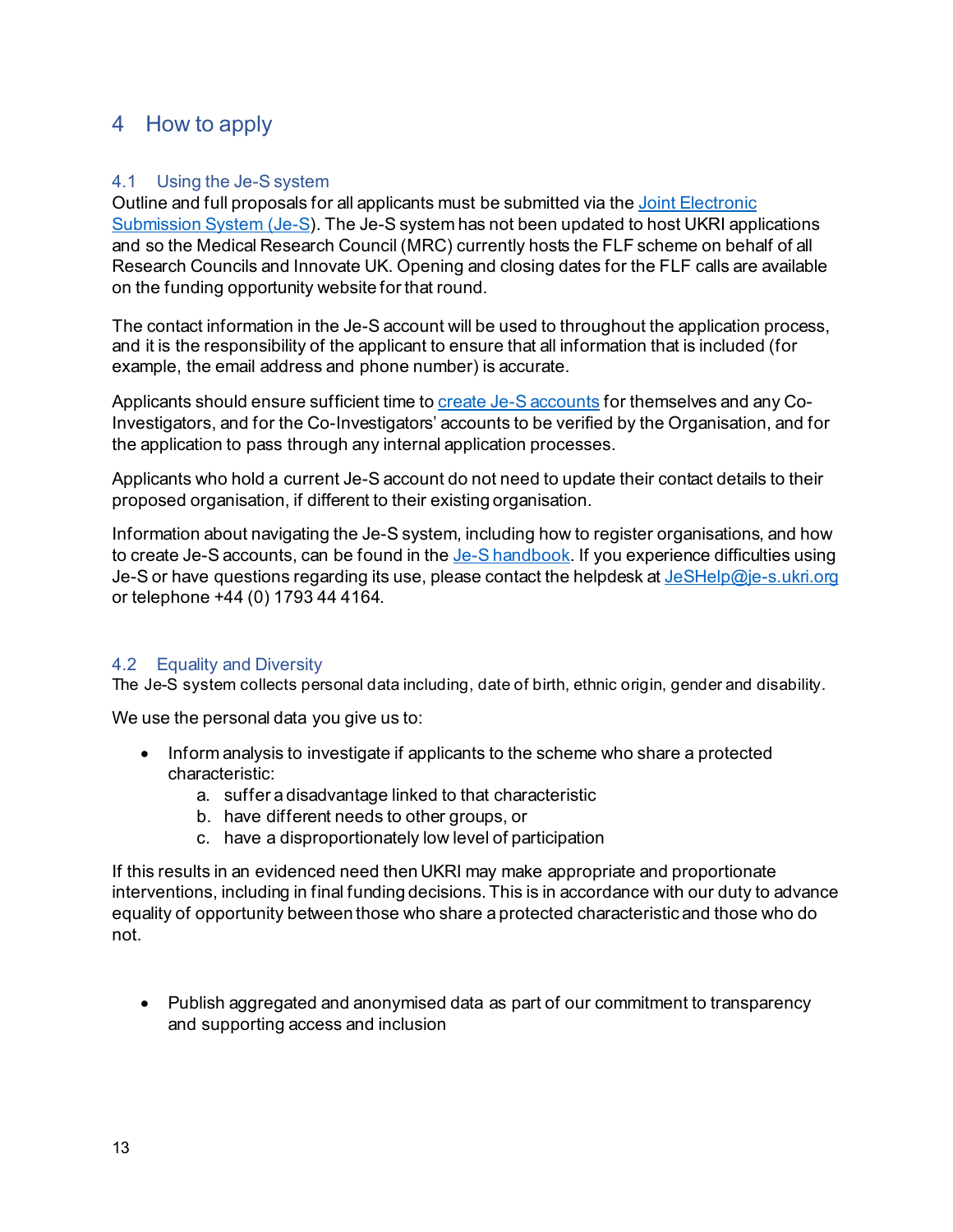# 4 How to apply

## 4.1 Using the Je-S system

Outline and full proposals for all applicants must be submitted via the Joint Electronic Submission System (Je-S). The Je-S system has not been updated to host UKRI applications and so the Medical Research Council (MRC) currently hosts the FLF scheme on behalf of all Research Councils and Innovate UK. Opening and closing dates for the FLF calls are available on the funding opportunity website for that round.

The contact information in the Je-S account will be used to throughout the application process, and it is the responsibility of the applicant to ensure that all information that is included (for example, the email address and phone number) is accurate.

Applicants should ensure sufficient time to create Je-S accounts for themselves and any Co-Investigators, and for the Co-Investigators' accounts to be verified by the Organisation, and for the application to pass through any internal application processes.

Applicants who hold a current Je-S account do not need to update their contact details to their proposed organisation, if different to their existing organisation.

Information about navigating the Je-S system, including how to register organisations, and how to create Je-S accounts, can be found in the Je-S handbook. If you experience difficulties using Je-S or have questions regarding its use, please contact the helpdesk at JeSHelp@je-s.ukri.org or telephone +44 (0) 1793 44 4164.

## 4.2 Equality and Diversity

The Je-S system collects personal data including, date of birth, ethnic origin, gender and disability.

We use the personal data you give us to:

- Inform analysis to investigate if applicants to the scheme who share a protected characteristic:
  a. suffer a disadvantage linked to that characteristic
  b. have different needs to other groups, or
  c. have a disproportionately low level of participation

If this results in an evidenced need then UKRI may make appropriate and proportionate interventions, including in final funding decisions. This is in accordance with our duty to advance equality of opportunity between those who share a protected characteristic and those who do not.

- Publish aggregated and anonymised data as part of our commitment to transparency and supporting access and inclusion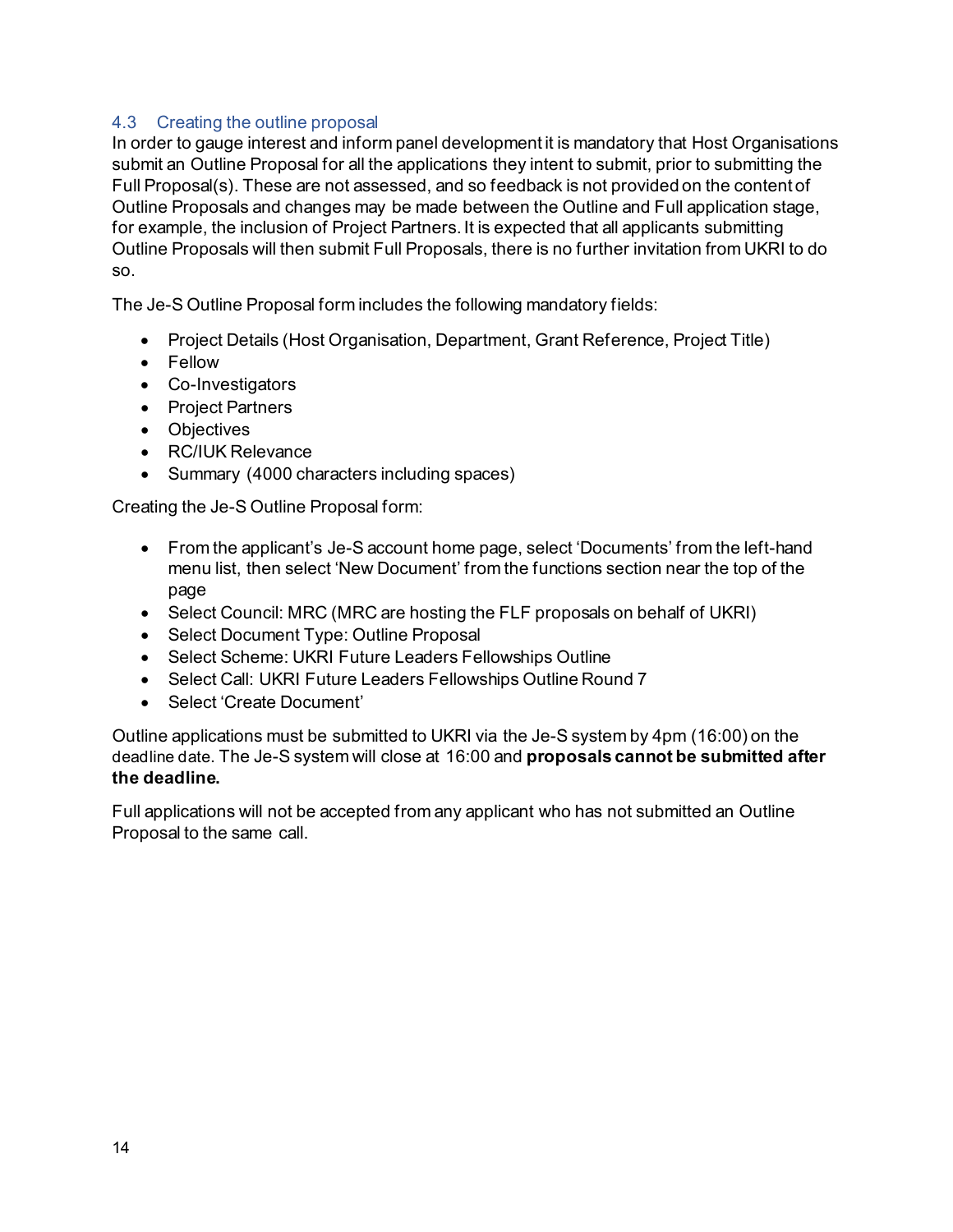### 4.3 Creating the outline proposal

In order to gauge interest and inform panel development it is mandatory that Host Organisations submit an Outline Proposal for all the applications they intent to submit, prior to submitting the Full Proposal(s). These are not assessed, and so feedback is not provided on the content of Outline Proposals and changes may be made between the Outline and Full application stage, for example, the inclusion of Project Partners. It is expected that all applicants submitting Outline Proposals will then submit Full Proposals, there is no further invitation from UKRI to do so.

The Je-S Outline Proposal form includes the following mandatory fields:

- Project Details (Host Organisation, Department, Grant Reference, Project Title)
- Fellow
- Co-Investigators
- Project Partners
- Objectives
- RC/IUK Relevance
- Summary (4000 characters including spaces)

Creating the Je-S Outline Proposal form:

- From the applicant's Je-S account home page, select 'Documents' from the left-hand menu list, then select 'New Document' from the functions section near the top of the page
- Select Council: MRC (MRC are hosting the FLF proposals on behalf of UKRI)
- Select Document Type: Outline Proposal
- Select Scheme: UKRI Future Leaders Fellowships Outline
- Select Call: UKRI Future Leaders Fellowships Outline Round 7
- Select 'Create Document'

Outline applications must be submitted to UKRI via the Je-S system by 4pm (16:00) on the deadline date. The Je-S system will close at 16:00 and **proposals cannot be submitted after the deadline.**

Full applications will not be accepted from any applicant who has not submitted an Outline Proposal to the same call.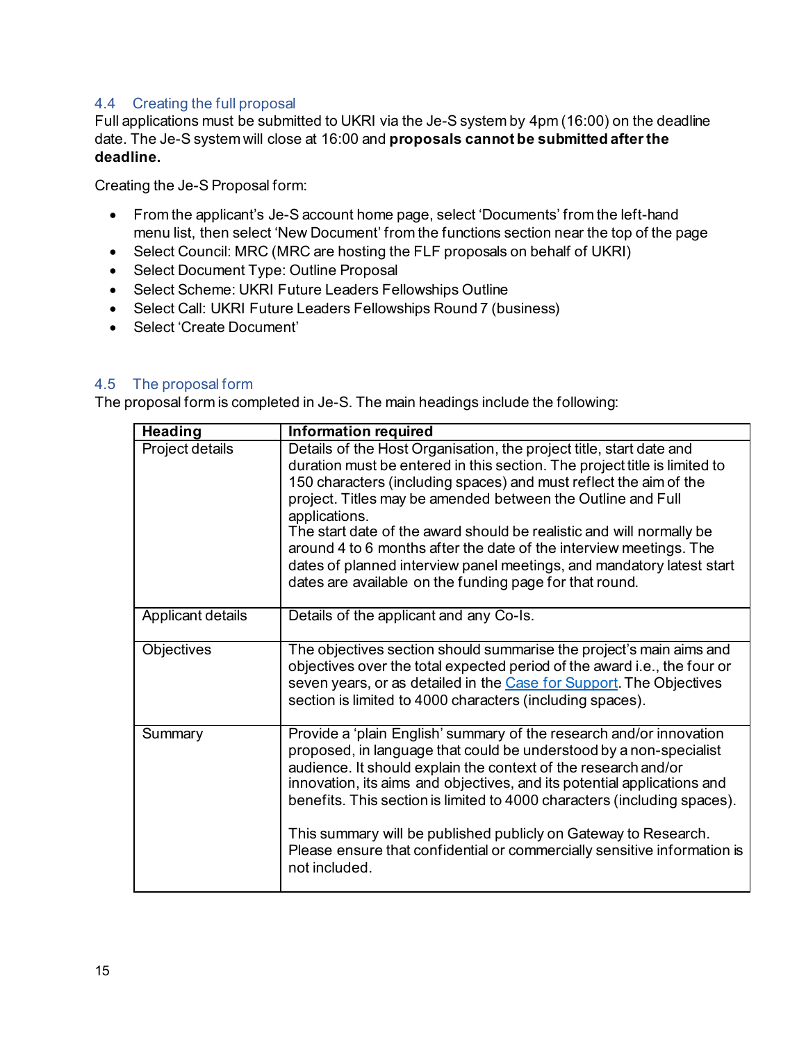### 4.4 Creating the full proposal

Full applications must be submitted to UKRI via the Je-S system by 4pm (16:00) on the deadline date. The Je-S system will close at 16:00 and **proposals cannot be submitted after the deadline.**

Creating the Je-S Proposal form:

- From the applicant's Je-S account home page, select 'Documents' from the left-hand menu list, then select 'New Document' from the functions section near the top of the page
- Select Council: MRC (MRC are hosting the FLF proposals on behalf of UKRI)
- Select Document Type: Outline Proposal
- Select Scheme: UKRI Future Leaders Fellowships Outline
- Select Call: UKRI Future Leaders Fellowships Round 7 (business)
- Select 'Create Document'

### 4.5 The proposal form

The proposal form is completed in Je-S. The main headings include the following:

| Heading | Information required |
| --- | --- |
| Project details | Details of the Host Organisation, the project title, start date and duration must be entered in this section. The project title is limited to 150 characters (including spaces) and must reflect the aim of the project. Titles may be amended between the Outline and Full applications.<br>The start date of the award should be realistic and will normally be around 4 to 6 months after the date of the interview meetings. The dates of planned interview panel meetings, and mandatory latest start dates are available on the funding page for that round. |
| Applicant details | Details of the applicant and any Co-Is. |
| Objectives | The objectives section should summarise the project's main aims and objectives over the total expected period of the award i.e., the four or seven years, or as detailed in the Case for Support. The Objectives section is limited to 4000 characters (including spaces). |
| Summary | Provide a 'plain English' summary of the research and/or innovation proposed, in language that could be understood by a non-specialist audience. It should explain the context of the research and/or innovation, its aims and objectives, and its potential applications and benefits. This section is limited to 4000 characters (including spaces).<br><br>This summary will be published publicly on Gateway to Research. Please ensure that confidential or commercially sensitive information is not included. |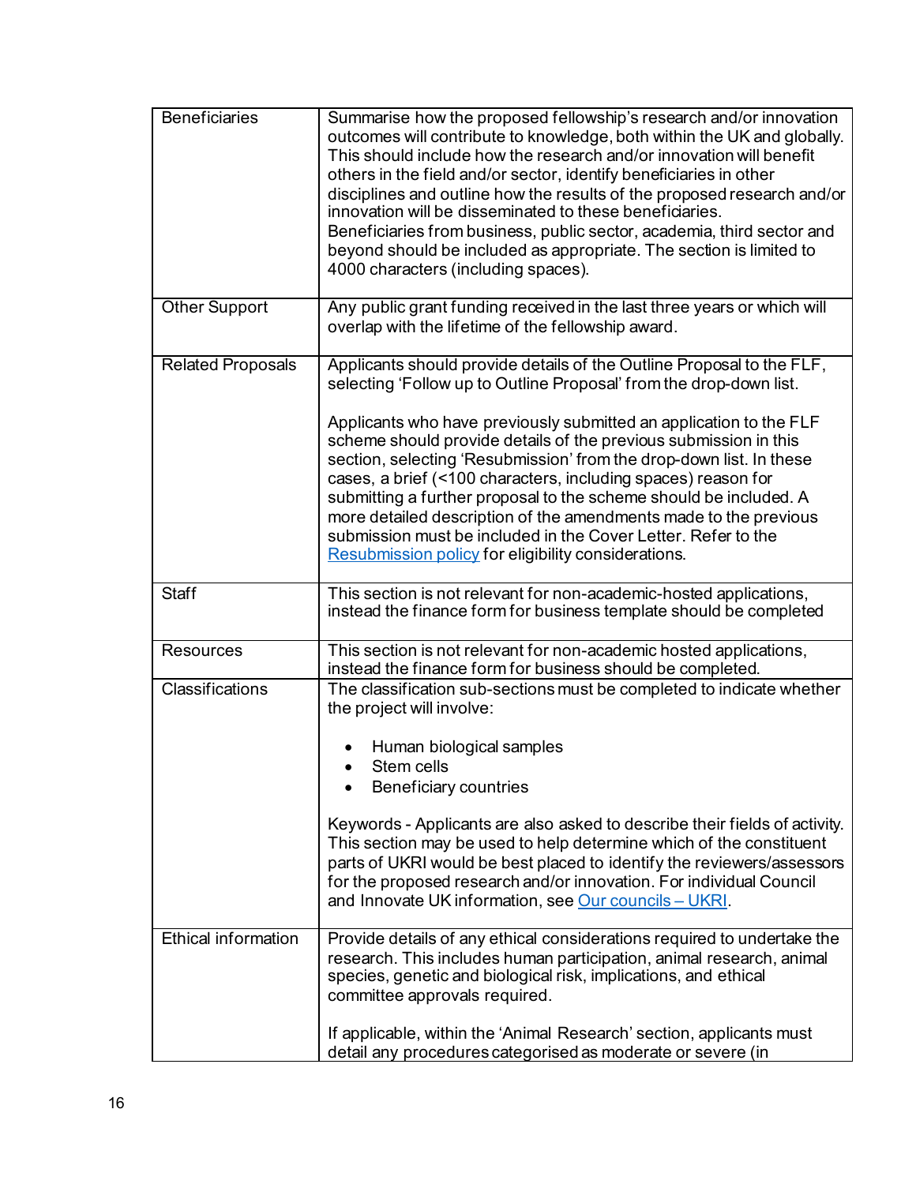| | |
|---|---|
| Beneficiaries | Summarise how the proposed fellowship's research and/or innovation outcomes will contribute to knowledge, both within the UK and globally. This should include how the research and/or innovation will benefit others in the field and/or sector, identify beneficiaries in other disciplines and outline how the results of the proposed research and/or innovation will be disseminated to these beneficiaries. Beneficiaries from business, public sector, academia, third sector and beyond should be included as appropriate. The section is limited to 4000 characters (including spaces). |
| Other Support | Any public grant funding received in the last three years or which will overlap with the lifetime of the fellowship award. |
| Related Proposals | Applicants should provide details of the Outline Proposal to the FLF, selecting 'Follow up to Outline Proposal' from the drop-down list.<br><br>Applicants who have previously submitted an application to the FLF scheme should provide details of the previous submission in this section, selecting 'Resubmission' from the drop-down list. In these cases, a brief (<100 characters, including spaces) reason for submitting a further proposal to the scheme should be included. A more detailed description of the amendments made to the previous submission must be included in the Cover Letter. Refer to the [Resubmission policy](#) for eligibility considerations. |
| Staff | This section is not relevant for non-academic-hosted applications, instead the finance form for business template should be completed |
| Resources | This section is not relevant for non-academic hosted applications, instead the finance form for business should be completed. |
| Classifications | The classification sub-sections must be completed to indicate whether the project will involve:<br><br>• Human biological samples<br>• Stem cells<br>• Beneficiary countries<br><br>Keywords - Applicants are also asked to describe their fields of activity. This section may be used to help determine which of the constituent parts of UKRI would be best placed to identify the reviewers/assessors for the proposed research and/or innovation. For individual Council and Innovate UK information, see [Our councils – UKRI](#). |
| Ethical information | Provide details of any ethical considerations required to undertake the research. This includes human participation, animal research, animal species, genetic and biological risk, implications, and ethical committee approvals required.<br><br>If applicable, within the 'Animal Research' section, applicants must detail any procedures categorised as moderate or severe (in |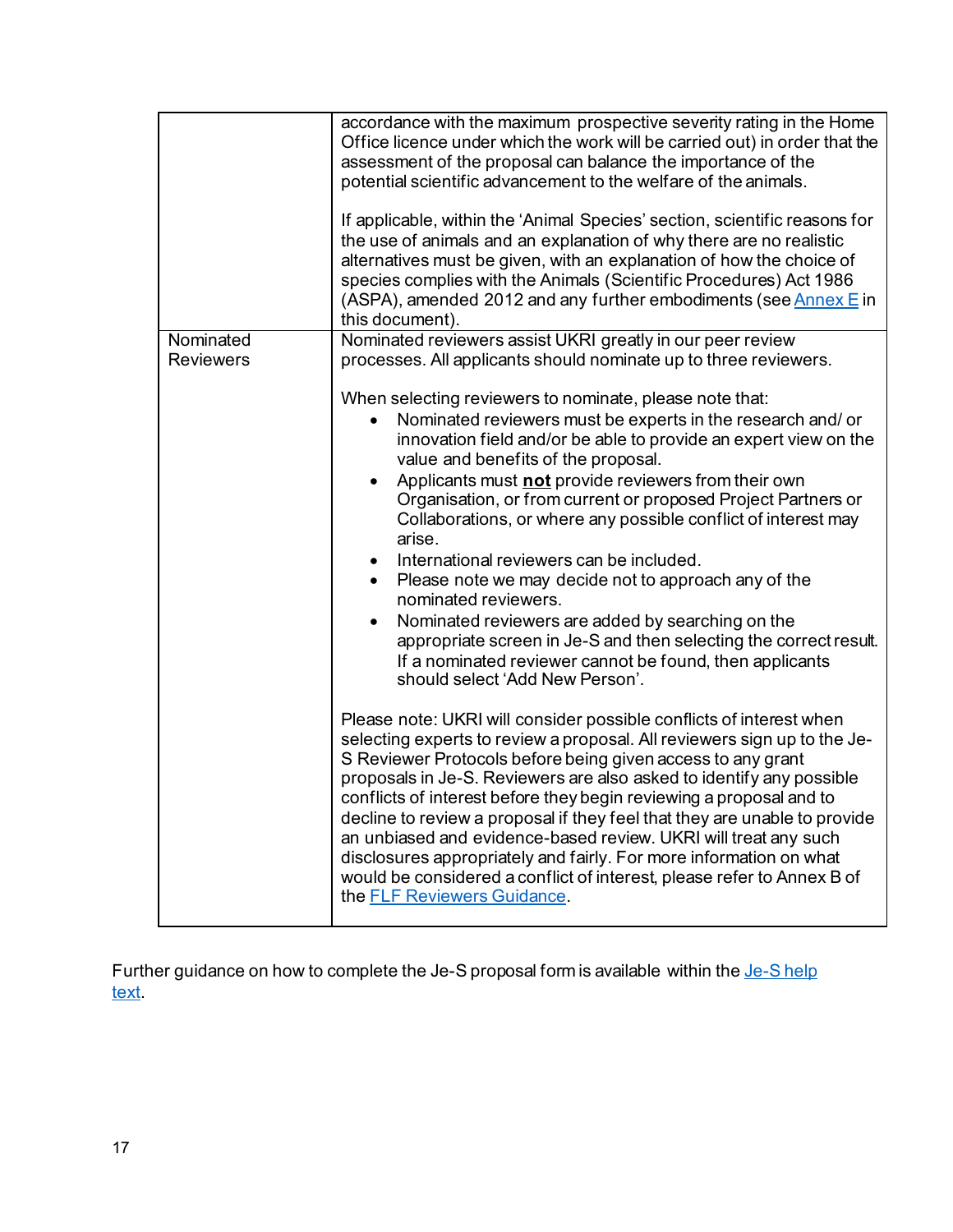| | |
|---|---|
| | accordance with the maximum prospective severity rating in the Home Office licence under which the work will be carried out) in order that the assessment of the proposal can balance the importance of the potential scientific advancement to the welfare of the animals.<br><br>If applicable, within the 'Animal Species' section, scientific reasons for the use of animals and an explanation of why there are no realistic alternatives must be given, with an explanation of how the choice of species complies with the Animals (Scientific Procedures) Act 1986 (ASPA), amended 2012 and any further embodiments (see Annex E in this document). |
| Nominated Reviewers | Nominated reviewers assist UKRI greatly in our peer review processes. All applicants should nominate up to three reviewers.<br><br>When selecting reviewers to nominate, please note that:<br>• Nominated reviewers must be experts in the research and/ or innovation field and/or be able to provide an expert view on the value and benefits of the proposal.<br>• Applicants must **not** provide reviewers from their own Organisation, or from current or proposed Project Partners or Collaborations, or where any possible conflict of interest may arise.<br>• International reviewers can be included.<br>• Please note we may decide not to approach any of the nominated reviewers.<br>• Nominated reviewers are added by searching on the appropriate screen in Je-S and then selecting the correct result. If a nominated reviewer cannot be found, then applicants should select 'Add New Person'.<br><br>Please note: UKRI will consider possible conflicts of interest when selecting experts to review a proposal. All reviewers sign up to the Je-S Reviewer Protocols before being given access to any grant proposals in Je-S. Reviewers are also asked to identify any possible conflicts of interest before they begin reviewing a proposal and to decline to review a proposal if they feel that they are unable to provide an unbiased and evidence-based review. UKRI will treat any such disclosures appropriately and fairly. For more information on what would be considered a conflict of interest, please refer to Annex B of the FLF Reviewers Guidance. |

Further guidance on how to complete the Je-S proposal form is available within the Je-S help text.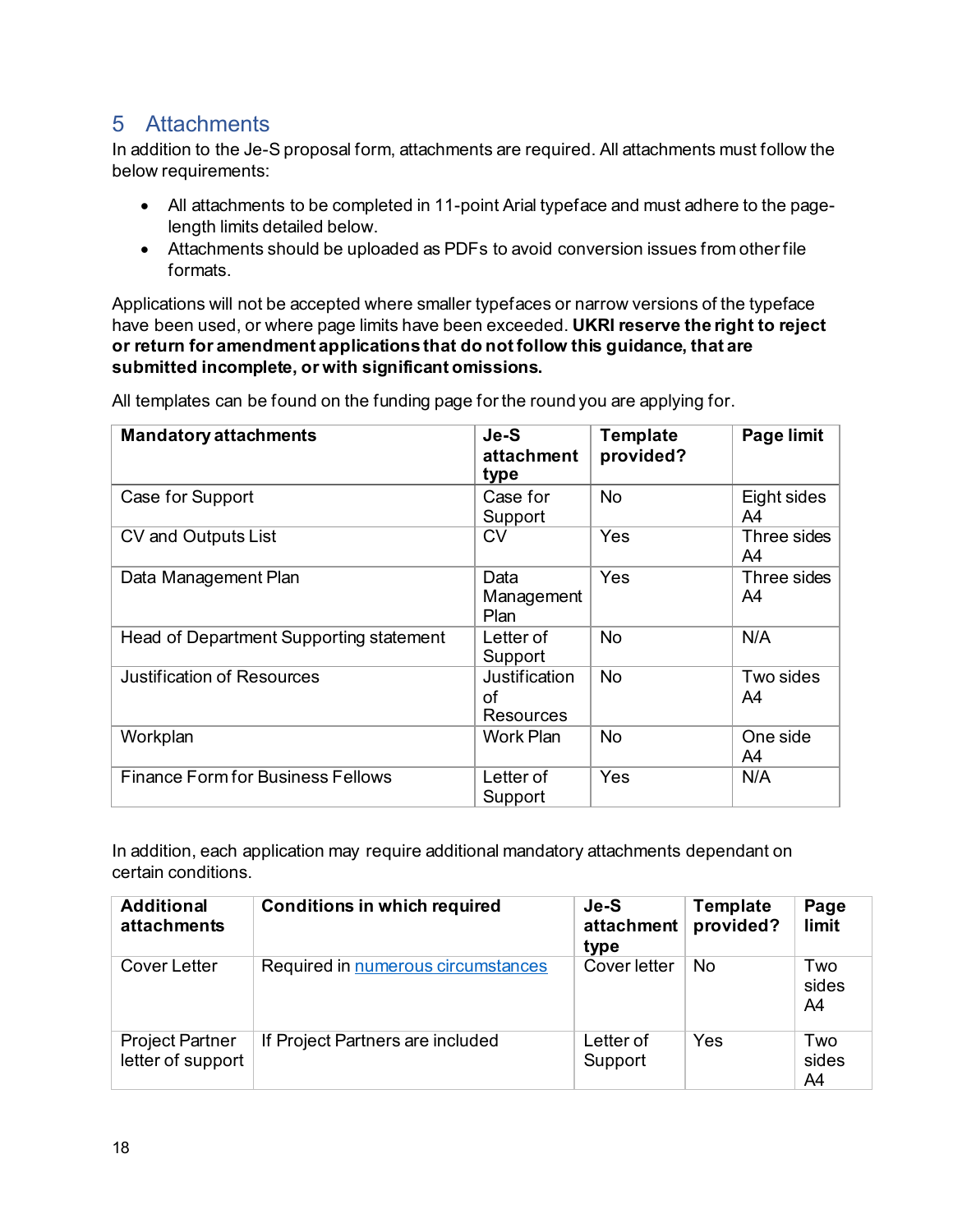## 5 Attachments

In addition to the Je-S proposal form, attachments are required. All attachments must follow the below requirements:

- All attachments to be completed in 11-point Arial typeface and must adhere to the page-length limits detailed below.
- Attachments should be uploaded as PDFs to avoid conversion issues from other file formats.

Applications will not be accepted where smaller typefaces or narrow versions of the typeface have been used, or where page limits have been exceeded. **UKRI reserve the right to reject or return for amendment applications that do not follow this guidance, that are submitted incomplete, or with significant omissions.**

All templates can be found on the funding page for the round you are applying for.

| Mandatory attachments | Je-S attachment type | Template provided? | Page limit |
|---|---|---|---|
| Case for Support | Case for Support | No | Eight sides A4 |
| CV and Outputs List | CV | Yes | Three sides A4 |
| Data Management Plan | Data Management Plan | Yes | Three sides A4 |
| Head of Department Supporting statement | Letter of Support | No | N/A |
| Justification of Resources | Justification of Resources | No | Two sides A4 |
| Workplan | Work Plan | No | One side A4 |
| Finance Form for Business Fellows | Letter of Support | Yes | N/A |

In addition, each application may require additional mandatory attachments dependant on certain conditions.

| Additional attachments | Conditions in which required | Je-S attachment type | Template provided? | Page limit |
|---|---|---|---|---|
| Cover Letter | Required in numerous circumstances | Cover letter | No | Two sides A4 |
| Project Partner letter of support | If Project Partners are included | Letter of Support | Yes | Two sides A4 |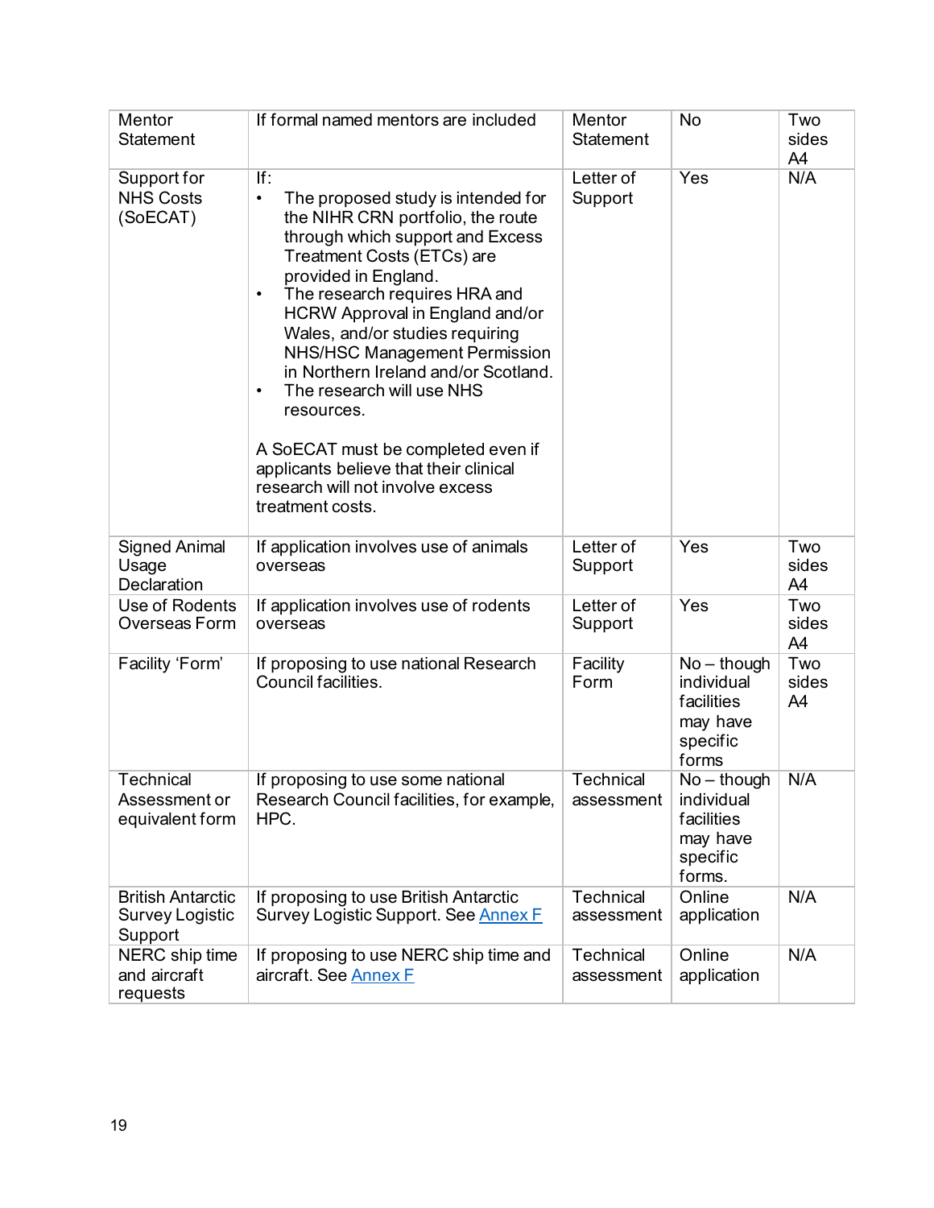| Mentor Statement | If formal named mentors are included | Mentor Statement | No | Two sides A4 |
|---|---|---|---|---|
| Support for NHS Costs (SoECAT) | If:<br>• The proposed study is intended for the NIHR CRN portfolio, the route through which support and Excess Treatment Costs (ETCs) are provided in England.<br>• The research requires HRA and HCRW Approval in England and/or Wales, and/or studies requiring NHS/HSC Management Permission in Northern Ireland and/or Scotland.<br>• The research will use NHS resources.<br><br>A SoECAT must be completed even if applicants believe that their clinical research will not involve excess treatment costs. | Letter of Support | Yes | N/A |
| Signed Animal Usage Declaration | If application involves use of animals overseas | Letter of Support | Yes | Two sides A4 |
| Use of Rodents Overseas Form | If application involves use of rodents overseas | Letter of Support | Yes | Two sides A4 |
| Facility 'Form' | If proposing to use national Research Council facilities. | Facility Form | No – though individual facilities may have specific forms | Two sides A4 |
| Technical Assessment or equivalent form | If proposing to use some national Research Council facilities, for example, HPC. | Technical assessment | No – though individual facilities may have specific forms. | N/A |
| British Antarctic Survey Logistic Support | If proposing to use British Antarctic Survey Logistic Support. See Annex F | Technical assessment | Online application | N/A |
| NERC ship time and aircraft requests | If proposing to use NERC ship time and aircraft. See Annex F | Technical assessment | Online application | N/A |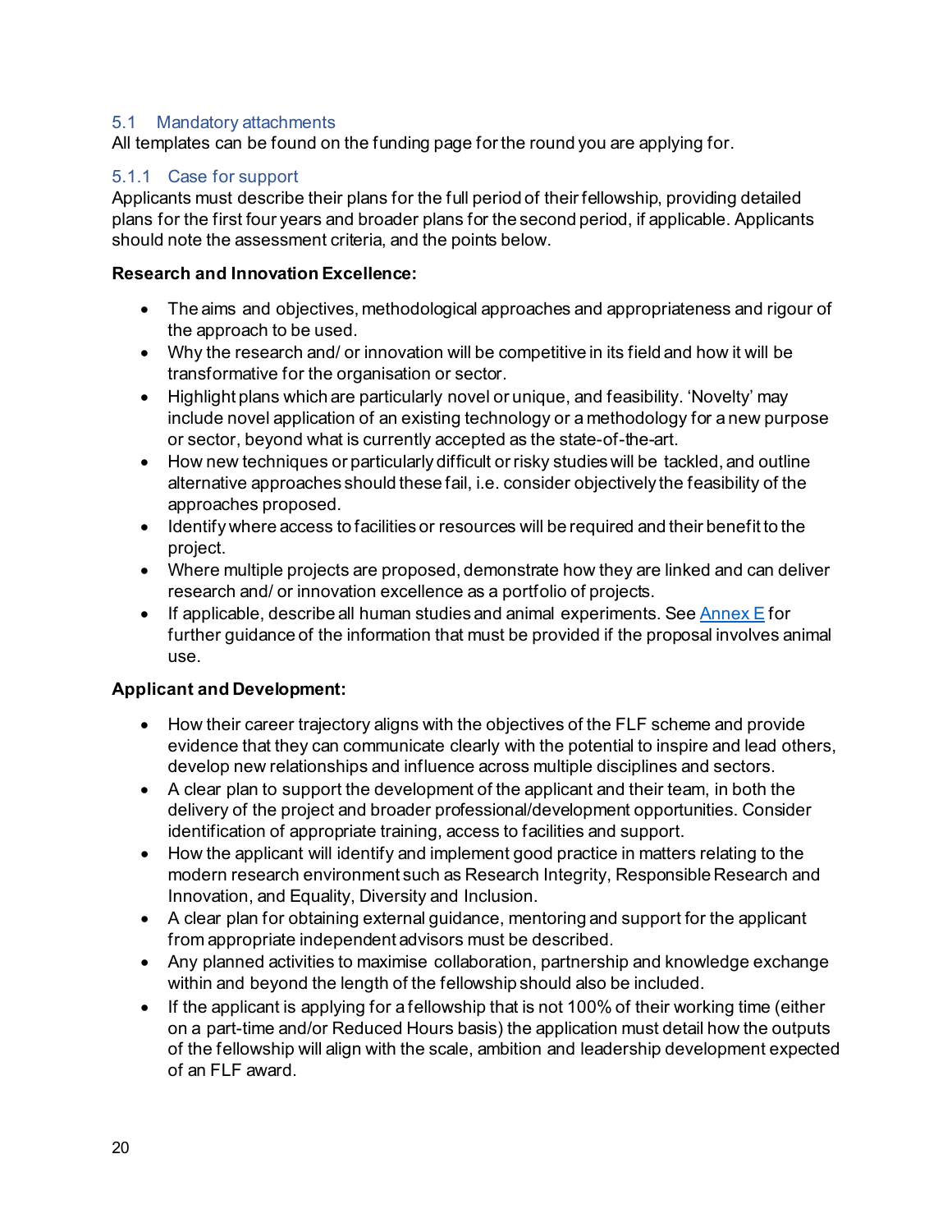### 5.1 Mandatory attachments

All templates can be found on the funding page for the round you are applying for.

#### 5.1.1 Case for support

Applicants must describe their plans for the full period of their fellowship, providing detailed plans for the first four years and broader plans for the second period, if applicable. Applicants should note the assessment criteria, and the points below.

**Research and Innovation Excellence:**

- The aims and objectives, methodological approaches and appropriateness and rigour of the approach to be used.
- Why the research and/ or innovation will be competitive in its field and how it will be transformative for the organisation or sector.
- Highlight plans which are particularly novel or unique, and feasibility. 'Novelty' may include novel application of an existing technology or a methodology for a new purpose or sector, beyond what is currently accepted as the state-of-the-art.
- How new techniques or particularly difficult or risky studies will be tackled, and outline alternative approaches should these fail, i.e. consider objectively the feasibility of the approaches proposed.
- Identify where access to facilities or resources will be required and their benefit to the project.
- Where multiple projects are proposed, demonstrate how they are linked and can deliver research and/ or innovation excellence as a portfolio of projects.
- If applicable, describe all human studies and animal experiments. See Annex E for further guidance of the information that must be provided if the proposal involves animal use.

**Applicant and Development:**

- How their career trajectory aligns with the objectives of the FLF scheme and provide evidence that they can communicate clearly with the potential to inspire and lead others, develop new relationships and influence across multiple disciplines and sectors.
- A clear plan to support the development of the applicant and their team, in both the delivery of the project and broader professional/development opportunities. Consider identification of appropriate training, access to facilities and support.
- How the applicant will identify and implement good practice in matters relating to the modern research environment such as Research Integrity, Responsible Research and Innovation, and Equality, Diversity and Inclusion.
- A clear plan for obtaining external guidance, mentoring and support for the applicant from appropriate independent advisors must be described.
- Any planned activities to maximise collaboration, partnership and knowledge exchange within and beyond the length of the fellowship should also be included.
- If the applicant is applying for a fellowship that is not 100% of their working time (either on a part-time and/or Reduced Hours basis) the application must detail how the outputs of the fellowship will align with the scale, ambition and leadership development expected of an FLF award.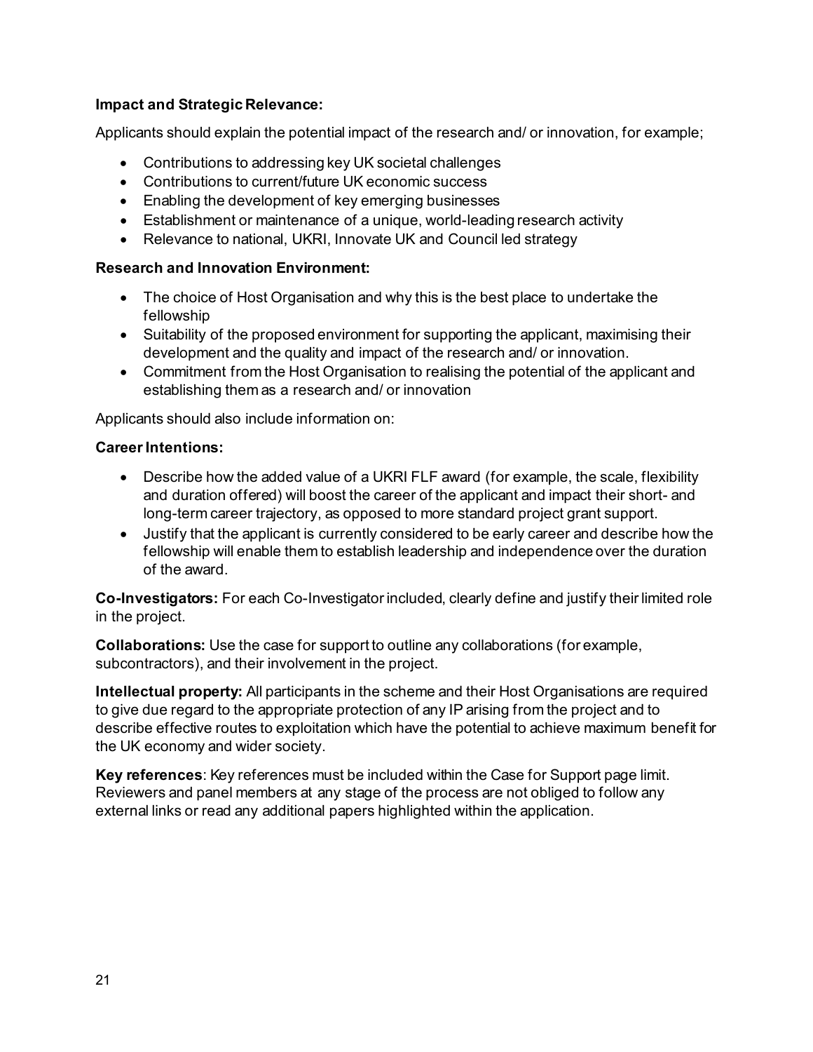**Impact and Strategic Relevance:**

Applicants should explain the potential impact of the research and/ or innovation, for example;

- Contributions to addressing key UK societal challenges
- Contributions to current/future UK economic success
- Enabling the development of key emerging businesses
- Establishment or maintenance of a unique, world-leading research activity
- Relevance to national, UKRI, Innovate UK and Council led strategy

**Research and Innovation Environment:**

- The choice of Host Organisation and why this is the best place to undertake the fellowship
- Suitability of the proposed environment for supporting the applicant, maximising their development and the quality and impact of the research and/ or innovation.
- Commitment from the Host Organisation to realising the potential of the applicant and establishing them as a research and/ or innovation

Applicants should also include information on:

**Career Intentions:**

- Describe how the added value of a UKRI FLF award (for example, the scale, flexibility and duration offered) will boost the career of the applicant and impact their short- and long-term career trajectory, as opposed to more standard project grant support.
- Justify that the applicant is currently considered to be early career and describe how the fellowship will enable them to establish leadership and independence over the duration of the award.

**Co-Investigators:** For each Co-Investigator included, clearly define and justify their limited role in the project.

**Collaborations:** Use the case for support to outline any collaborations (for example, subcontractors), and their involvement in the project.

**Intellectual property:** All participants in the scheme and their Host Organisations are required to give due regard to the appropriate protection of any IP arising from the project and to describe effective routes to exploitation which have the potential to achieve maximum benefit for the UK economy and wider society.

**Key references**: Key references must be included within the Case for Support page limit. Reviewers and panel members at any stage of the process are not obliged to follow any external links or read any additional papers highlighted within the application.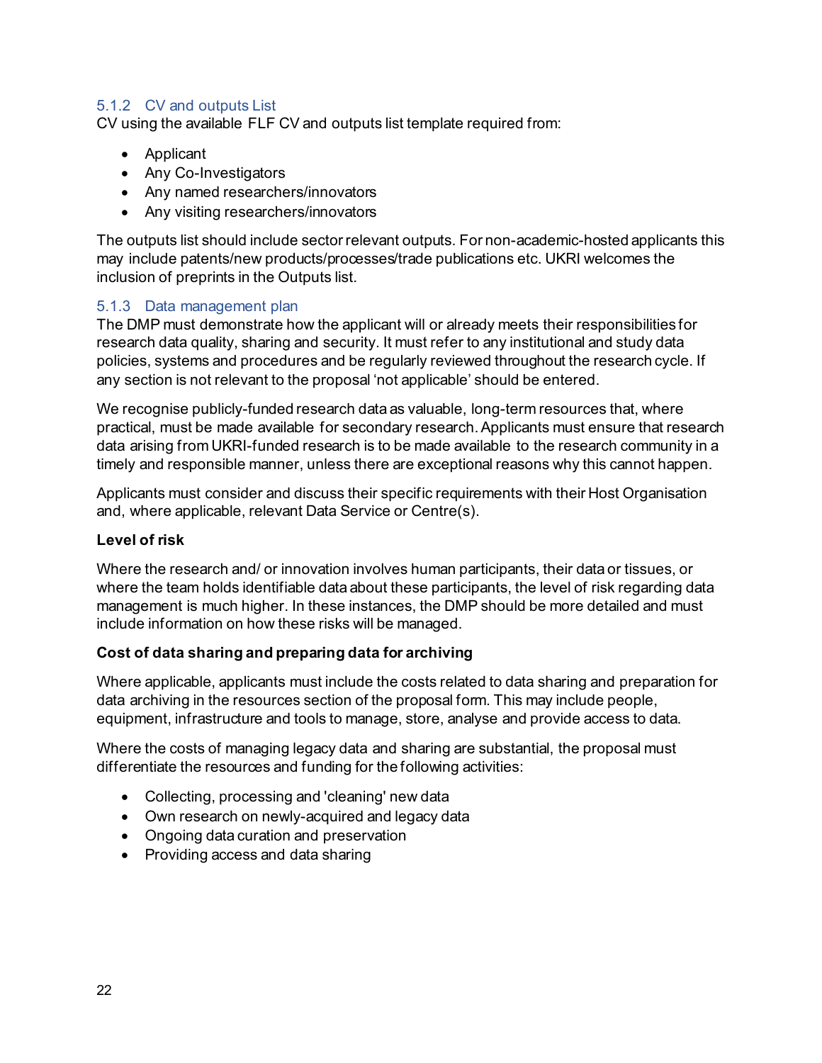### 5.1.2 CV and outputs List

CV using the available FLF CV and outputs list template required from:

- Applicant
- Any Co-Investigators
- Any named researchers/innovators
- Any visiting researchers/innovators

The outputs list should include sector relevant outputs. For non-academic-hosted applicants this may include patents/new products/processes/trade publications etc. UKRI welcomes the inclusion of preprints in the Outputs list.

### 5.1.3 Data management plan

The DMP must demonstrate how the applicant will or already meets their responsibilities for research data quality, sharing and security. It must refer to any institutional and study data policies, systems and procedures and be regularly reviewed throughout the research cycle. If any section is not relevant to the proposal 'not applicable' should be entered.

We recognise publicly-funded research data as valuable, long-term resources that, where practical, must be made available for secondary research. Applicants must ensure that research data arising from UKRI-funded research is to be made available to the research community in a timely and responsible manner, unless there are exceptional reasons why this cannot happen.

Applicants must consider and discuss their specific requirements with their Host Organisation and, where applicable, relevant Data Service or Centre(s).

**Level of risk**

Where the research and/ or innovation involves human participants, their data or tissues, or where the team holds identifiable data about these participants, the level of risk regarding data management is much higher. In these instances, the DMP should be more detailed and must include information on how these risks will be managed.

**Cost of data sharing and preparing data for archiving**

Where applicable, applicants must include the costs related to data sharing and preparation for data archiving in the resources section of the proposal form. This may include people, equipment, infrastructure and tools to manage, store, analyse and provide access to data.

Where the costs of managing legacy data and sharing are substantial, the proposal must differentiate the resources and funding for the following activities:

- Collecting, processing and 'cleaning' new data
- Own research on newly-acquired and legacy data
- Ongoing data curation and preservation
- Providing access and data sharing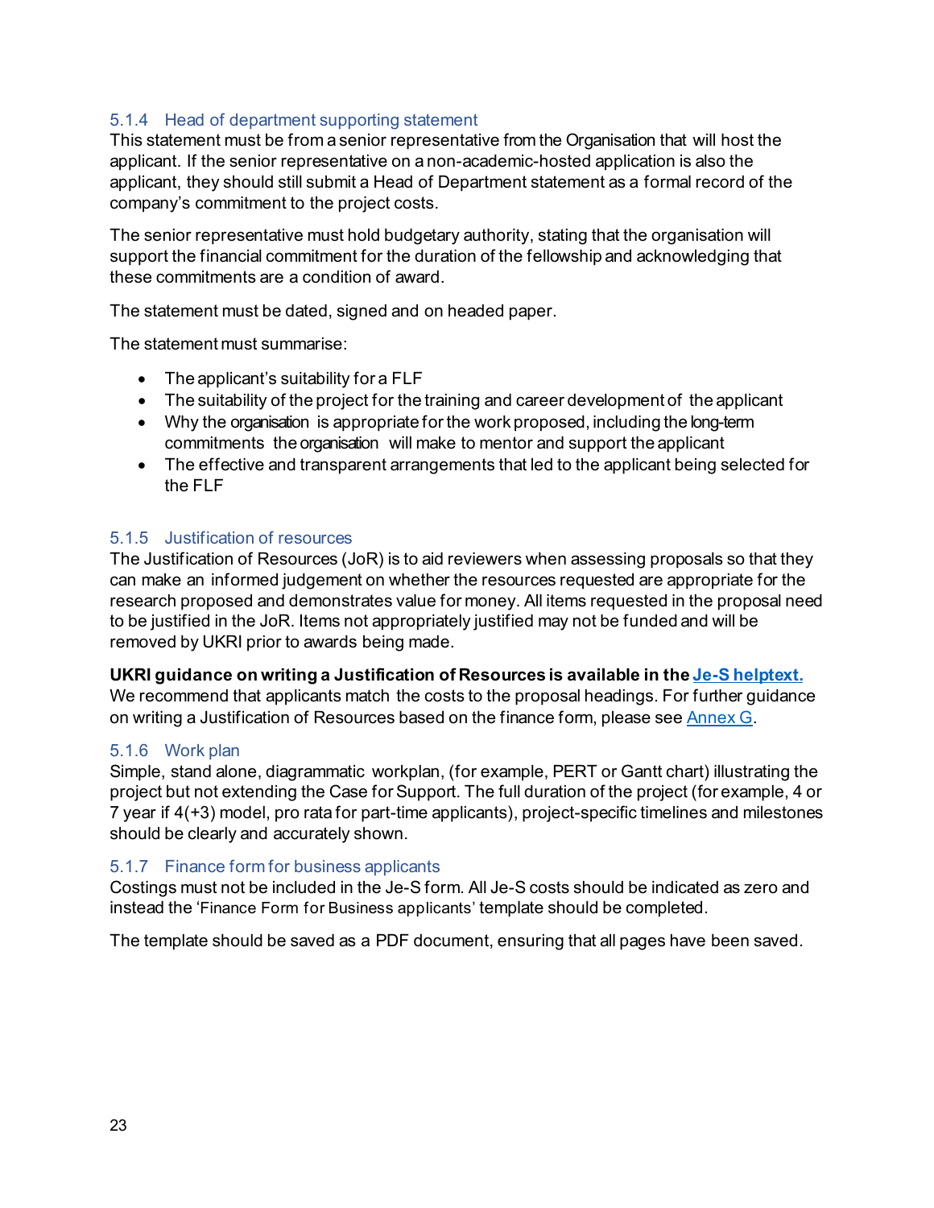### 5.1.4 Head of department supporting statement

This statement must be from a senior representative from the Organisation that will host the applicant. If the senior representative on a non-academic-hosted application is also the applicant, they should still submit a Head of Department statement as a formal record of the company's commitment to the project costs.

The senior representative must hold budgetary authority, stating that the organisation will support the financial commitment for the duration of the fellowship and acknowledging that these commitments are a condition of award.

The statement must be dated, signed and on headed paper.

The statement must summarise:

- The applicant's suitability for a FLF
- The suitability of the project for the training and career development of the applicant
- Why the organisation is appropriate for the work proposed, including the long-term commitments the organisation will make to mentor and support the applicant
- The effective and transparent arrangements that led to the applicant being selected for the FLF

### 5.1.5 Justification of resources

The Justification of Resources (JoR) is to aid reviewers when assessing proposals so that they can make an informed judgement on whether the resources requested are appropriate for the research proposed and demonstrates value for money. All items requested in the proposal need to be justified in the JoR. Items not appropriately justified may not be funded and will be removed by UKRI prior to awards being made.

**UKRI guidance on writing a Justification of Resources is available in the Je-S helptext.**
We recommend that applicants match the costs to the proposal headings. For further guidance on writing a Justification of Resources based on the finance form, please see Annex G.

### 5.1.6 Work plan

Simple, stand alone, diagrammatic workplan, (for example, PERT or Gantt chart) illustrating the project but not extending the Case for Support. The full duration of the project (for example, 4 or 7 year if 4(+3) model, pro rata for part-time applicants), project-specific timelines and milestones should be clearly and accurately shown.

### 5.1.7 Finance form for business applicants

Costings must not be included in the Je-S form. All Je-S costs should be indicated as zero and instead the 'Finance Form for Business applicants' template should be completed.

The template should be saved as a PDF document, ensuring that all pages have been saved.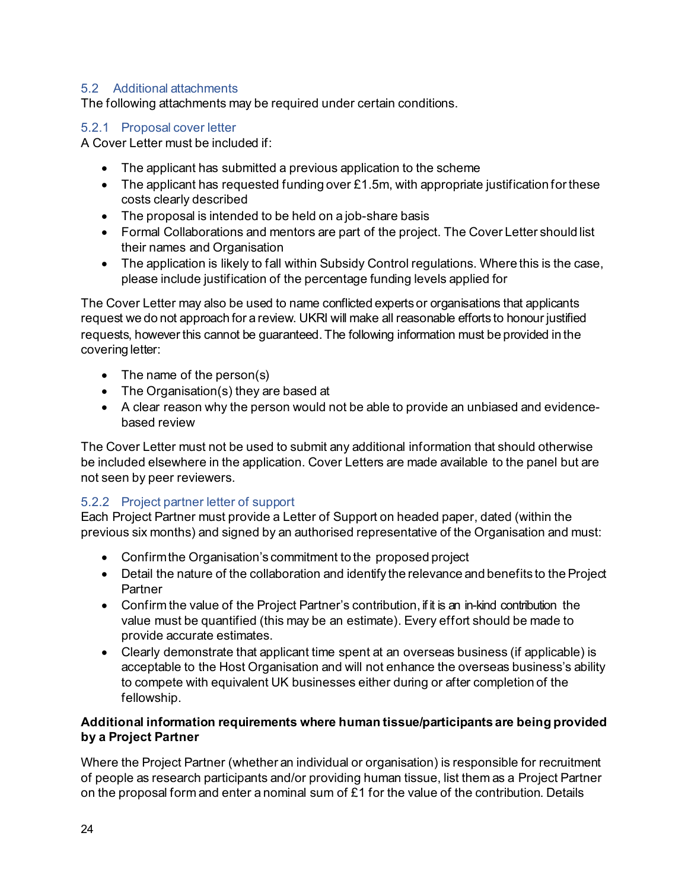### 5.2 Additional attachments

The following attachments may be required under certain conditions.

#### 5.2.1 Proposal cover letter

A Cover Letter must be included if:

- The applicant has submitted a previous application to the scheme
- The applicant has requested funding over £1.5m, with appropriate justification for these costs clearly described
- The proposal is intended to be held on a job-share basis
- Formal Collaborations and mentors are part of the project. The Cover Letter should list their names and Organisation
- The application is likely to fall within Subsidy Control regulations. Where this is the case, please include justification of the percentage funding levels applied for

The Cover Letter may also be used to name conflicted experts or organisations that applicants request we do not approach for a review. UKRI will make all reasonable efforts to honour justified requests, however this cannot be guaranteed. The following information must be provided in the covering letter:

- The name of the person(s)
- The Organisation(s) they are based at
- A clear reason why the person would not be able to provide an unbiased and evidence-based review

The Cover Letter must not be used to submit any additional information that should otherwise be included elsewhere in the application. Cover Letters are made available to the panel but are not seen by peer reviewers.

#### 5.2.2 Project partner letter of support

Each Project Partner must provide a Letter of Support on headed paper, dated (within the previous six months) and signed by an authorised representative of the Organisation and must:

- Confirm the Organisation's commitment to the proposed project
- Detail the nature of the collaboration and identify the relevance and benefits to the Project Partner
- Confirm the value of the Project Partner's contribution, if it is an in-kind contribution the value must be quantified (this may be an estimate). Every effort should be made to provide accurate estimates.
- Clearly demonstrate that applicant time spent at an overseas business (if applicable) is acceptable to the Host Organisation and will not enhance the overseas business's ability to compete with equivalent UK businesses either during or after completion of the fellowship.

**Additional information requirements where human tissue/participants are being provided by a Project Partner**

Where the Project Partner (whether an individual or organisation) is responsible for recruitment of people as research participants and/or providing human tissue, list them as a Project Partner on the proposal form and enter a nominal sum of £1 for the value of the contribution. Details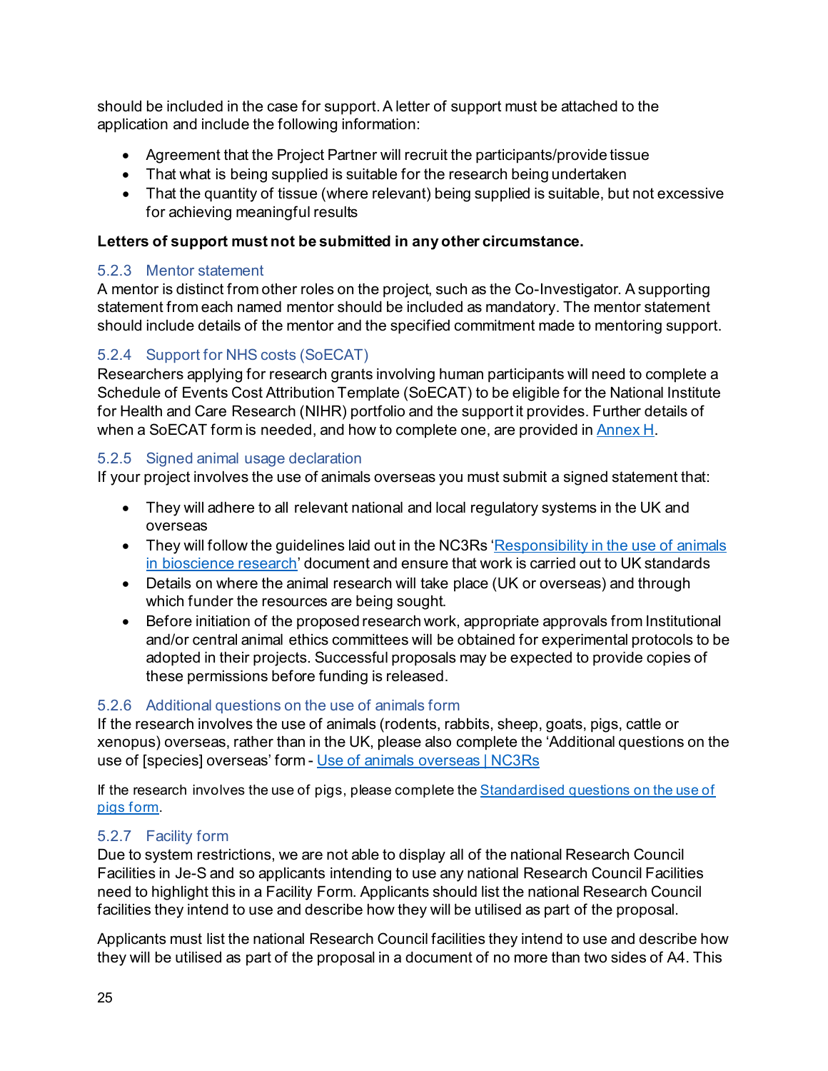should be included in the case for support. A letter of support must be attached to the application and include the following information:

- Agreement that the Project Partner will recruit the participants/provide tissue
- That what is being supplied is suitable for the research being undertaken
- That the quantity of tissue (where relevant) being supplied is suitable, but not excessive for achieving meaningful results

**Letters of support must not be submitted in any other circumstance.**

### 5.2.3 Mentor statement

A mentor is distinct from other roles on the project, such as the Co-Investigator. A supporting statement from each named mentor should be included as mandatory. The mentor statement should include details of the mentor and the specified commitment made to mentoring support.

### 5.2.4 Support for NHS costs (SoECAT)

Researchers applying for research grants involving human participants will need to complete a Schedule of Events Cost Attribution Template (SoECAT) to be eligible for the National Institute for Health and Care Research (NIHR) portfolio and the support it provides. Further details of when a SoECAT form is needed, and how to complete one, are provided in Annex H.

### 5.2.5 Signed animal usage declaration

If your project involves the use of animals overseas you must submit a signed statement that:

- They will adhere to all relevant national and local regulatory systems in the UK and overseas
- They will follow the guidelines laid out in the NC3Rs 'Responsibility in the use of animals in bioscience research' document and ensure that work is carried out to UK standards
- Details on where the animal research will take place (UK or overseas) and through which funder the resources are being sought.
- Before initiation of the proposed research work, appropriate approvals from Institutional and/or central animal ethics committees will be obtained for experimental protocols to be adopted in their projects. Successful proposals may be expected to provide copies of these permissions before funding is released.

### 5.2.6 Additional questions on the use of animals form

If the research involves the use of animals (rodents, rabbits, sheep, goats, pigs, cattle or xenopus) overseas, rather than in the UK, please also complete the 'Additional questions on the use of [species] overseas' form - Use of animals overseas | NC3Rs

If the research involves the use of pigs, please complete the Standardised questions on the use of pigs form.

### 5.2.7 Facility form

Due to system restrictions, we are not able to display all of the national Research Council Facilities in Je-S and so applicants intending to use any national Research Council Facilities need to highlight this in a Facility Form. Applicants should list the national Research Council facilities they intend to use and describe how they will be utilised as part of the proposal.

Applicants must list the national Research Council facilities they intend to use and describe how they will be utilised as part of the proposal in a document of no more than two sides of A4. This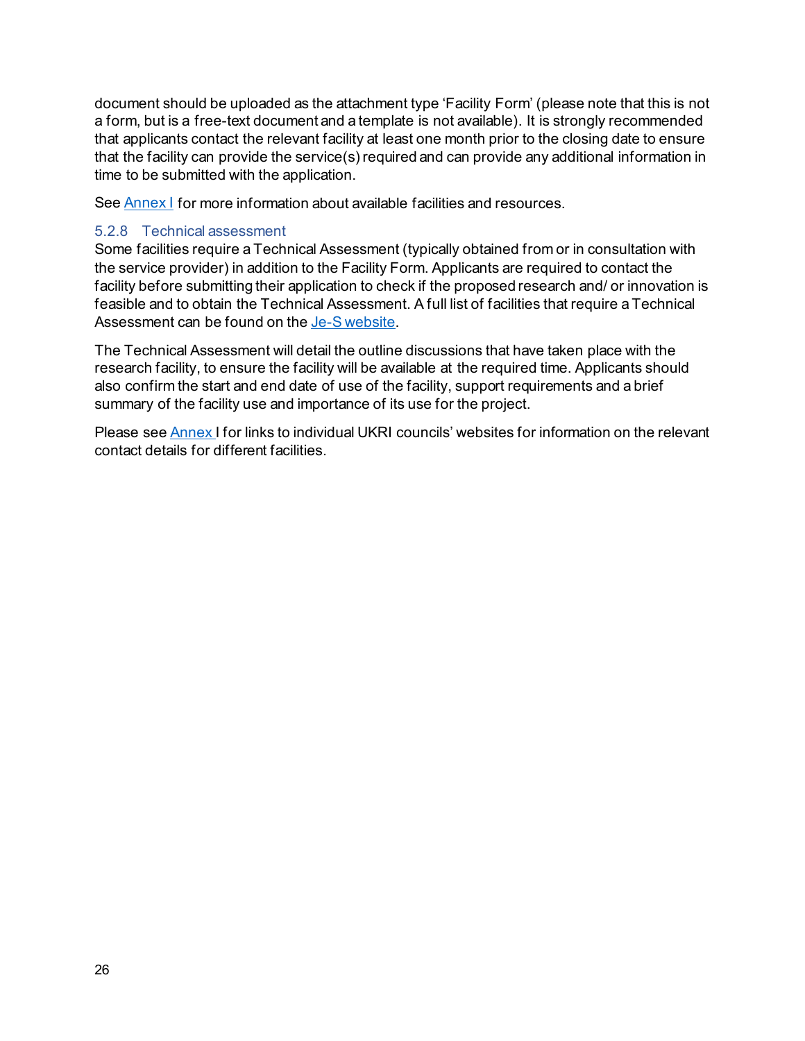document should be uploaded as the attachment type 'Facility Form' (please note that this is not a form, but is a free-text document and a template is not available). It is strongly recommended that applicants contact the relevant facility at least one month prior to the closing date to ensure that the facility can provide the service(s) required and can provide any additional information in time to be submitted with the application.

See Annex I for more information about available facilities and resources.

#### 5.2.8 Technical assessment

Some facilities require a Technical Assessment (typically obtained from or in consultation with the service provider) in addition to the Facility Form. Applicants are required to contact the facility before submitting their application to check if the proposed research and/ or innovation is feasible and to obtain the Technical Assessment. A full list of facilities that require a Technical Assessment can be found on the Je-S website.

The Technical Assessment will detail the outline discussions that have taken place with the research facility, to ensure the facility will be available at the required time. Applicants should also confirm the start and end date of use of the facility, support requirements and a brief summary of the facility use and importance of its use for the project.

Please see Annex I for links to individual UKRI councils' websites for information on the relevant contact details for different facilities.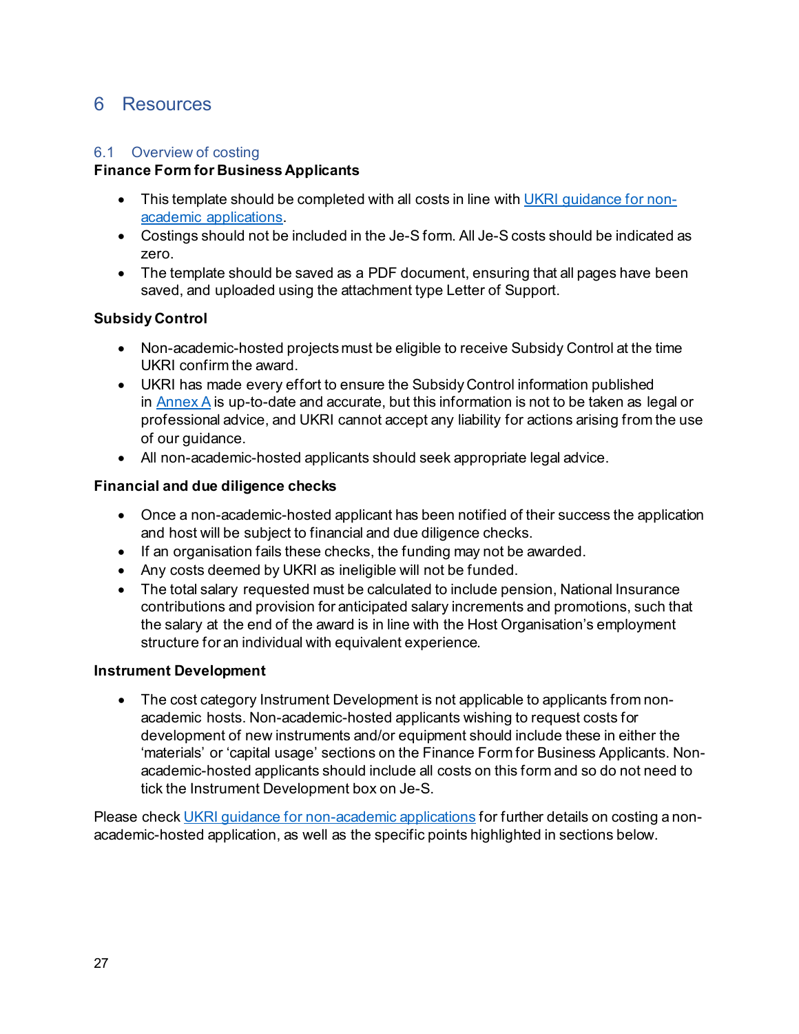# 6 Resources

## 6.1 Overview of costing

**Finance Form for Business Applicants**

- This template should be completed with all costs in line with [UKRI guidance for non-academic applications](#).
- Costings should not be included in the Je-S form. All Je-S costs should be indicated as zero.
- The template should be saved as a PDF document, ensuring that all pages have been saved, and uploaded using the attachment type Letter of Support.

**Subsidy Control**

- Non-academic-hosted projects must be eligible to receive Subsidy Control at the time UKRI confirm the award.
- UKRI has made every effort to ensure the Subsidy Control information published in [Annex A](#) is up-to-date and accurate, but this information is not to be taken as legal or professional advice, and UKRI cannot accept any liability for actions arising from the use of our guidance.
- All non-academic-hosted applicants should seek appropriate legal advice.

**Financial and due diligence checks**

- Once a non-academic-hosted applicant has been notified of their success the application and host will be subject to financial and due diligence checks.
- If an organisation fails these checks, the funding may not be awarded.
- Any costs deemed by UKRI as ineligible will not be funded.
- The total salary requested must be calculated to include pension, National Insurance contributions and provision for anticipated salary increments and promotions, such that the salary at the end of the award is in line with the Host Organisation's employment structure for an individual with equivalent experience.

**Instrument Development**

- The cost category Instrument Development is not applicable to applicants from non-academic hosts. Non-academic-hosted applicants wishing to request costs for development of new instruments and/or equipment should include these in either the 'materials' or 'capital usage' sections on the Finance Form for Business Applicants. Non-academic-hosted applicants should include all costs on this form and so do not need to tick the Instrument Development box on Je-S.

Please check [UKRI guidance for non-academic applications](#) for further details on costing a non-academic-hosted application, as well as the specific points highlighted in sections below.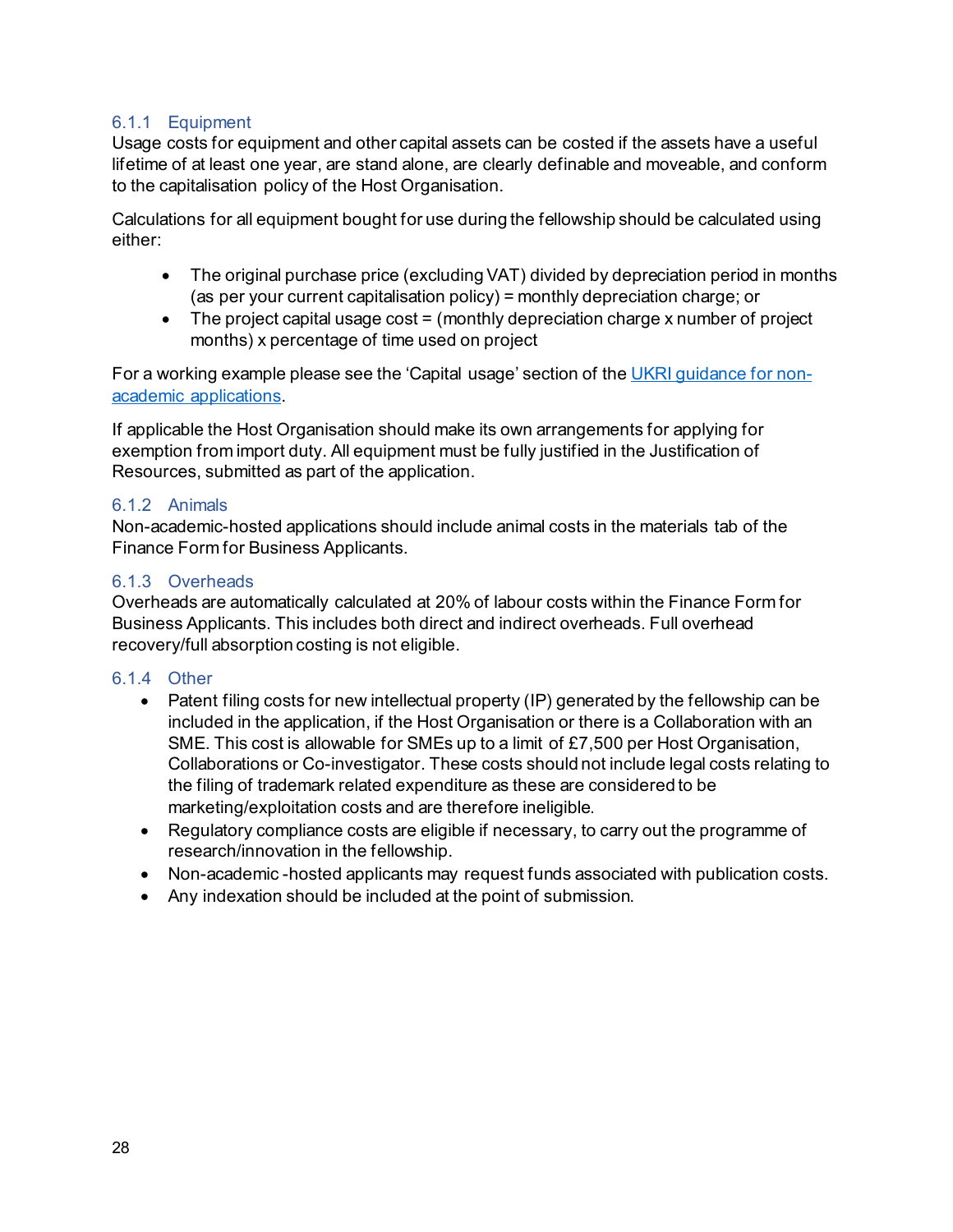#### 6.1.1 Equipment

Usage costs for equipment and other capital assets can be costed if the assets have a useful lifetime of at least one year, are stand alone, are clearly definable and moveable, and conform to the capitalisation policy of the Host Organisation.

Calculations for all equipment bought for use during the fellowship should be calculated using either:

- The original purchase price (excluding VAT) divided by depreciation period in months (as per your current capitalisation policy) = monthly depreciation charge; or
- The project capital usage cost = (monthly depreciation charge x number of project months) x percentage of time used on project

For a working example please see the 'Capital usage' section of the [UKRI guidance for non-academic applications](#).

If applicable the Host Organisation should make its own arrangements for applying for exemption from import duty. All equipment must be fully justified in the Justification of Resources, submitted as part of the application.

#### 6.1.2 Animals

Non-academic-hosted applications should include animal costs in the materials tab of the Finance Form for Business Applicants.

#### 6.1.3 Overheads

Overheads are automatically calculated at 20% of labour costs within the Finance Form for Business Applicants. This includes both direct and indirect overheads. Full overhead recovery/full absorption costing is not eligible.

#### 6.1.4 Other

- Patent filing costs for new intellectual property (IP) generated by the fellowship can be included in the application, if the Host Organisation or there is a Collaboration with an SME. This cost is allowable for SMEs up to a limit of £7,500 per Host Organisation, Collaborations or Co-investigator. These costs should not include legal costs relating to the filing of trademark related expenditure as these are considered to be marketing/exploitation costs and are therefore ineligible.
- Regulatory compliance costs are eligible if necessary, to carry out the programme of research/innovation in the fellowship.
- Non-academic -hosted applicants may request funds associated with publication costs.
- Any indexation should be included at the point of submission.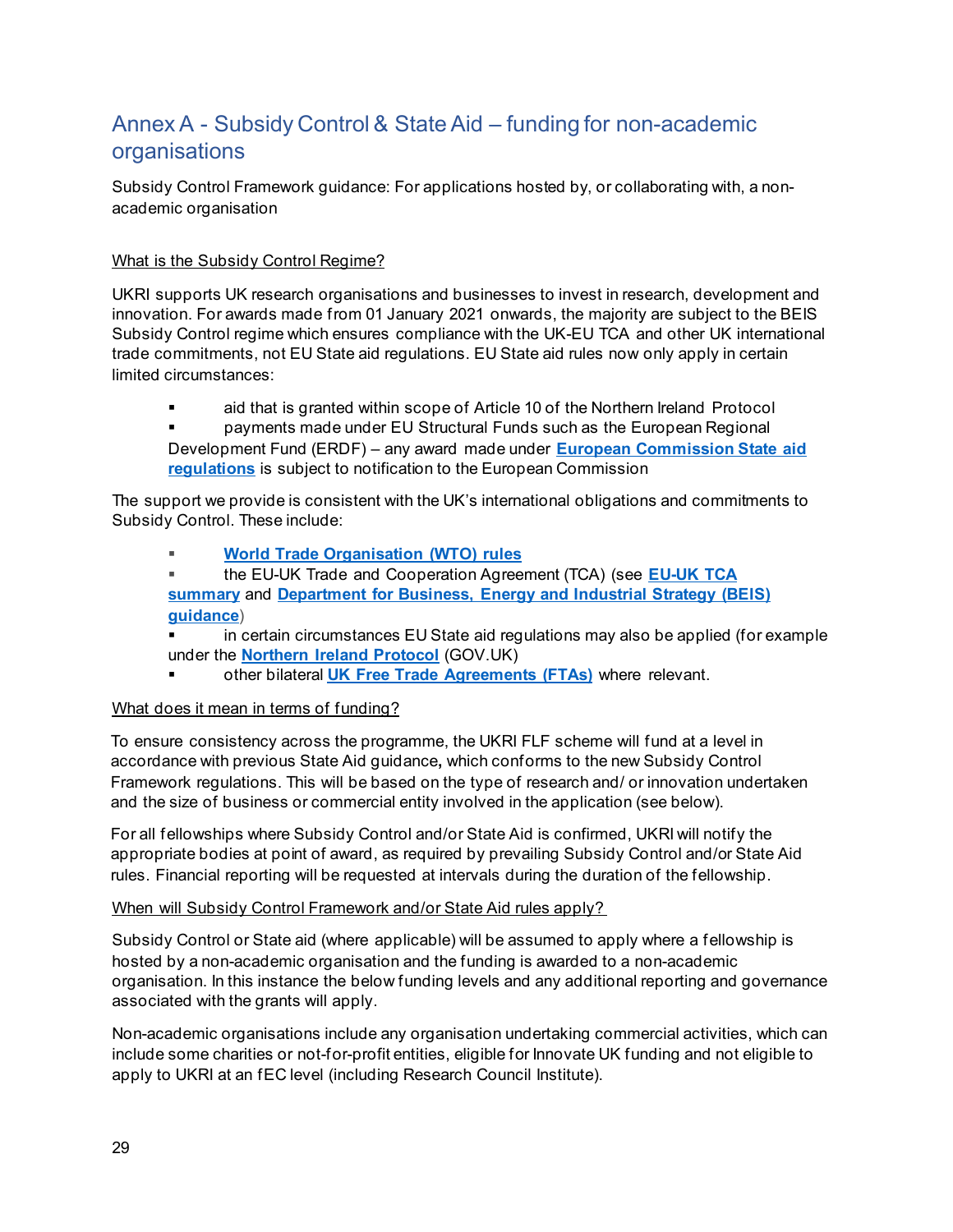## Annex A - Subsidy Control & State Aid – funding for non-academic organisations

Subsidy Control Framework guidance: For applications hosted by, or collaborating with, a non-academic organisation

### What is the Subsidy Control Regime?

UKRI supports UK research organisations and businesses to invest in research, development and innovation. For awards made from 01 January 2021 onwards, the majority are subject to the BEIS Subsidy Control regime which ensures compliance with the UK-EU TCA and other UK international trade commitments, not EU State aid regulations. EU State aid rules now only apply in certain limited circumstances:

- aid that is granted within scope of Article 10 of the Northern Ireland Protocol
- payments made under EU Structural Funds such as the European Regional Development Fund (ERDF) – any award made under **European Commission State aid regulations** is subject to notification to the European Commission

The support we provide is consistent with the UK's international obligations and commitments to Subsidy Control. These include:

- **World Trade Organisation (WTO) rules**
- the EU-UK Trade and Cooperation Agreement (TCA) (see **EU-UK TCA summary** and **Department for Business, Energy and Industrial Strategy (BEIS) guidance**)
- in certain circumstances EU State aid regulations may also be applied (for example under the **Northern Ireland Protocol** (GOV.UK)
- other bilateral **UK Free Trade Agreements (FTAs)** where relevant.

### What does it mean in terms of funding?

To ensure consistency across the programme, the UKRI FLF scheme will fund at a level in accordance with previous State Aid guidance**,** which conforms to the new Subsidy Control Framework regulations. This will be based on the type of research and/ or innovation undertaken and the size of business or commercial entity involved in the application (see below).

For all fellowships where Subsidy Control and/or State Aid is confirmed, UKRI will notify the appropriate bodies at point of award, as required by prevailing Subsidy Control and/or State Aid rules. Financial reporting will be requested at intervals during the duration of the fellowship.

### When will Subsidy Control Framework and/or State Aid rules apply?

Subsidy Control or State aid (where applicable) will be assumed to apply where a fellowship is hosted by a non-academic organisation and the funding is awarded to a non-academic organisation. In this instance the below funding levels and any additional reporting and governance associated with the grants will apply.

Non-academic organisations include any organisation undertaking commercial activities, which can include some charities or not-for-profit entities, eligible for Innovate UK funding and not eligible to apply to UKRI at an fEC level (including Research Council Institute).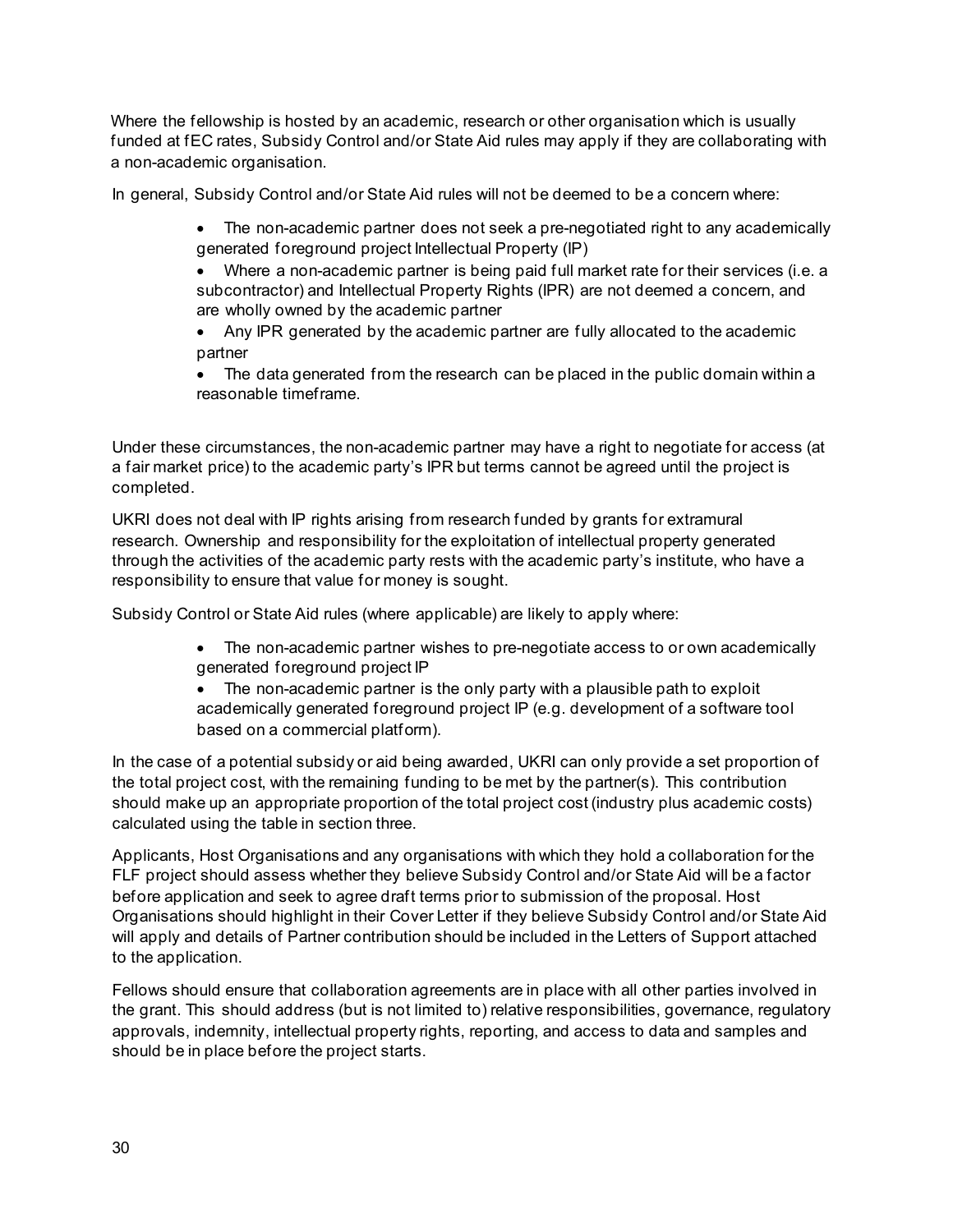Where the fellowship is hosted by an academic, research or other organisation which is usually funded at fEC rates, Subsidy Control and/or State Aid rules may apply if they are collaborating with a non-academic organisation.

In general, Subsidy Control and/or State Aid rules will not be deemed to be a concern where:

- The non-academic partner does not seek a pre-negotiated right to any academically generated foreground project Intellectual Property (IP)
- Where a non-academic partner is being paid full market rate for their services (i.e. a subcontractor) and Intellectual Property Rights (IPR) are not deemed a concern, and are wholly owned by the academic partner
- Any IPR generated by the academic partner are fully allocated to the academic partner
- The data generated from the research can be placed in the public domain within a reasonable timeframe.

Under these circumstances, the non-academic partner may have a right to negotiate for access (at a fair market price) to the academic party's IPR but terms cannot be agreed until the project is completed.

UKRI does not deal with IP rights arising from research funded by grants for extramural research. Ownership and responsibility for the exploitation of intellectual property generated through the activities of the academic party rests with the academic party's institute, who have a responsibility to ensure that value for money is sought.

Subsidy Control or State Aid rules (where applicable) are likely to apply where:

- The non-academic partner wishes to pre-negotiate access to or own academically generated foreground project IP
- The non-academic partner is the only party with a plausible path to exploit academically generated foreground project IP (e.g. development of a software tool based on a commercial platform).

In the case of a potential subsidy or aid being awarded, UKRI can only provide a set proportion of the total project cost, with the remaining funding to be met by the partner(s). This contribution should make up an appropriate proportion of the total project cost (industry plus academic costs) calculated using the table in section three.

Applicants, Host Organisations and any organisations with which they hold a collaboration for the FLF project should assess whether they believe Subsidy Control and/or State Aid will be a factor before application and seek to agree draft terms prior to submission of the proposal. Host Organisations should highlight in their Cover Letter if they believe Subsidy Control and/or State Aid will apply and details of Partner contribution should be included in the Letters of Support attached to the application.

Fellows should ensure that collaboration agreements are in place with all other parties involved in the grant. This should address (but is not limited to) relative responsibilities, governance, regulatory approvals, indemnity, intellectual property rights, reporting, and access to data and samples and should be in place before the project starts.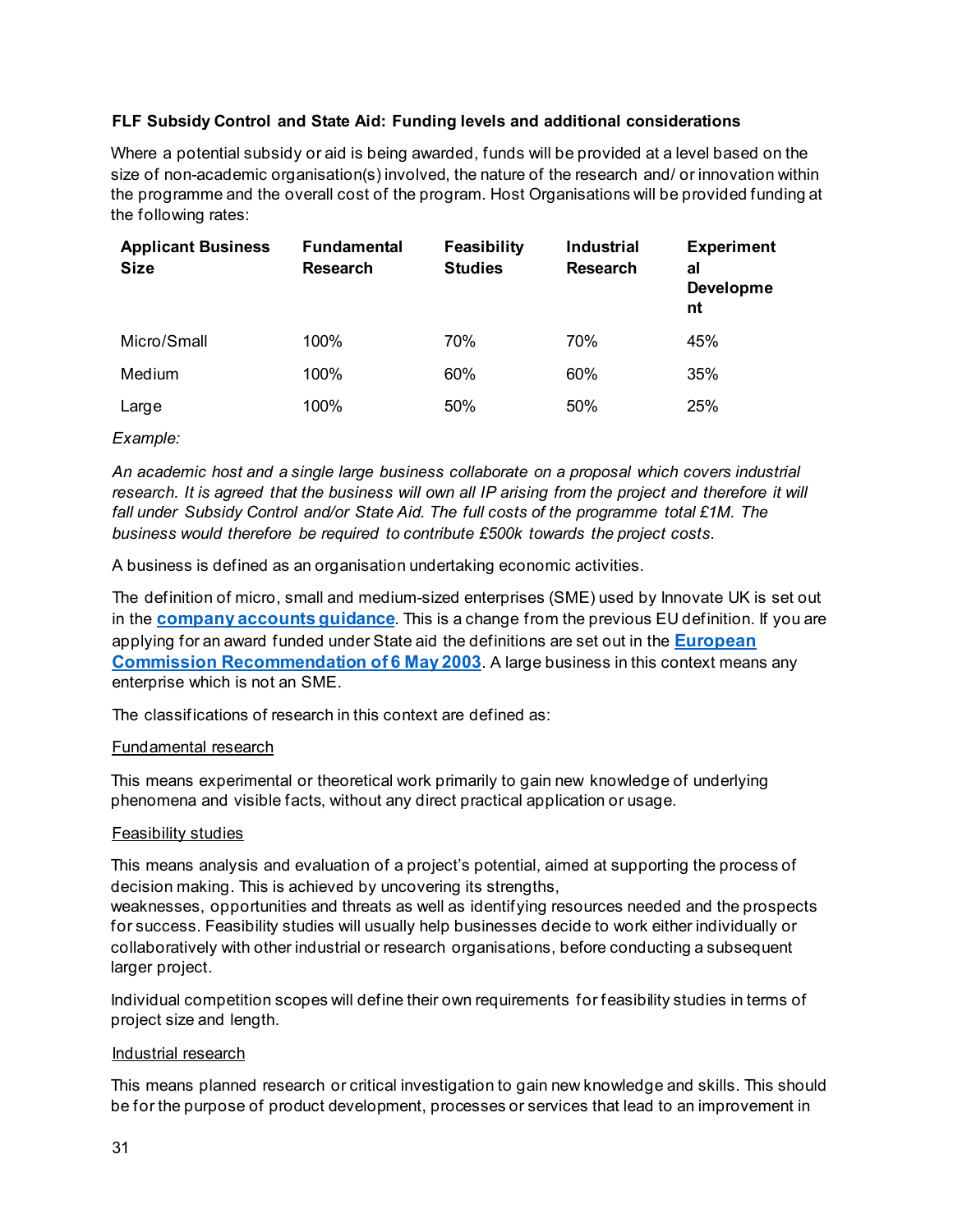**FLF Subsidy Control and State Aid: Funding levels and additional considerations**

Where a potential subsidy or aid is being awarded, funds will be provided at a level based on the size of non-academic organisation(s) involved, the nature of the research and/ or innovation within the programme and the overall cost of the program. Host Organisations will be provided funding at the following rates:

| Applicant Business Size | Fundamental Research | Feasibility Studies | Industrial Research | Experimental Development |
|---|---|---|---|---|
| Micro/Small | 100% | 70% | 70% | 45% |
| Medium | 100% | 60% | 60% | 35% |
| Large | 100% | 50% | 50% | 25% |

*Example:*

*An academic host and a single large business collaborate on a proposal which covers industrial research. It is agreed that the business will own all IP arising from the project and therefore it will fall under Subsidy Control and/or State Aid. The full costs of the programme total £1M. The business would therefore be required to contribute £500k towards the project costs.*

A business is defined as an organisation undertaking economic activities.

The definition of micro, small and medium-sized enterprises (SME) used by Innovate UK is set out in the **company accounts guidance**. This is a change from the previous EU definition. If you are applying for an award funded under State aid the definitions are set out in the **European Commission Recommendation of 6 May 2003**. A large business in this context means any enterprise which is not an SME.

The classifications of research in this context are defined as:

Fundamental research

This means experimental or theoretical work primarily to gain new knowledge of underlying phenomena and visible facts, without any direct practical application or usage.

Feasibility studies

This means analysis and evaluation of a project's potential, aimed at supporting the process of decision making. This is achieved by uncovering its strengths, weaknesses, opportunities and threats as well as identifying resources needed and the prospects for success. Feasibility studies will usually help businesses decide to work either individually or collaboratively with other industrial or research organisations, before conducting a subsequent larger project.

Individual competition scopes will define their own requirements for feasibility studies in terms of project size and length.

Industrial research

This means planned research or critical investigation to gain new knowledge and skills. This should be for the purpose of product development, processes or services that lead to an improvement in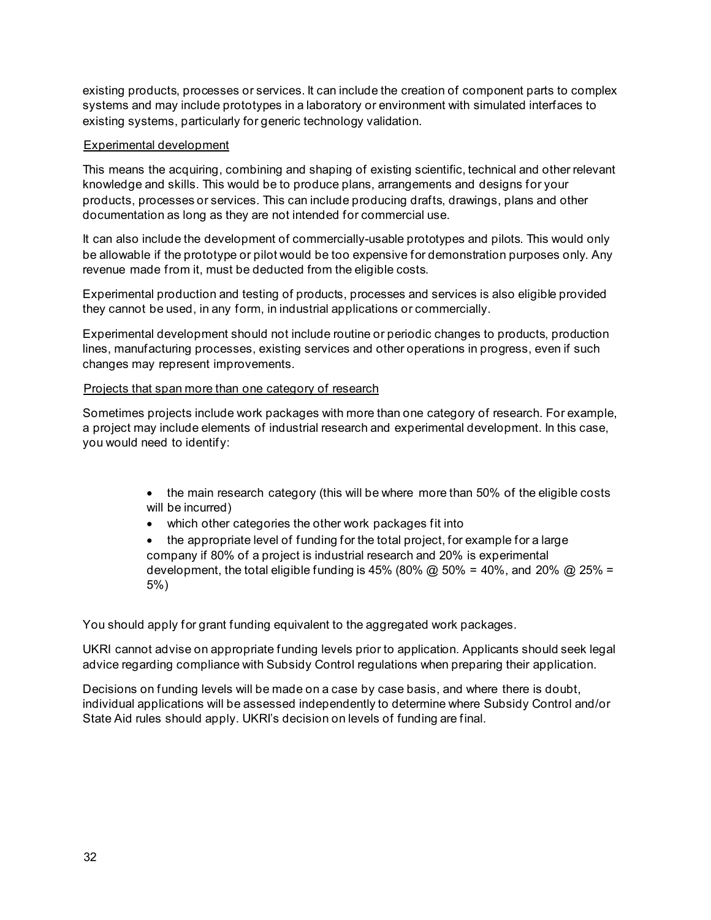existing products, processes or services. It can include the creation of component parts to complex systems and may include prototypes in a laboratory or environment with simulated interfaces to existing systems, particularly for generic technology validation.

Experimental development

This means the acquiring, combining and shaping of existing scientific, technical and other relevant knowledge and skills. This would be to produce plans, arrangements and designs for your products, processes or services. This can include producing drafts, drawings, plans and other documentation as long as they are not intended for commercial use.

It can also include the development of commercially-usable prototypes and pilots. This would only be allowable if the prototype or pilot would be too expensive for demonstration purposes only. Any revenue made from it, must be deducted from the eligible costs.

Experimental production and testing of products, processes and services is also eligible provided they cannot be used, in any form, in industrial applications or commercially.

Experimental development should not include routine or periodic changes to products, production lines, manufacturing processes, existing services and other operations in progress, even if such changes may represent improvements.

Projects that span more than one category of research

Sometimes projects include work packages with more than one category of research. For example, a project may include elements of industrial research and experimental development. In this case, you would need to identify:

- the main research category (this will be where more than 50% of the eligible costs will be incurred)
- which other categories the other work packages fit into
- the appropriate level of funding for the total project, for example for a large company if 80% of a project is industrial research and 20% is experimental development, the total eligible funding is 45% (80% @ 50% = 40%, and 20% @ 25% = 5%)

You should apply for grant funding equivalent to the aggregated work packages.

UKRI cannot advise on appropriate funding levels prior to application. Applicants should seek legal advice regarding compliance with Subsidy Control regulations when preparing their application.

Decisions on funding levels will be made on a case by case basis, and where there is doubt, individual applications will be assessed independently to determine where Subsidy Control and/or State Aid rules should apply. UKRI's decision on levels of funding are final.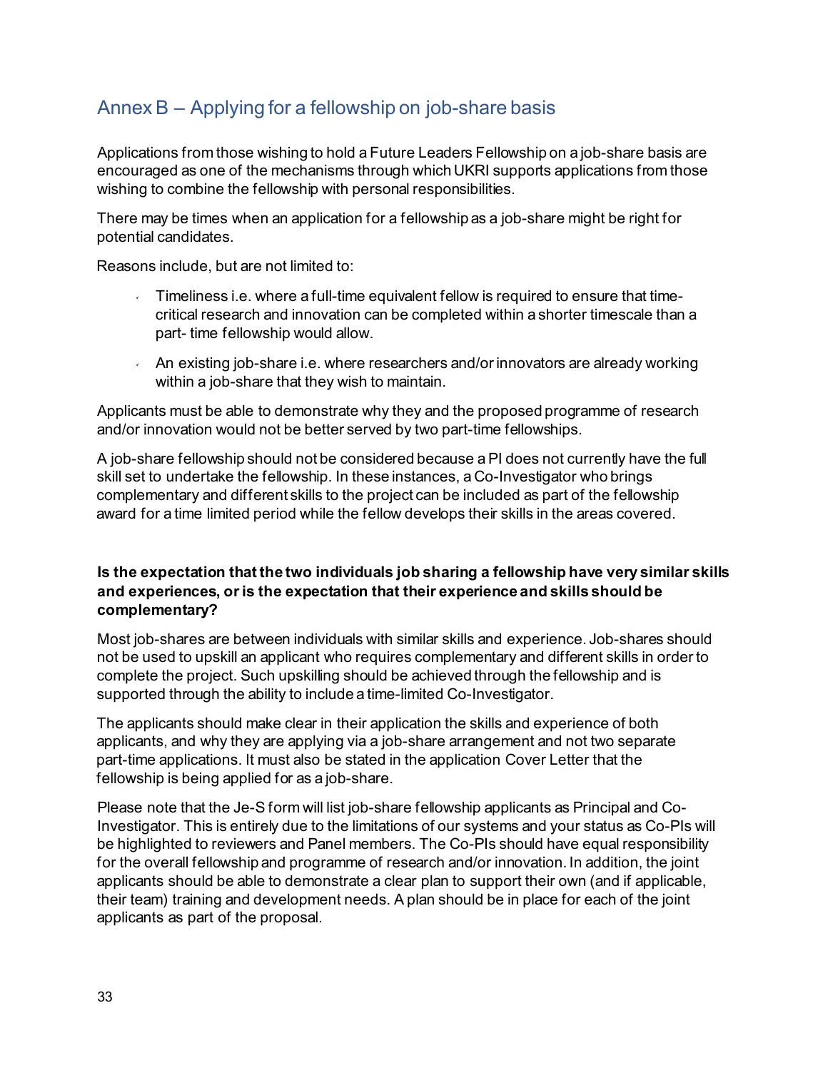## Annex B – Applying for a fellowship on job-share basis

Applications from those wishing to hold a Future Leaders Fellowship on a job-share basis are encouraged as one of the mechanisms through which UKRI supports applications from those wishing to combine the fellowship with personal responsibilities.

There may be times when an application for a fellowship as a job-share might be right for potential candidates.

Reasons include, but are not limited to:

- Timeliness i.e. where a full-time equivalent fellow is required to ensure that time-critical research and innovation can be completed within a shorter timescale than a part- time fellowship would allow.
- An existing job-share i.e. where researchers and/or innovators are already working within a job-share that they wish to maintain.

Applicants must be able to demonstrate why they and the proposed programme of research and/or innovation would not be better served by two part-time fellowships.

A job-share fellowship should not be considered because a PI does not currently have the full skill set to undertake the fellowship. In these instances, a Co-Investigator who brings complementary and different skills to the project can be included as part of the fellowship award for a time limited period while the fellow develops their skills in the areas covered.

**Is the expectation that the two individuals job sharing a fellowship have very similar skills and experiences, or is the expectation that their experience and skills should be complementary?**

Most job-shares are between individuals with similar skills and experience. Job-shares should not be used to upskill an applicant who requires complementary and different skills in order to complete the project. Such upskilling should be achieved through the fellowship and is supported through the ability to include a time-limited Co-Investigator.

The applicants should make clear in their application the skills and experience of both applicants, and why they are applying via a job-share arrangement and not two separate part-time applications. It must also be stated in the application Cover Letter that the fellowship is being applied for as a job-share.

Please note that the Je-S form will list job-share fellowship applicants as Principal and Co-Investigator. This is entirely due to the limitations of our systems and your status as Co-PIs will be highlighted to reviewers and Panel members. The Co-PIs should have equal responsibility for the overall fellowship and programme of research and/or innovation. In addition, the joint applicants should be able to demonstrate a clear plan to support their own (and if applicable, their team) training and development needs. A plan should be in place for each of the joint applicants as part of the proposal.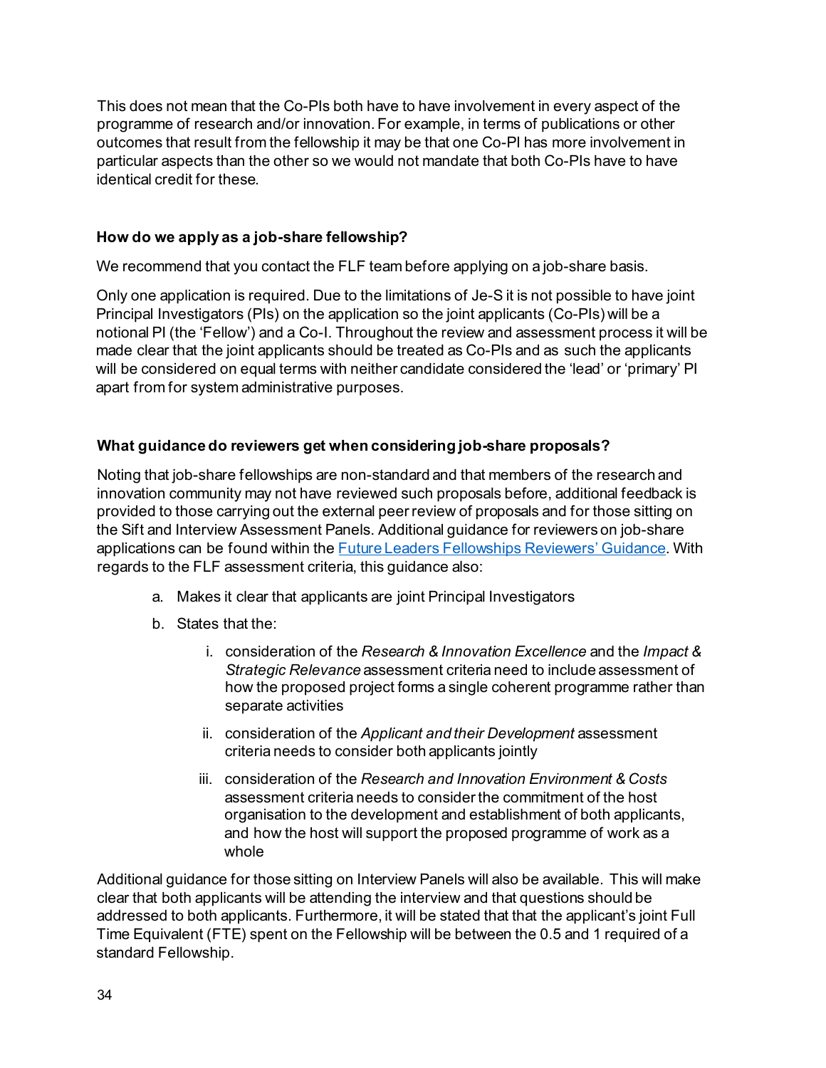This does not mean that the Co-PIs both have to have involvement in every aspect of the programme of research and/or innovation. For example, in terms of publications or other outcomes that result from the fellowship it may be that one Co-PI has more involvement in particular aspects than the other so we would not mandate that both Co-PIs have to have identical credit for these.

**How do we apply as a job-share fellowship?**

We recommend that you contact the FLF team before applying on a job-share basis.

Only one application is required. Due to the limitations of Je-S it is not possible to have joint Principal Investigators (PIs) on the application so the joint applicants (Co-PIs) will be a notional PI (the 'Fellow') and a Co-I. Throughout the review and assessment process it will be made clear that the joint applicants should be treated as Co-PIs and as such the applicants will be considered on equal terms with neither candidate considered the 'lead' or 'primary' PI apart from for system administrative purposes.

**What guidance do reviewers get when considering job-share proposals?**

Noting that job-share fellowships are non-standard and that members of the research and innovation community may not have reviewed such proposals before, additional feedback is provided to those carrying out the external peer review of proposals and for those sitting on the Sift and Interview Assessment Panels. Additional guidance for reviewers on job-share applications can be found within the [Future Leaders Fellowships Reviewers' Guidance](). With regards to the FLF assessment criteria, this guidance also:

a. Makes it clear that applicants are joint Principal Investigators
b. States that the:
    i. consideration of the *Research & Innovation Excellence* and the *Impact & Strategic Relevance* assessment criteria need to include assessment of how the proposed project forms a single coherent programme rather than separate activities
    ii. consideration of the *Applicant and their Development* assessment criteria needs to consider both applicants jointly
    iii. consideration of the *Research and Innovation Environment & Costs* assessment criteria needs to consider the commitment of the host organisation to the development and establishment of both applicants, and how the host will support the proposed programme of work as a whole

Additional guidance for those sitting on Interview Panels will also be available. This will make clear that both applicants will be attending the interview and that questions should be addressed to both applicants. Furthermore, it will be stated that that the applicant's joint Full Time Equivalent (FTE) spent on the Fellowship will be between the 0.5 and 1 required of a standard Fellowship.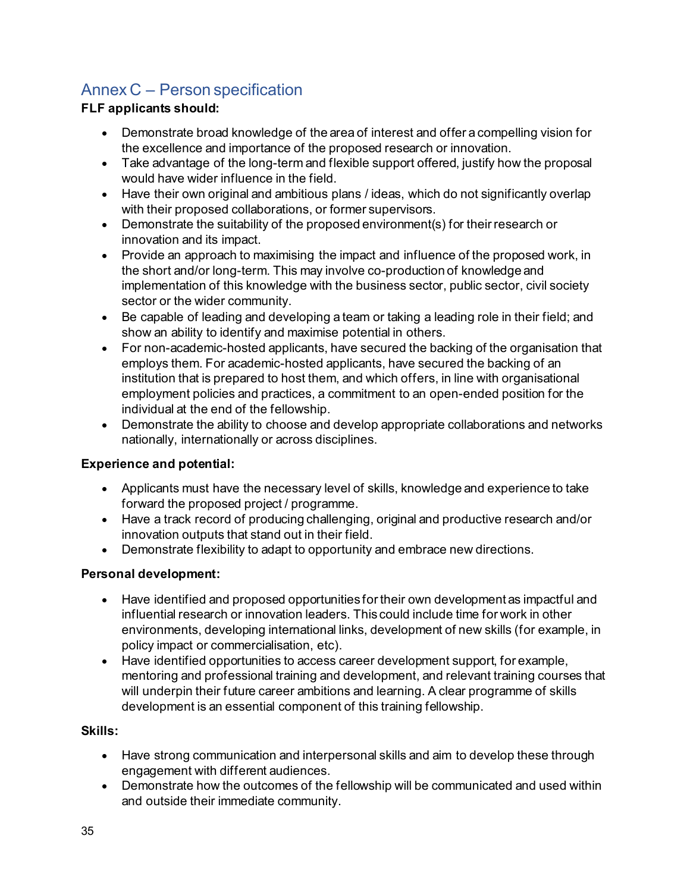## Annex C – Person specification

**FLF applicants should:**

- Demonstrate broad knowledge of the area of interest and offer a compelling vision for the excellence and importance of the proposed research or innovation.
- Take advantage of the long-term and flexible support offered, justify how the proposal would have wider influence in the field.
- Have their own original and ambitious plans / ideas, which do not significantly overlap with their proposed collaborations, or former supervisors.
- Demonstrate the suitability of the proposed environment(s) for their research or innovation and its impact.
- Provide an approach to maximising the impact and influence of the proposed work, in the short and/or long-term. This may involve co-production of knowledge and implementation of this knowledge with the business sector, public sector, civil society sector or the wider community.
- Be capable of leading and developing a team or taking a leading role in their field; and show an ability to identify and maximise potential in others.
- For non-academic-hosted applicants, have secured the backing of the organisation that employs them. For academic-hosted applicants, have secured the backing of an institution that is prepared to host them, and which offers, in line with organisational employment policies and practices, a commitment to an open-ended position for the individual at the end of the fellowship.
- Demonstrate the ability to choose and develop appropriate collaborations and networks nationally, internationally or across disciplines.

**Experience and potential:**

- Applicants must have the necessary level of skills, knowledge and experience to take forward the proposed project / programme.
- Have a track record of producing challenging, original and productive research and/or innovation outputs that stand out in their field.
- Demonstrate flexibility to adapt to opportunity and embrace new directions.

**Personal development:**

- Have identified and proposed opportunities for their own development as impactful and influential research or innovation leaders. This could include time for work in other environments, developing international links, development of new skills (for example, in policy impact or commercialisation, etc).
- Have identified opportunities to access career development support, for example, mentoring and professional training and development, and relevant training courses that will underpin their future career ambitions and learning. A clear programme of skills development is an essential component of this training fellowship.

**Skills:**

- Have strong communication and interpersonal skills and aim to develop these through engagement with different audiences.
- Demonstrate how the outcomes of the fellowship will be communicated and used within and outside their immediate community.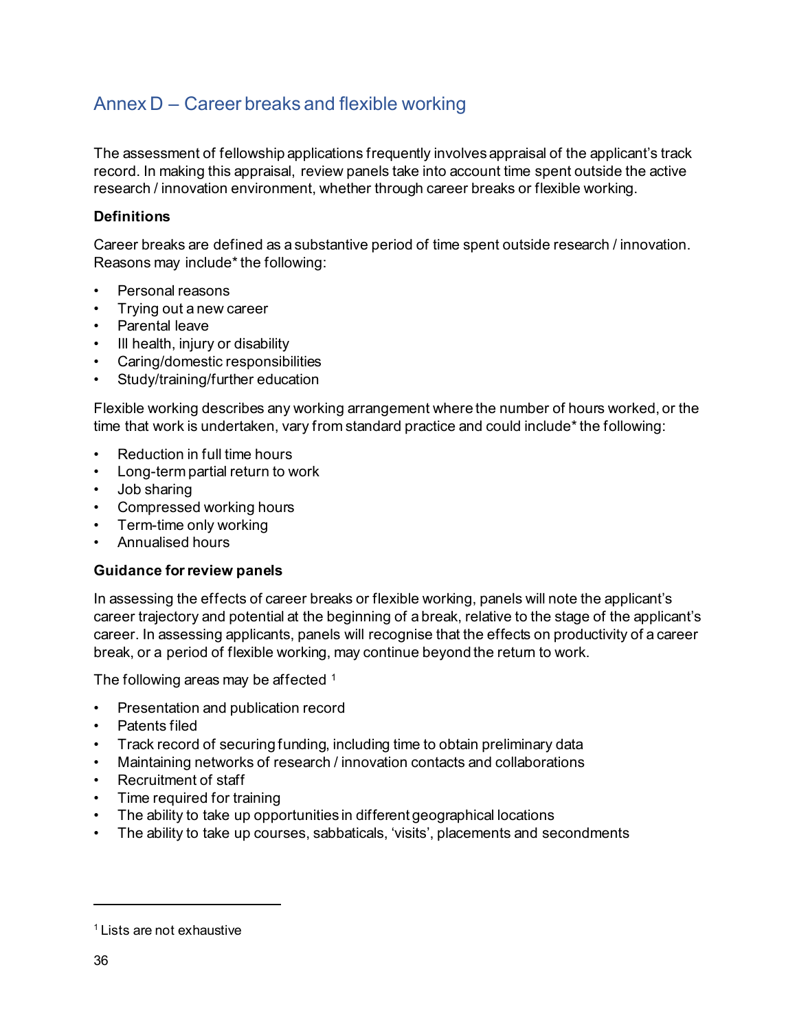## Annex D – Career breaks and flexible working

The assessment of fellowship applications frequently involves appraisal of the applicant's track record. In making this appraisal, review panels take into account time spent outside the active research / innovation environment, whether through career breaks or flexible working.

**Definitions**

Career breaks are defined as a substantive period of time spent outside research / innovation. Reasons may include* the following:

- Personal reasons
- Trying out a new career
- Parental leave
- Ill health, injury or disability
- Caring/domestic responsibilities
- Study/training/further education

Flexible working describes any working arrangement where the number of hours worked, or the time that work is undertaken, vary from standard practice and could include* the following:

- Reduction in full time hours
- Long-term partial return to work
- Job sharing
- Compressed working hours
- Term-time only working
- Annualised hours

**Guidance for review panels**

In assessing the effects of career breaks or flexible working, panels will note the applicant's career trajectory and potential at the beginning of a break, relative to the stage of the applicant's career. In assessing applicants, panels will recognise that the effects on productivity of a career break, or a period of flexible working, may continue beyond the return to work.

The following areas may be affected [1]

- Presentation and publication record
- Patents filed
- Track record of securing funding, including time to obtain preliminary data
- Maintaining networks of research / innovation contacts and collaborations
- Recruitment of staff
- Time required for training
- The ability to take up opportunities in different geographical locations
- The ability to take up courses, sabbaticals, 'visits', placements and secondments

[1] Lists are not exhaustive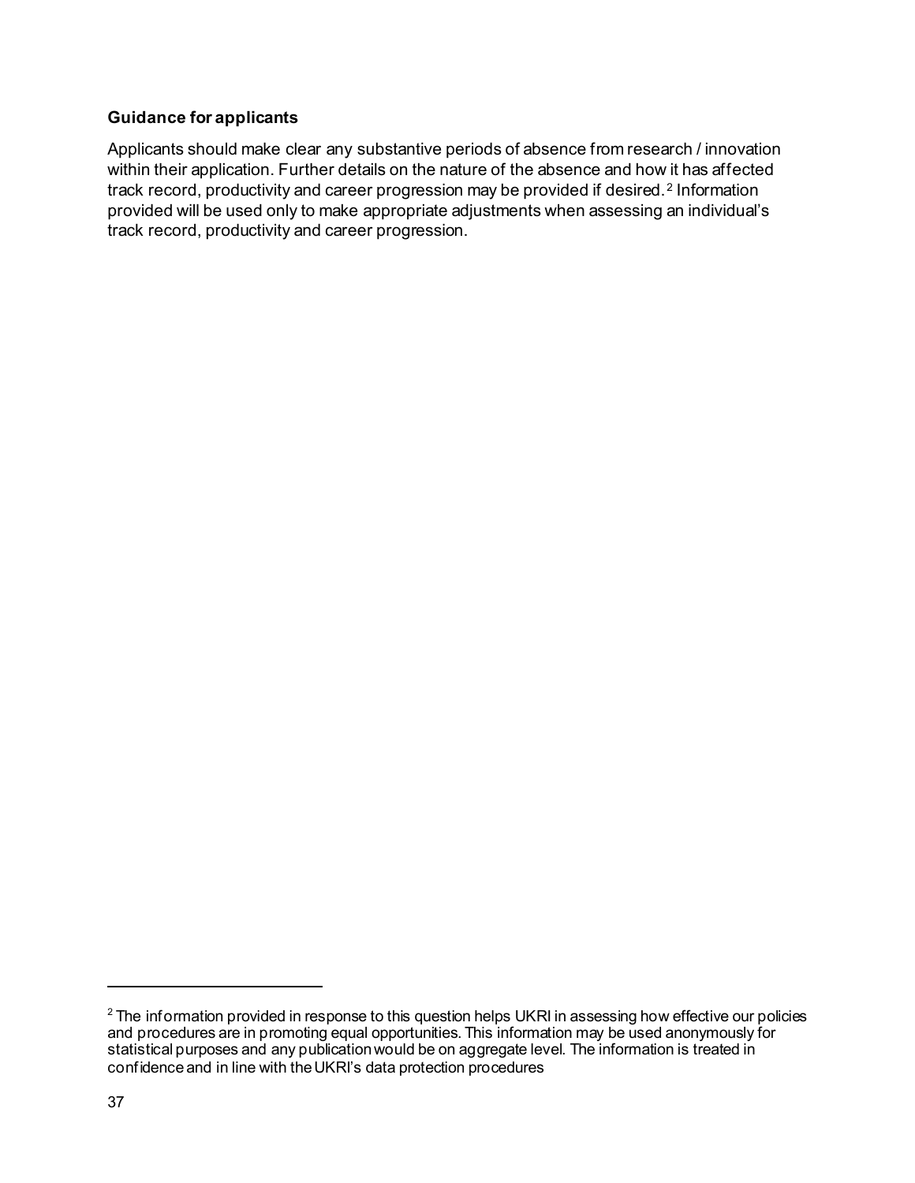**Guidance for applicants**

Applicants should make clear any substantive periods of absence from research / innovation within their application. Further details on the nature of the absence and how it has affected track record, productivity and career progression may be provided if desired.[2] Information provided will be used only to make appropriate adjustments when assessing an individual's track record, productivity and career progression.

---

[2] The information provided in response to this question helps UKRI in assessing how effective our policies and procedures are in promoting equal opportunities. This information may be used anonymously for statistical purposes and any publication would be on aggregate level. The information is treated in confidence and in line with the UKRI's data protection procedures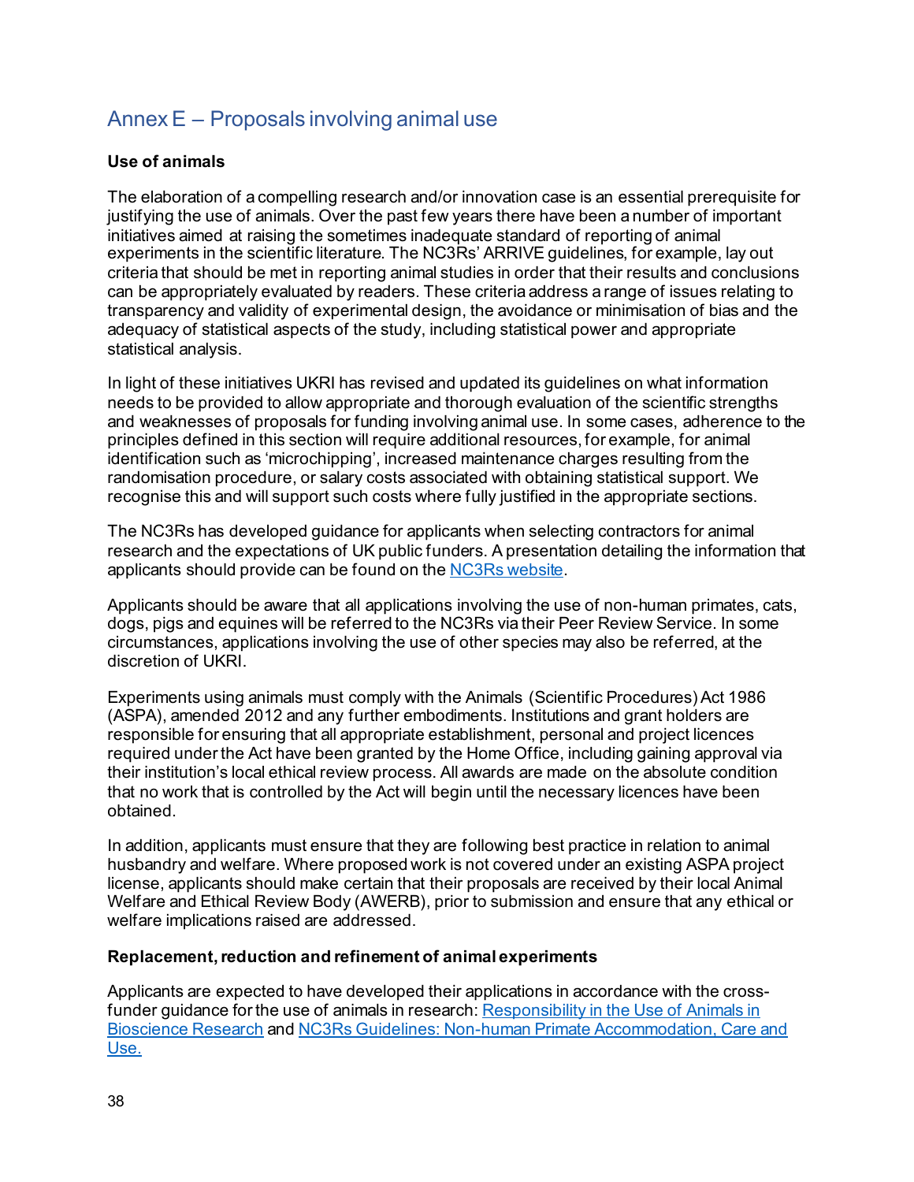# Annex E – Proposals involving animal use

**Use of animals**

The elaboration of a compelling research and/or innovation case is an essential prerequisite for justifying the use of animals. Over the past few years there have been a number of important initiatives aimed at raising the sometimes inadequate standard of reporting of animal experiments in the scientific literature. The NC3Rs' ARRIVE guidelines, for example, lay out criteria that should be met in reporting animal studies in order that their results and conclusions can be appropriately evaluated by readers. These criteria address a range of issues relating to transparency and validity of experimental design, the avoidance or minimisation of bias and the adequacy of statistical aspects of the study, including statistical power and appropriate statistical analysis.

In light of these initiatives UKRI has revised and updated its guidelines on what information needs to be provided to allow appropriate and thorough evaluation of the scientific strengths and weaknesses of proposals for funding involving animal use. In some cases, adherence to the principles defined in this section will require additional resources, for example, for animal identification such as 'microchipping', increased maintenance charges resulting from the randomisation procedure, or salary costs associated with obtaining statistical support. We recognise this and will support such costs where fully justified in the appropriate sections.

The NC3Rs has developed guidance for applicants when selecting contractors for animal research and the expectations of UK public funders. A presentation detailing the information that applicants should provide can be found on the NC3Rs website.

Applicants should be aware that all applications involving the use of non-human primates, cats, dogs, pigs and equines will be referred to the NC3Rs via their Peer Review Service. In some circumstances, applications involving the use of other species may also be referred, at the discretion of UKRI.

Experiments using animals must comply with the Animals (Scientific Procedures) Act 1986 (ASPA), amended 2012 and any further embodiments. Institutions and grant holders are responsible for ensuring that all appropriate establishment, personal and project licences required under the Act have been granted by the Home Office, including gaining approval via their institution's local ethical review process. All awards are made on the absolute condition that no work that is controlled by the Act will begin until the necessary licences have been obtained.

In addition, applicants must ensure that they are following best practice in relation to animal husbandry and welfare. Where proposed work is not covered under an existing ASPA project license, applicants should make certain that their proposals are received by their local Animal Welfare and Ethical Review Body (AWERB), prior to submission and ensure that any ethical or welfare implications raised are addressed.

**Replacement, reduction and refinement of animal experiments**

Applicants are expected to have developed their applications in accordance with the cross-funder guidance for the use of animals in research: Responsibility in the Use of Animals in Bioscience Research and NC3Rs Guidelines: Non-human Primate Accommodation, Care and Use.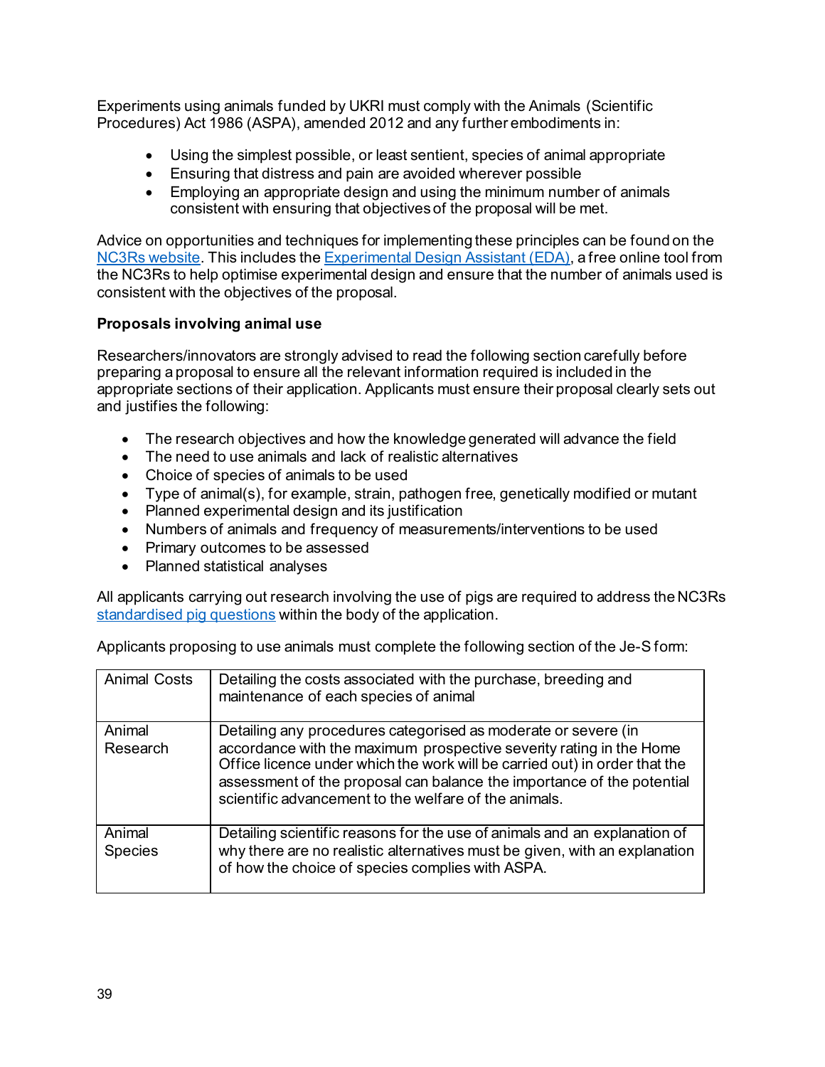Experiments using animals funded by UKRI must comply with the Animals (Scientific Procedures) Act 1986 (ASPA), amended 2012 and any further embodiments in:

- Using the simplest possible, or least sentient, species of animal appropriate
- Ensuring that distress and pain are avoided wherever possible
- Employing an appropriate design and using the minimum number of animals consistent with ensuring that objectives of the proposal will be met.

Advice on opportunities and techniques for implementing these principles can be found on the NC3Rs website. This includes the Experimental Design Assistant (EDA), a free online tool from the NC3Rs to help optimise experimental design and ensure that the number of animals used is consistent with the objectives of the proposal.

**Proposals involving animal use**

Researchers/innovators are strongly advised to read the following section carefully before preparing a proposal to ensure all the relevant information required is included in the appropriate sections of their application. Applicants must ensure their proposal clearly sets out and justifies the following:

- The research objectives and how the knowledge generated will advance the field
- The need to use animals and lack of realistic alternatives
- Choice of species of animals to be used
- Type of animal(s), for example, strain, pathogen free, genetically modified or mutant
- Planned experimental design and its justification
- Numbers of animals and frequency of measurements/interventions to be used
- Primary outcomes to be assessed
- Planned statistical analyses

All applicants carrying out research involving the use of pigs are required to address the NC3Rs standardised pig questions within the body of the application.

Applicants proposing to use animals must complete the following section of the Je-S form:

| | |
|---|---|
| Animal Costs | Detailing the costs associated with the purchase, breeding and maintenance of each species of animal |
| Animal Research | Detailing any procedures categorised as moderate or severe (in accordance with the maximum prospective severity rating in the Home Office licence under which the work will be carried out) in order that the assessment of the proposal can balance the importance of the potential scientific advancement to the welfare of the animals. |
| Animal Species | Detailing scientific reasons for the use of animals and an explanation of why there are no realistic alternatives must be given, with an explanation of how the choice of species complies with ASPA. |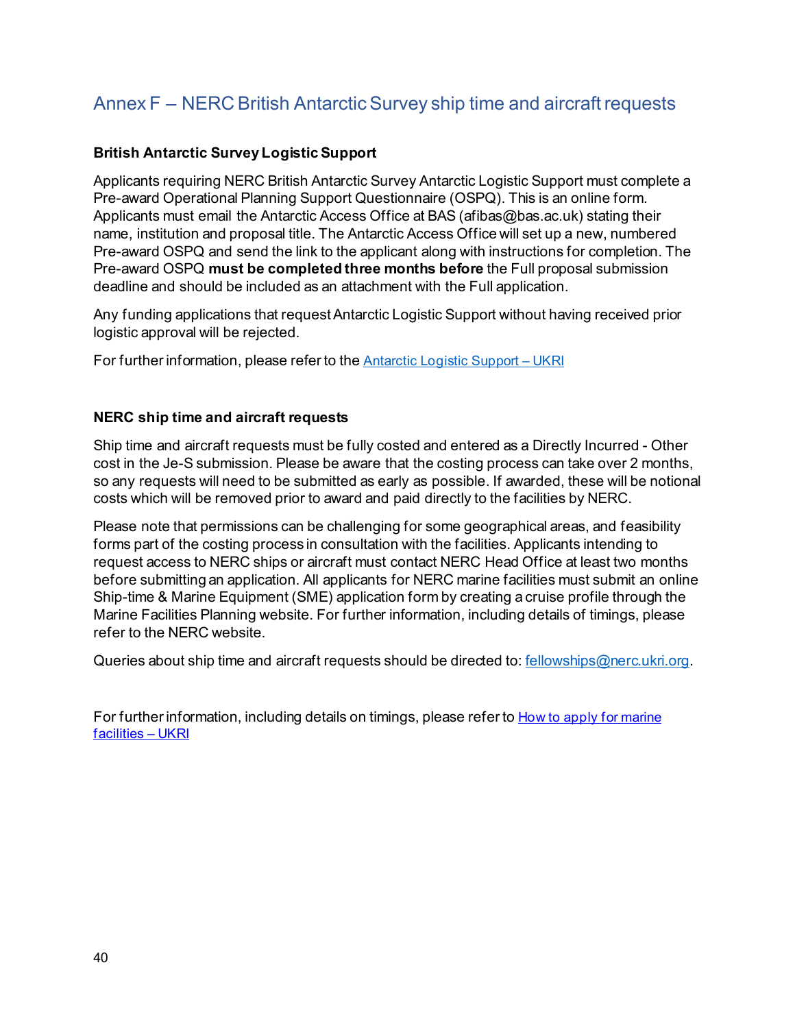## Annex F – NERC British Antarctic Survey ship time and aircraft requests

**British Antarctic Survey Logistic Support**

Applicants requiring NERC British Antarctic Survey Antarctic Logistic Support must complete a Pre-award Operational Planning Support Questionnaire (OSPQ). This is an online form. Applicants must email the Antarctic Access Office at BAS (afibas@bas.ac.uk) stating their name, institution and proposal title. The Antarctic Access Office will set up a new, numbered Pre-award OSPQ and send the link to the applicant along with instructions for completion. The Pre-award OSPQ **must be completed three months before** the Full proposal submission deadline and should be included as an attachment with the Full application.

Any funding applications that request Antarctic Logistic Support without having received prior logistic approval will be rejected.

For further information, please refer to the [Antarctic Logistic Support – UKRI]()

**NERC ship time and aircraft requests**

Ship time and aircraft requests must be fully costed and entered as a Directly Incurred - Other cost in the Je-S submission. Please be aware that the costing process can take over 2 months, so any requests will need to be submitted as early as possible. If awarded, these will be notional costs which will be removed prior to award and paid directly to the facilities by NERC.

Please note that permissions can be challenging for some geographical areas, and feasibility forms part of the costing process in consultation with the facilities. Applicants intending to request access to NERC ships or aircraft must contact NERC Head Office at least two months before submitting an application. All applicants for NERC marine facilities must submit an online Ship-time & Marine Equipment (SME) application form by creating a cruise profile through the Marine Facilities Planning website. For further information, including details of timings, please refer to the NERC website.

Queries about ship time and aircraft requests should be directed to: [fellowships@nerc.ukri.org]().

For further information, including details on timings, please refer to [How to apply for marine facilities – UKRI]()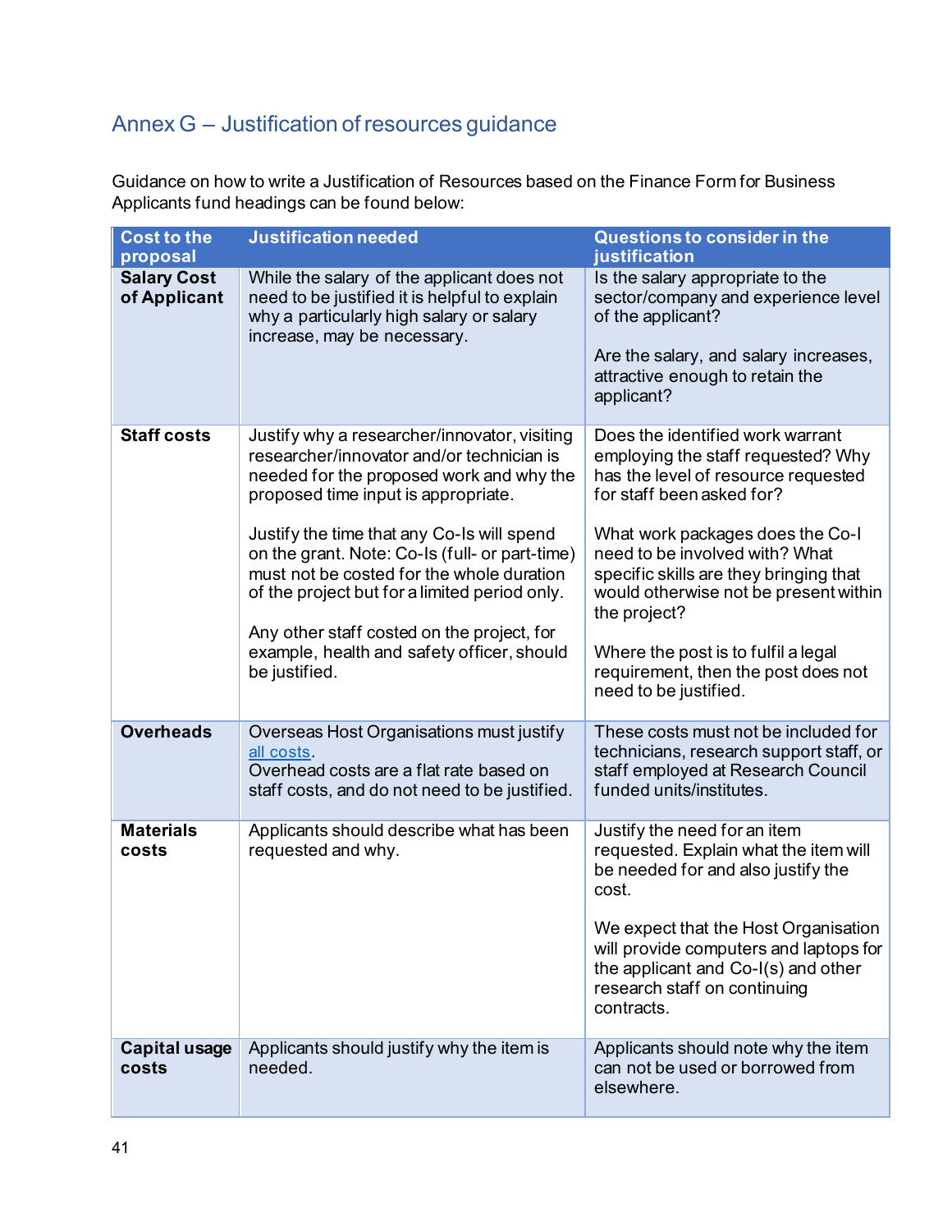## Annex G – Justification of resources guidance

Guidance on how to write a Justification of Resources based on the Finance Form for Business Applicants fund headings can be found below:

| Cost to the proposal | Justification needed | Questions to consider in the justification |
|---|---|---|
| **Salary Cost of Applicant** | While the salary of the applicant does not need to be justified it is helpful to explain why a particularly high salary or salary increase, may be necessary. | Is the salary appropriate to the sector/company and experience level of the applicant?<br><br>Are the salary, and salary increases, attractive enough to retain the applicant? |
| **Staff costs** | Justify why a researcher/innovator, visiting researcher/innovator and/or technician is needed for the proposed work and why the proposed time input is appropriate.<br><br>Justify the time that any Co-Is will spend on the grant. Note: Co-Is (full- or part-time) must not be costed for the whole duration of the project but for a limited period only.<br><br>Any other staff costed on the project, for example, health and safety officer, should be justified. | Does the identified work warrant employing the staff requested? Why has the level of resource requested for staff been asked for?<br><br>What work packages does the Co-I need to be involved with? What specific skills are they bringing that would otherwise not be present within the project?<br><br>Where the post is to fulfil a legal requirement, then the post does not need to be justified. |
| **Overheads** | Overseas Host Organisations must justify [all costs](). Overhead costs are a flat rate based on staff costs, and do not need to be justified. | These costs must not be included for technicians, research support staff, or staff employed at Research Council funded units/institutes. |
| **Materials costs** | Applicants should describe what has been requested and why. | Justify the need for an item requested. Explain what the item will be needed for and also justify the cost.<br><br>We expect that the Host Organisation will provide computers and laptops for the applicant and Co-I(s) and other research staff on continuing contracts. |
| **Capital usage costs** | Applicants should justify why the item is needed. | Applicants should note why the item can not be used or borrowed from elsewhere. |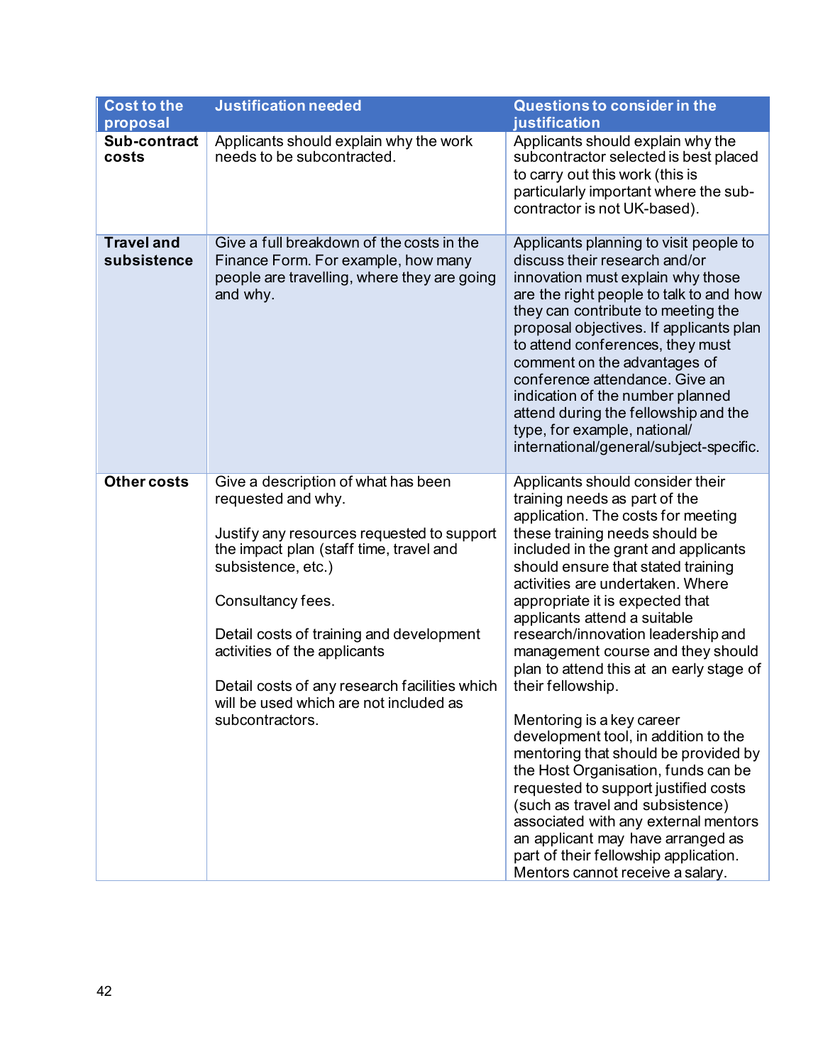| Cost to the proposal | Justification needed | Questions to consider in the justification |
|---|---|---|
| **Sub-contract costs** | Applicants should explain why the work needs to be subcontracted. | Applicants should explain why the subcontractor selected is best placed to carry out this work (this is particularly important where the sub-contractor is not UK-based). |
| **Travel and subsistence** | Give a full breakdown of the costs in the Finance Form. For example, how many people are travelling, where they are going and why. | Applicants planning to visit people to discuss their research and/or innovation must explain why those are the right people to talk to and how they can contribute to meeting the proposal objectives. If applicants plan to attend conferences, they must comment on the advantages of conference attendance. Give an indication of the number planned attend during the fellowship and the type, for example, national/ international/general/subject-specific. |
| **Other costs** | Give a description of what has been requested and why.<br><br>Justify any resources requested to support the impact plan (staff time, travel and subsistence, etc.)<br><br>Consultancy fees.<br><br>Detail costs of training and development activities of the applicants<br><br>Detail costs of any research facilities which will be used which are not included as subcontractors. | Applicants should consider their training needs as part of the application. The costs for meeting these training needs should be included in the grant and applicants should ensure that stated training activities are undertaken. Where appropriate it is expected that applicants attend a suitable research/innovation leadership and management course and they should plan to attend this at an early stage of their fellowship.<br><br>Mentoring is a key career development tool, in addition to the mentoring that should be provided by the Host Organisation, funds can be requested to support justified costs (such as travel and subsistence) associated with any external mentors an applicant may have arranged as part of their fellowship application. Mentors cannot receive a salary. |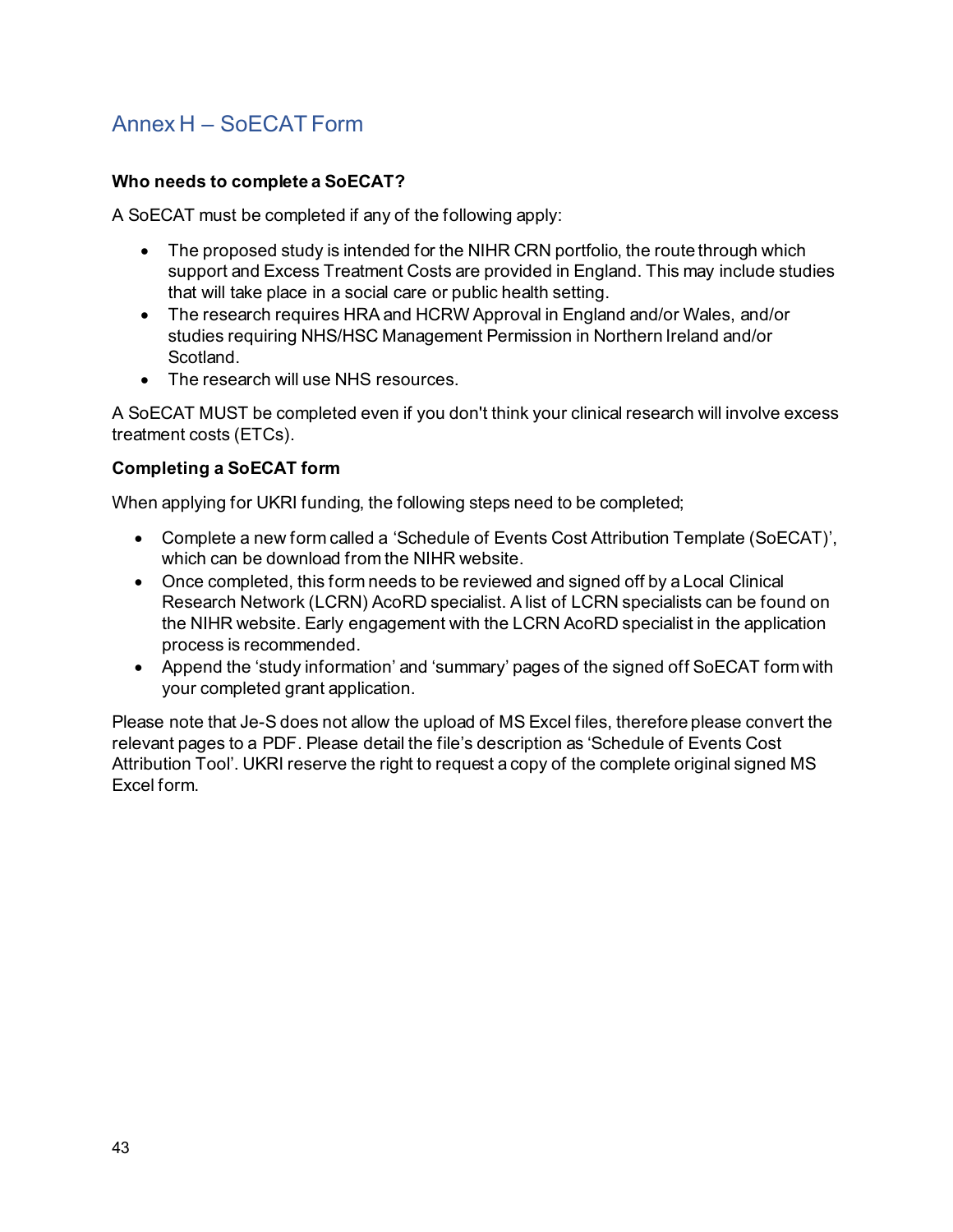## Annex H – SoECAT Form

**Who needs to complete a SoECAT?**

A SoECAT must be completed if any of the following apply:

- The proposed study is intended for the NIHR CRN portfolio, the route through which support and Excess Treatment Costs are provided in England. This may include studies that will take place in a social care or public health setting.
- The research requires HRA and HCRW Approval in England and/or Wales, and/or studies requiring NHS/HSC Management Permission in Northern Ireland and/or Scotland.
- The research will use NHS resources.

A SoECAT MUST be completed even if you don't think your clinical research will involve excess treatment costs (ETCs).

**Completing a SoECAT form**

When applying for UKRI funding, the following steps need to be completed;

- Complete a new form called a 'Schedule of Events Cost Attribution Template (SoECAT)', which can be download from the NIHR website.
- Once completed, this form needs to be reviewed and signed off by a Local Clinical Research Network (LCRN) AcoRD specialist. A list of LCRN specialists can be found on the NIHR website. Early engagement with the LCRN AcoRD specialist in the application process is recommended.
- Append the 'study information' and 'summary' pages of the signed off SoECAT form with your completed grant application.

Please note that Je-S does not allow the upload of MS Excel files, therefore please convert the relevant pages to a PDF. Please detail the file's description as 'Schedule of Events Cost Attribution Tool'. UKRI reserve the right to request a copy of the complete original signed MS Excel form.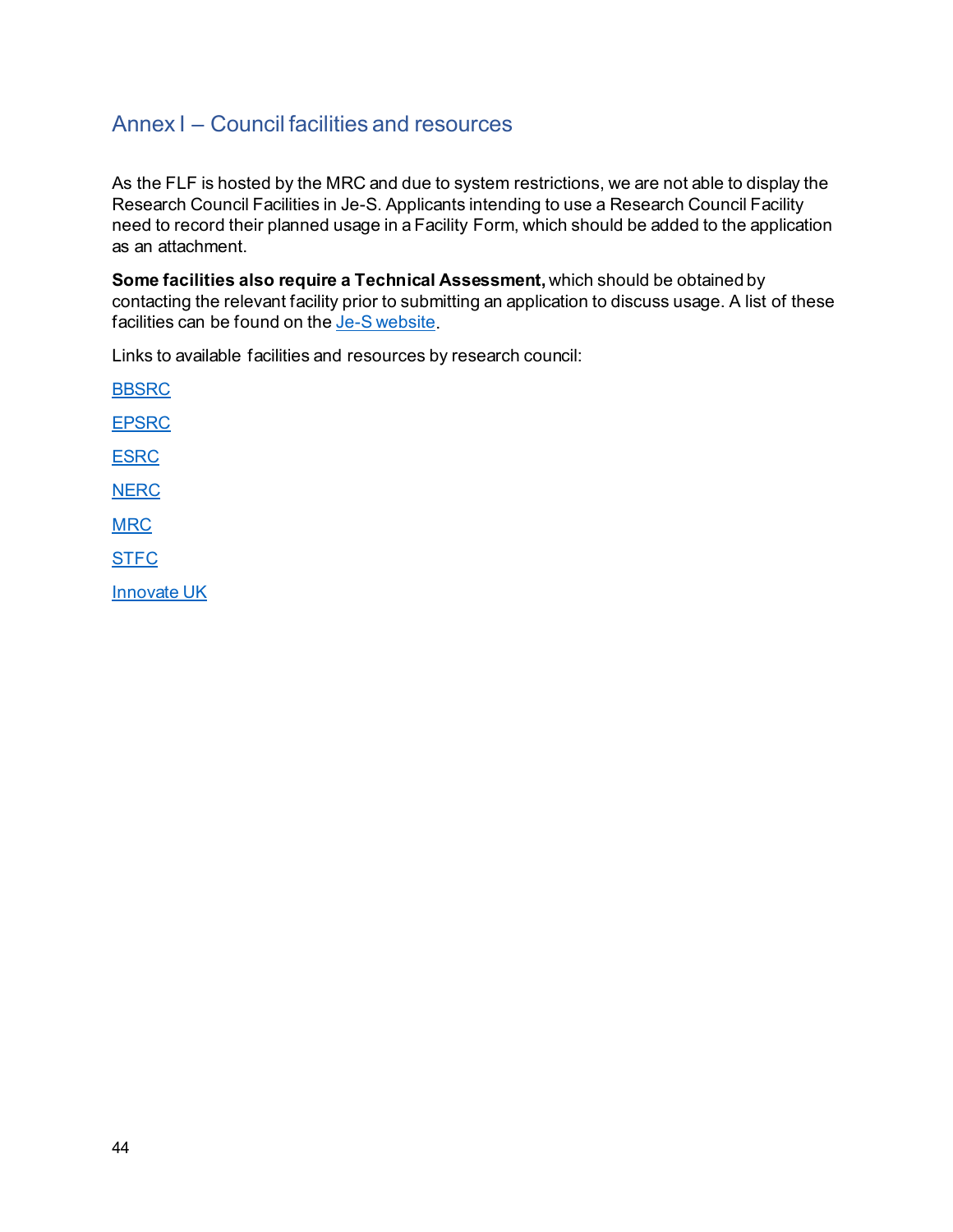## Annex I – Council facilities and resources

As the FLF is hosted by the MRC and due to system restrictions, we are not able to display the Research Council Facilities in Je-S. Applicants intending to use a Research Council Facility need to record their planned usage in a Facility Form, which should be added to the application as an attachment.

**Some facilities also require a Technical Assessment,** which should be obtained by contacting the relevant facility prior to submitting an application to discuss usage. A list of these facilities can be found on the Je-S website.

Links to available facilities and resources by research council:

BBSRC

EPSRC

ESRC

NERC

MRC

STFC

Innovate UK